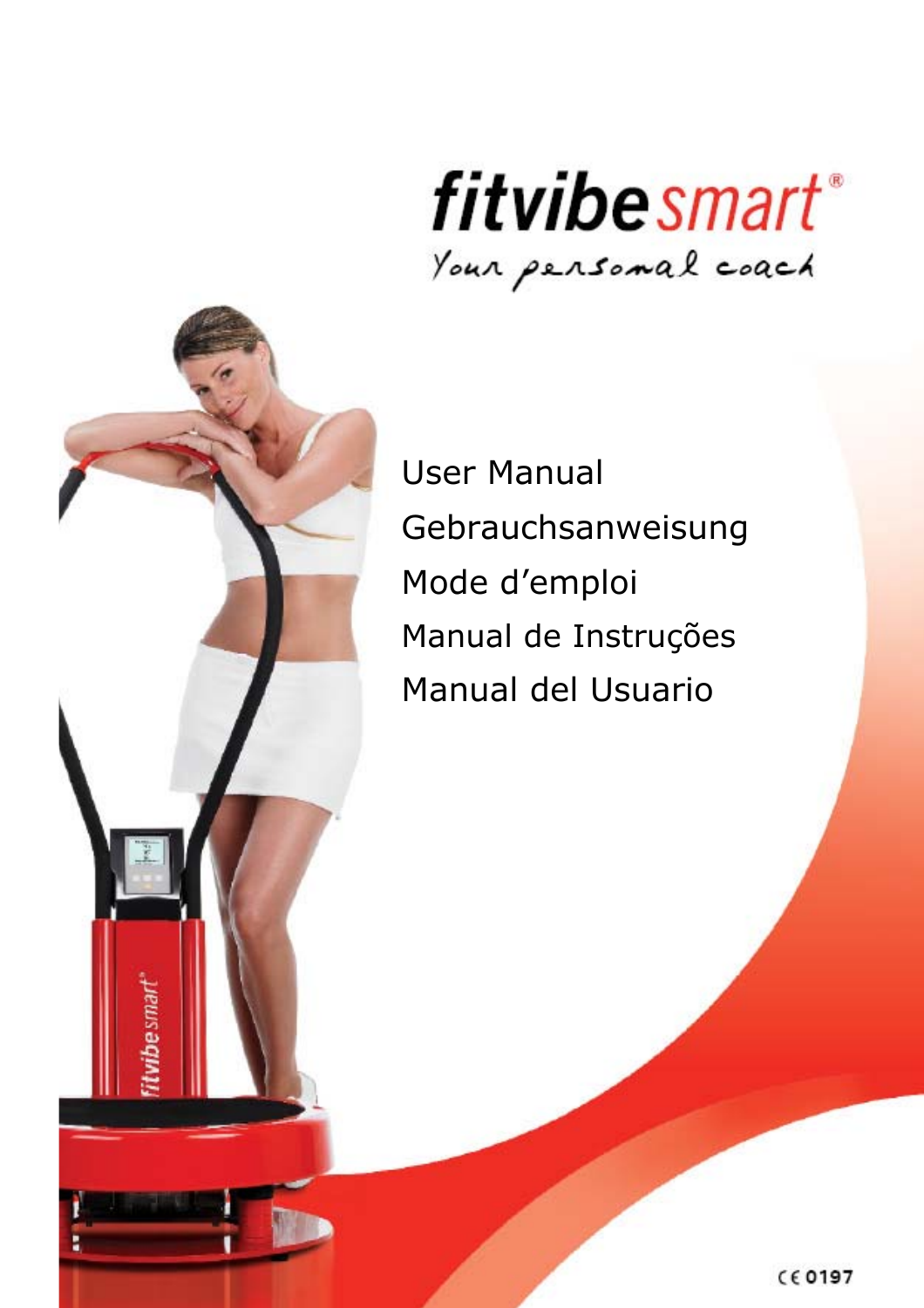# fitvibe smart®

*Your personal coach*

User Manual

Gebrauchsanweisung

Mode d’emploi

Manual de Instruções

Manual del Usuario

CE 0197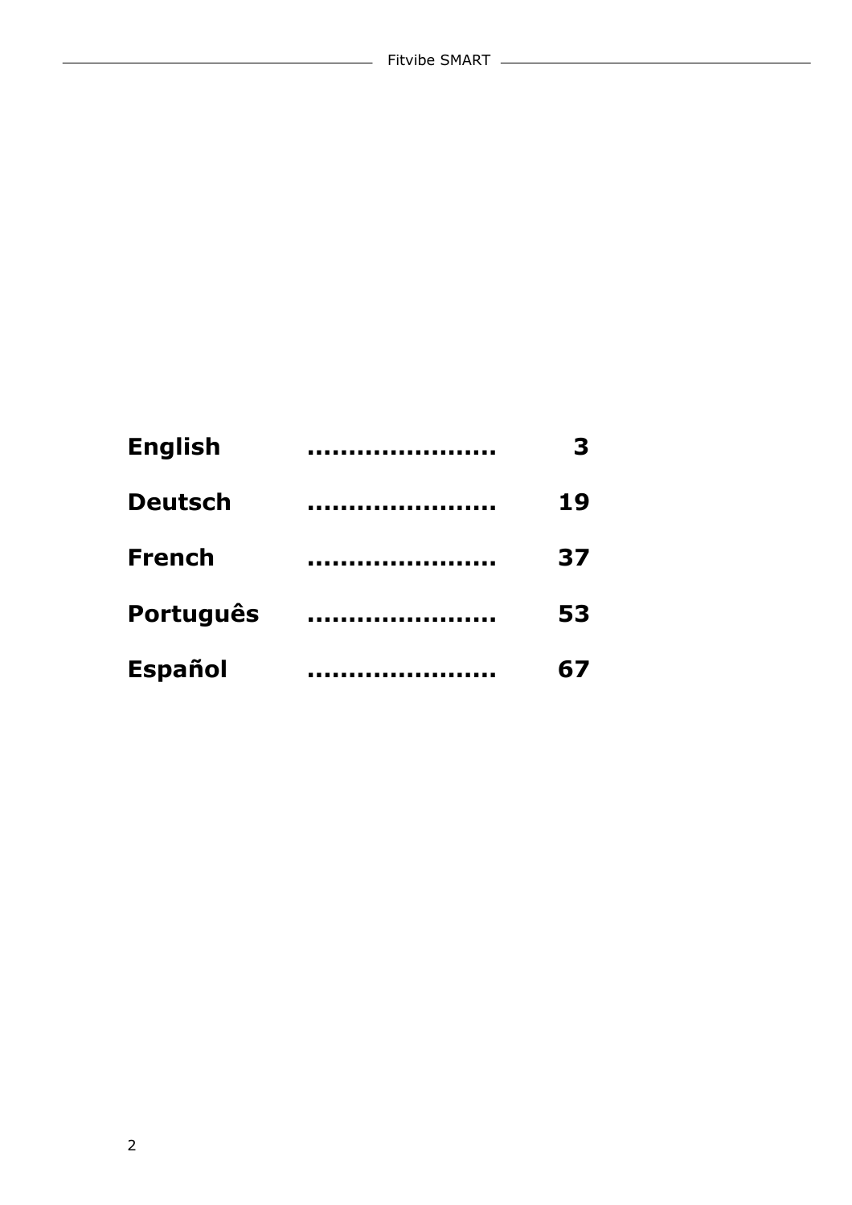**English** ...................... **3**

**Deutsch** ...................... **19**

**French** ...................... **37**

**Português** ...................... **53**

**Español** ...................... **67**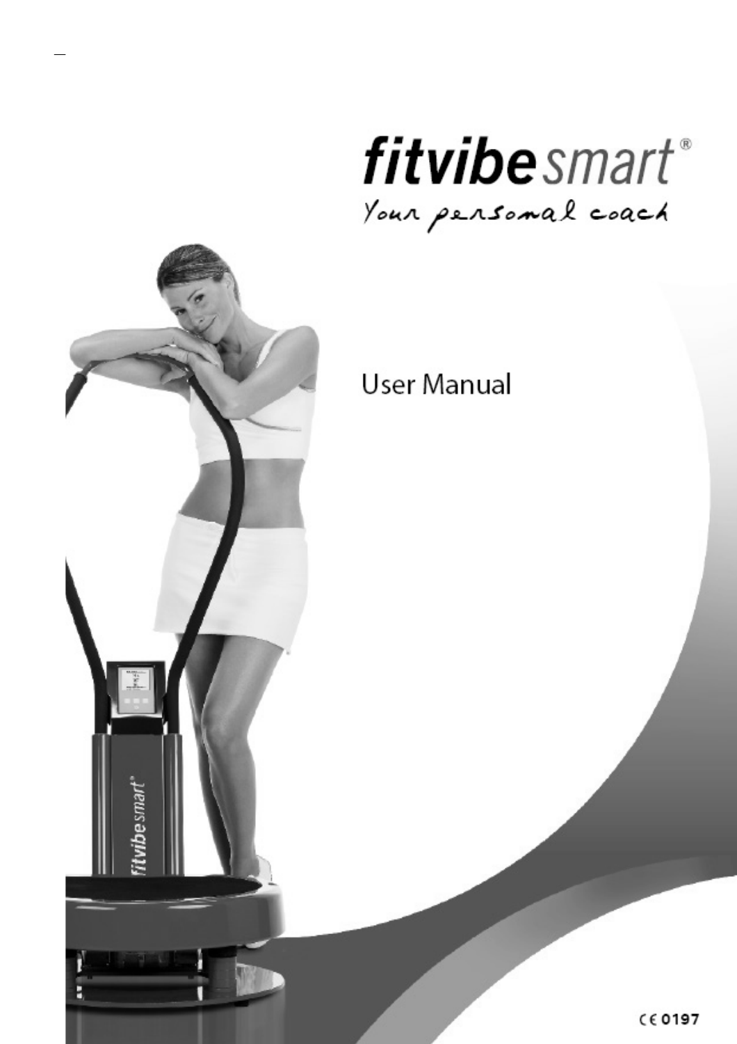# fitvibe smart®

*Your personal coach*

## User Manual

CE 0197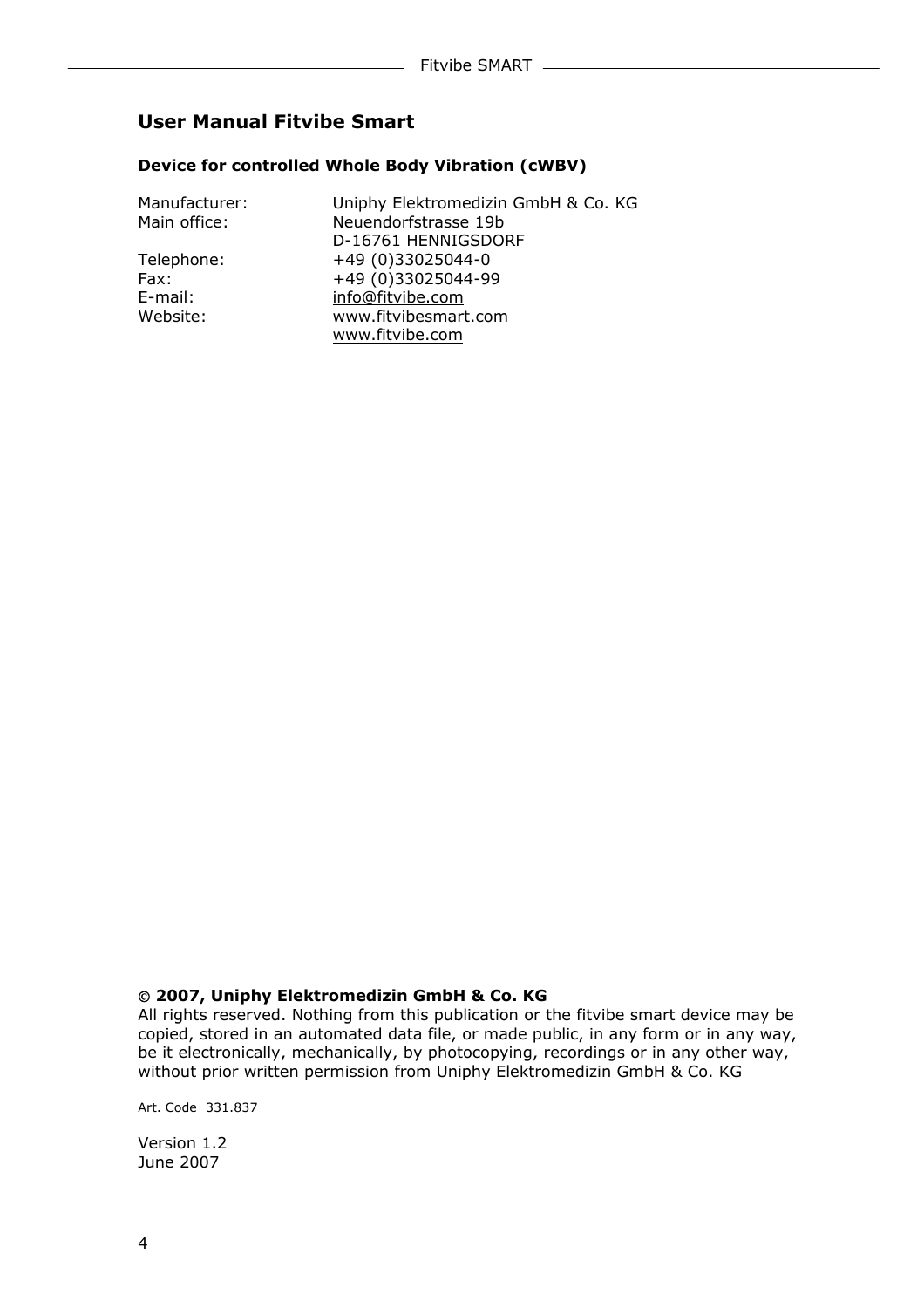## User Manual Fitvibe Smart

**Device for controlled Whole Body Vibration (cWBV)**

| | |
|---|---|
| Manufacturer: | Uniphy Elektromedizin GmbH & Co. KG |
| Main office: | Neuendorfstrasse 19b<br>D-16761 HENNIGSDORF |
| Telephone: | +49 (0)33025044-0 |
| Fax: | +49 (0)33025044-99 |
| E-mail: | info@fitvibe.com |
| Website: | www.fitvibesmart.com<br>www.fitvibe.com |

**© 2007, Uniphy Elektromedizin GmbH & Co. KG**
All rights reserved. Nothing from this publication or the fitvibe smart device may be copied, stored in an automated data file, or made public, in any form or in any way, be it electronically, mechanically, by photocopying, recordings or in any other way, without prior written permission from Uniphy Elektromedizin GmbH & Co. KG

Art. Code 331.837

Version 1.2
June 2007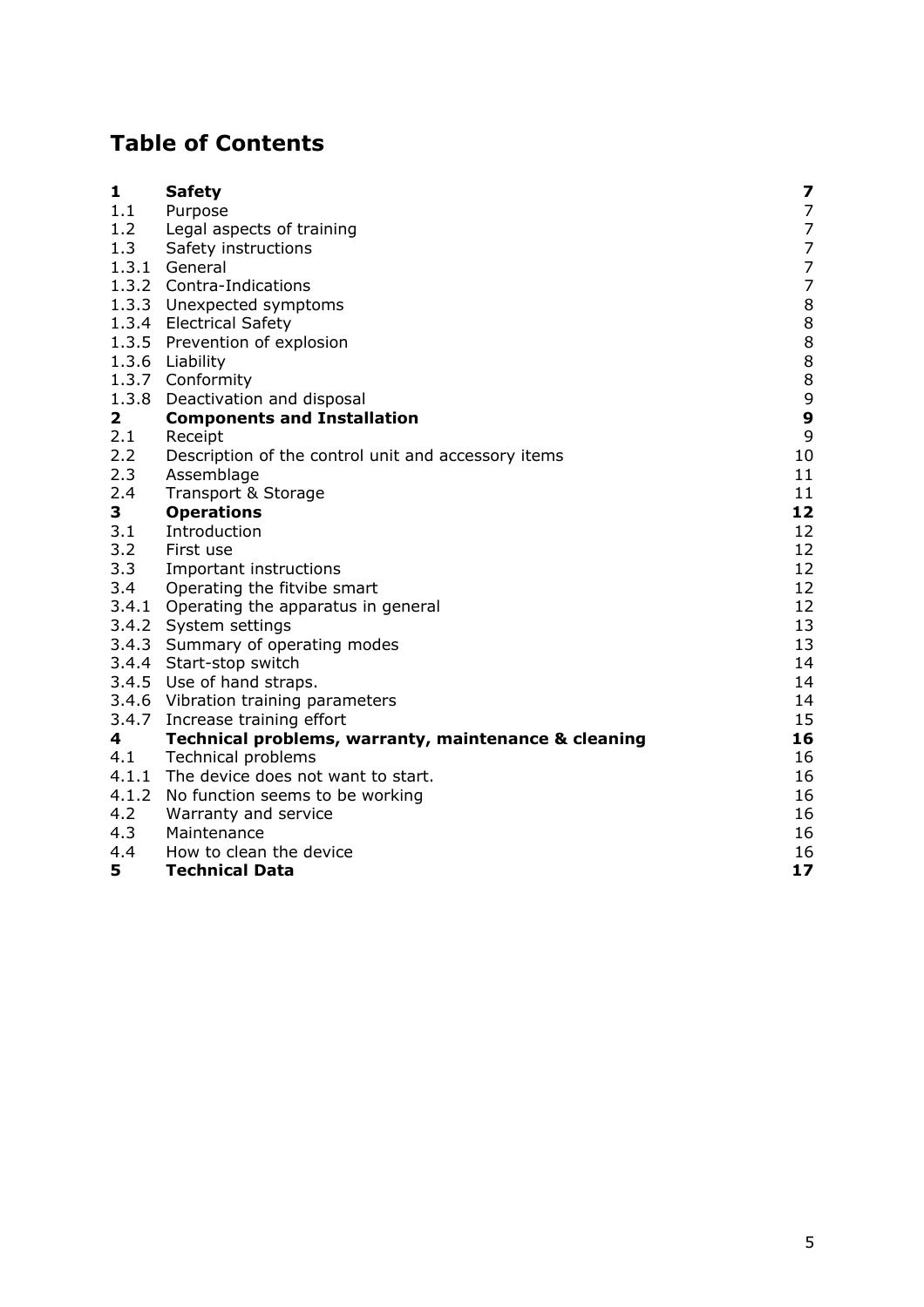# Table of Contents

| | | |
|---|---|---|
| **1** | **Safety** | **7** |
| 1.1 | Purpose | 7 |
| 1.2 | Legal aspects of training | 7 |
| 1.3 | Safety instructions | 7 |
| 1.3.1 | General | 7 |
| 1.3.2 | Contra-Indications | 7 |
| 1.3.3 | Unexpected symptoms | 8 |
| 1.3.4 | Electrical Safety | 8 |
| 1.3.5 | Prevention of explosion | 8 |
| 1.3.6 | Liability | 8 |
| 1.3.7 | Conformity | 8 |
| 1.3.8 | Deactivation and disposal | 9 |
| **2** | **Components and Installation** | **9** |
| 2.1 | Receipt | 9 |
| 2.2 | Description of the control unit and accessory items | 10 |
| 2.3 | Assemblage | 11 |
| 2.4 | Transport & Storage | 11 |
| **3** | **Operations** | **12** |
| 3.1 | Introduction | 12 |
| 3.2 | First use | 12 |
| 3.3 | Important instructions | 12 |
| 3.4 | Operating the fitvibe smart | 12 |
| 3.4.1 | Operating the apparatus in general | 12 |
| 3.4.2 | System settings | 13 |
| 3.4.3 | Summary of operating modes | 13 |
| 3.4.4 | Start-stop switch | 14 |
| 3.4.5 | Use of hand straps. | 14 |
| 3.4.6 | Vibration training parameters | 14 |
| 3.4.7 | Increase training effort | 15 |
| **4** | **Technical problems, warranty, maintenance & cleaning** | **16** |
| 4.1 | Technical problems | 16 |
| 4.1.1 | The device does not want to start. | 16 |
| 4.1.2 | No function seems to be working | 16 |
| 4.2 | Warranty and service | 16 |
| 4.3 | Maintenance | 16 |
| 4.4 | How to clean the device | 16 |
| **5** | **Technical Data** | **17** |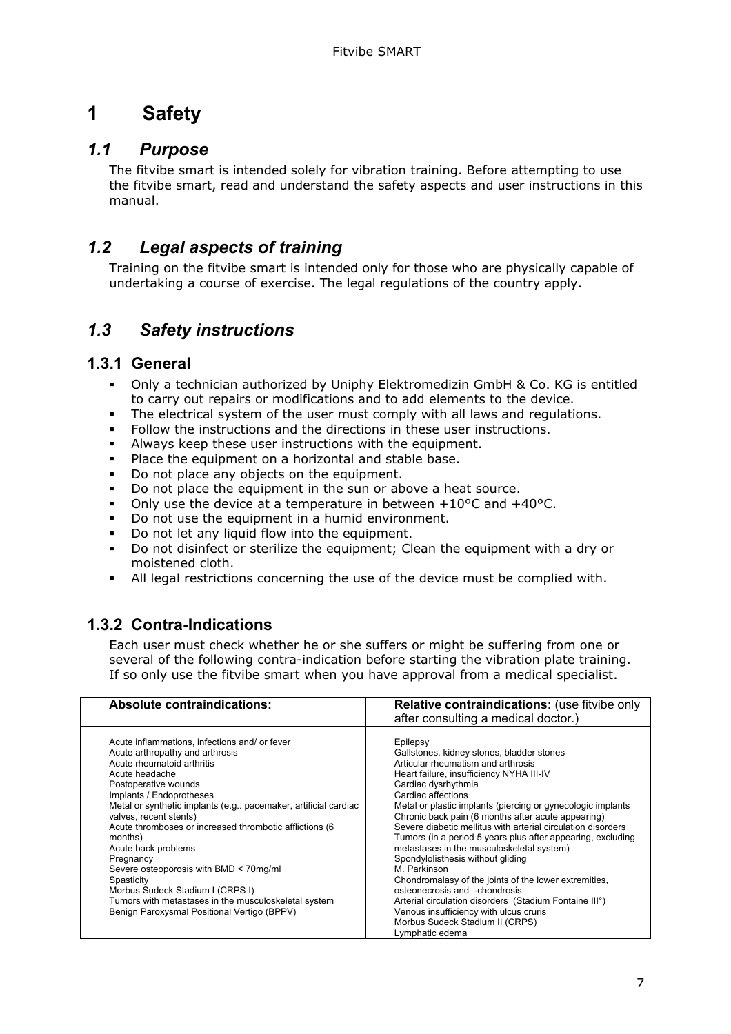# 1 Safety

## 1.1 Purpose

The fitvibe smart is intended solely for vibration training. Before attempting to use the fitvibe smart, read and understand the safety aspects and user instructions in this manual.

## 1.2 Legal aspects of training

Training on the fitvibe smart is intended only for those who are physically capable of undertaking a course of exercise. The legal regulations of the country apply.

## 1.3 Safety instructions

### 1.3.1 General

- Only a technician authorized by Uniphy Elektromedizin GmbH & Co. KG is entitled to carry out repairs or modifications and to add elements to the device.
- The electrical system of the user must comply with all laws and regulations.
- Follow the instructions and the directions in these user instructions.
- Always keep these user instructions with the equipment.
- Place the equipment on a horizontal and stable base.
- Do not place any objects on the equipment.
- Do not place the equipment in the sun or above a heat source.
- Only use the device at a temperature in between +10°C and +40°C.
- Do not use the equipment in a humid environment.
- Do not let any liquid flow into the equipment.
- Do not disinfect or sterilize the equipment; Clean the equipment with a dry or moistened cloth.
- All legal restrictions concerning the use of the device must be complied with.

### 1.3.2 Contra-Indications

Each user must check whether he or she suffers or might be suffering from one or several of the following contra-indication before starting the vibration plate training. If so only use the fitvibe smart when you have approval from a medical specialist.

| **Absolute contraindications:** | **Relative contraindications:** (use fitvibe only after consulting a medical doctor.) |
|---|---|
| Acute inflammations, infections and/ or fever<br>Acute arthropathy and arthrosis<br>Acute rheumatoid arthritis<br>Acute headache<br>Postoperative wounds<br>Implants / Endoprotheses<br>Metal or synthetic implants (e.g.. pacemaker, artificial cardiac valves, recent stents)<br>Acute thromboses or increased thrombotic afflictions (6 months)<br>Acute back problems<br>Pregnancy<br>Severe osteoporosis with BMD < 70mg/ml<br>Spasticity<br>Morbus Sudeck Stadium I (CRPS I)<br>Tumors with metastases in the musculoskeletal system<br>Benign Paroxysmal Positional Vertigo (BPPV) | Epilepsy<br>Gallstones, kidney stones, bladder stones<br>Articular rheumatism and arthrosis<br>Heart failure, insufficiency NYHA III-IV<br>Cardiac dysrhythmia<br>Cardiac affections<br>Metal or plastic implants (piercing or gynecologic implants<br>Chronic back pain (6 months after acute appearing)<br>Severe diabetic mellitus with arterial circulation disorders<br>Tumors (in a period 5 years plus after appearing, excluding metastases in the musculoskeletal system)<br>Spondylolisthesis without gliding<br>M. Parkinson<br>Chondromalasy of the joints of the lower extremities, osteonecrosis and -chondrosis<br>Arterial circulation disorders (Stadium Fontaine III°)<br>Venous insufficiency with ulcus cruris<br>Morbus Sudeck Stadium II (CRPS)<br>Lymphatic edema |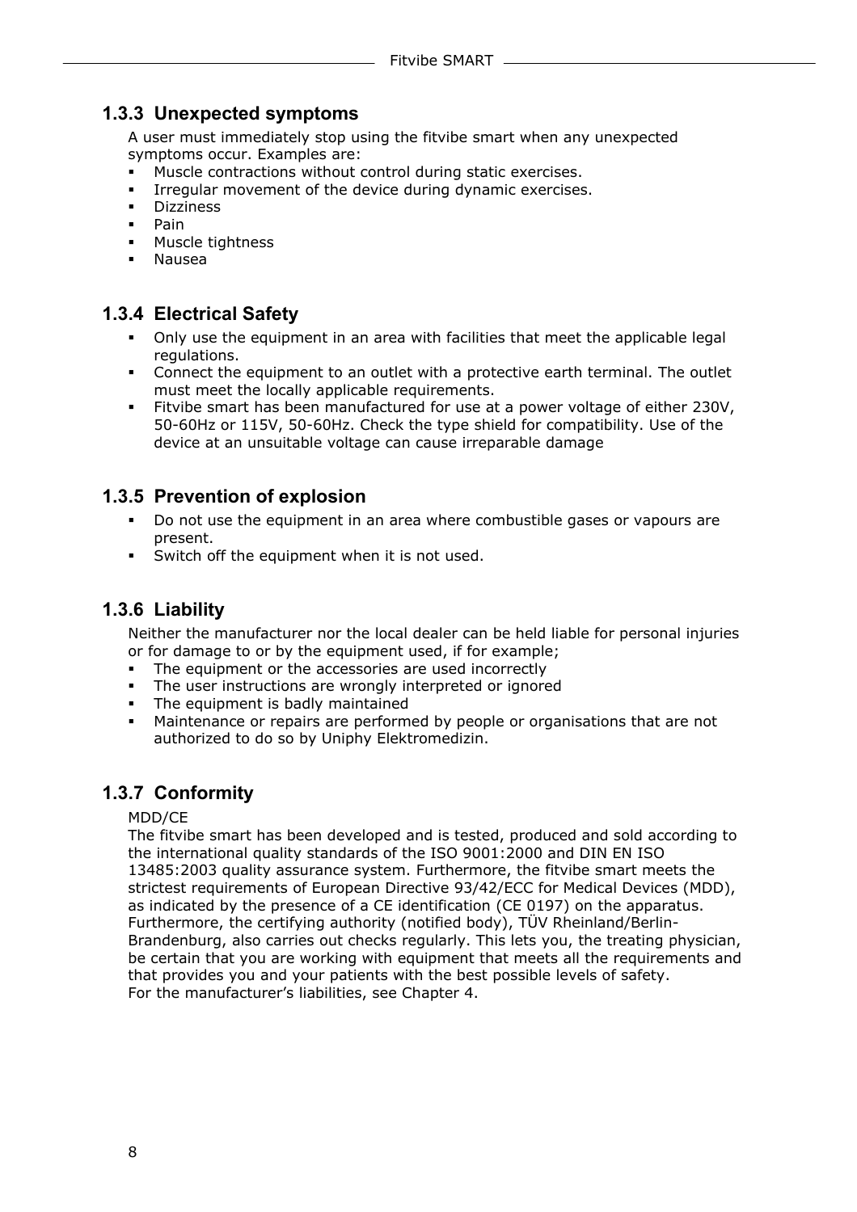### 1.3.3 Unexpected symptoms

A user must immediately stop using the fitvibe smart when any unexpected symptoms occur. Examples are:

- Muscle contractions without control during static exercises.
- Irregular movement of the device during dynamic exercises.
- Dizziness
- Pain
- Muscle tightness
- Nausea

### 1.3.4 Electrical Safety

- Only use the equipment in an area with facilities that meet the applicable legal regulations.
- Connect the equipment to an outlet with a protective earth terminal. The outlet must meet the locally applicable requirements.
- Fitvibe smart has been manufactured for use at a power voltage of either 230V, 50-60Hz or 115V, 50-60Hz. Check the type shield for compatibility. Use of the device at an unsuitable voltage can cause irreparable damage

### 1.3.5 Prevention of explosion

- Do not use the equipment in an area where combustible gases or vapours are present.
- Switch off the equipment when it is not used.

### 1.3.6 Liability

Neither the manufacturer nor the local dealer can be held liable for personal injuries or for damage to or by the equipment used, if for example;

- The equipment or the accessories are used incorrectly
- The user instructions are wrongly interpreted or ignored
- The equipment is badly maintained
- Maintenance or repairs are performed by people or organisations that are not authorized to do so by Uniphy Elektromedizin.

### 1.3.7 Conformity

MDD/CE

The fitvibe smart has been developed and is tested, produced and sold according to the international quality standards of the ISO 9001:2000 and DIN EN ISO 13485:2003 quality assurance system. Furthermore, the fitvibe smart meets the strictest requirements of European Directive 93/42/ECC for Medical Devices (MDD), as indicated by the presence of a CE identification (CE 0197) on the apparatus. Furthermore, the certifying authority (notified body), TÜV Rheinland/Berlin-Brandenburg, also carries out checks regularly. This lets you, the treating physician, be certain that you are working with equipment that meets all the requirements and that provides you and your patients with the best possible levels of safety.
For the manufacturer's liabilities, see Chapter 4.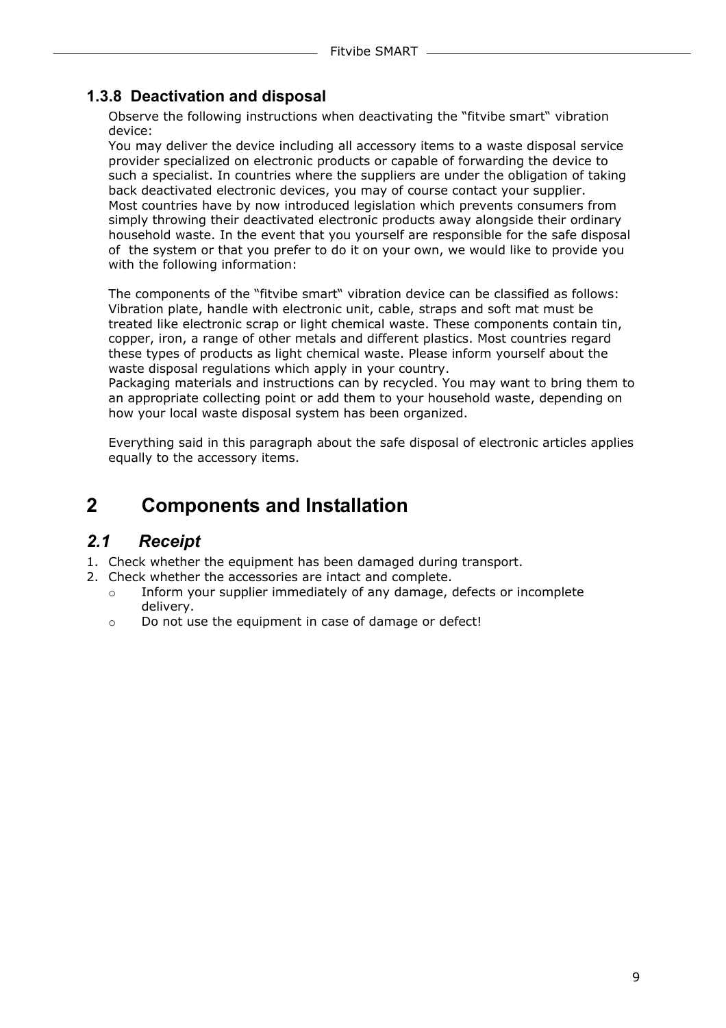### 1.3.8 Deactivation and disposal

Observe the following instructions when deactivating the "fitvibe smart" vibration device:
You may deliver the device including all accessory items to a waste disposal service provider specialized on electronic products or capable of forwarding the device to such a specialist. In countries where the suppliers are under the obligation of taking back deactivated electronic devices, you may of course contact your supplier.
Most countries have by now introduced legislation which prevents consumers from simply throwing their deactivated electronic products away alongside their ordinary household waste. In the event that you yourself are responsible for the safe disposal of the system or that you prefer to do it on your own, we would like to provide you with the following information:

The components of the "fitvibe smart" vibration device can be classified as follows: Vibration plate, handle with electronic unit, cable, straps and soft mat must be treated like electronic scrap or light chemical waste. These components contain tin, copper, iron, a range of other metals and different plastics. Most countries regard these types of products as light chemical waste. Please inform yourself about the waste disposal regulations which apply in your country.
Packaging materials and instructions can by recycled. You may want to bring them to an appropriate collecting point or add them to your household waste, depending on how your local waste disposal system has been organized.

Everything said in this paragraph about the safe disposal of electronic articles applies equally to the accessory items.

# 2 Components and Installation

## *2.1 Receipt*

1. Check whether the equipment has been damaged during transport.
2. Check whether the accessories are intact and complete.
   - Inform your supplier immediately of any damage, defects or incomplete delivery.
   - Do not use the equipment in case of damage or defect!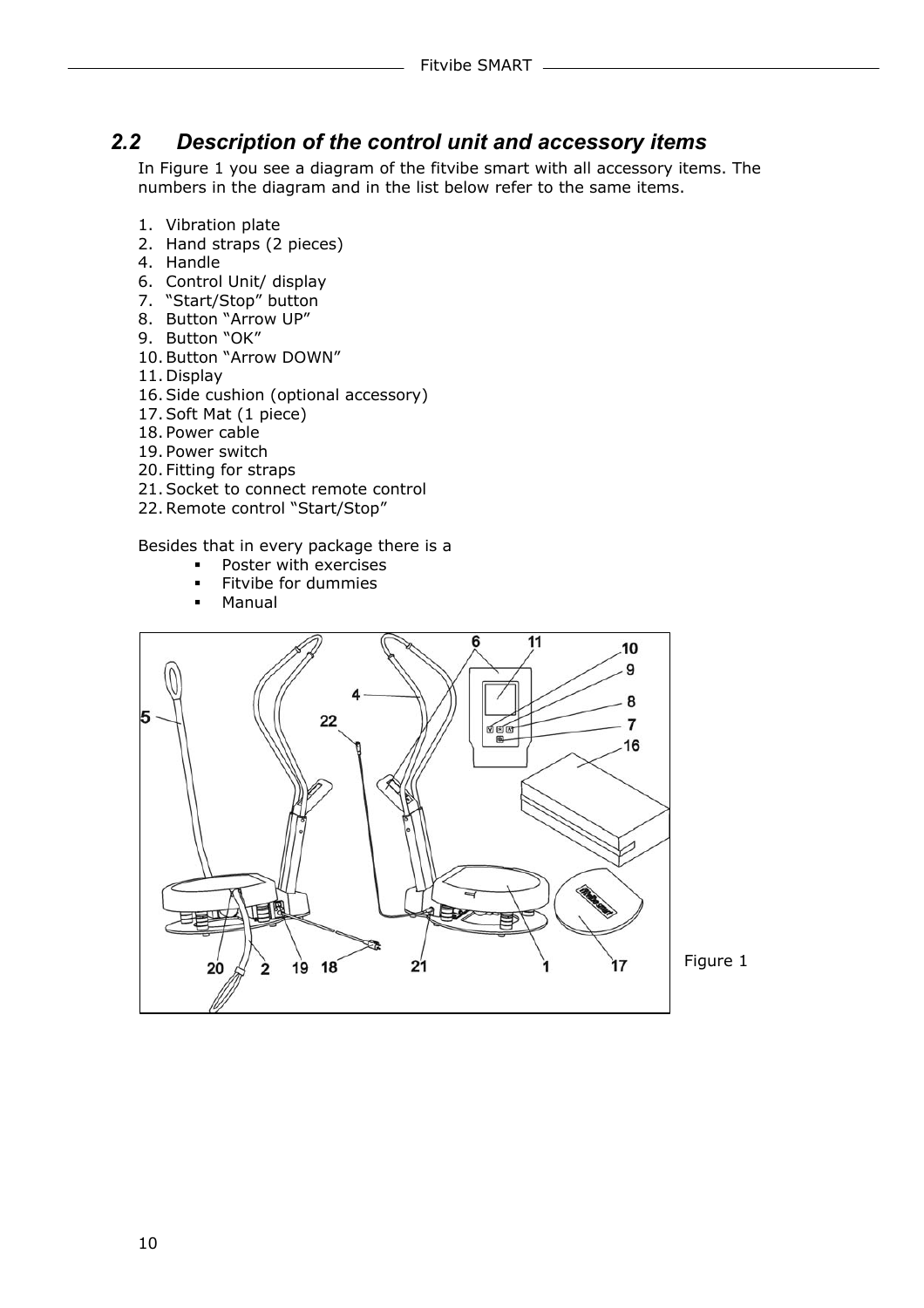## 2.2 Description of the control unit and accessory items

In Figure 1 you see a diagram of the fitvibe smart with all accessory items. The numbers in the diagram and in the list below refer to the same items.

1. Vibration plate
2. Hand straps (2 pieces)
4. Handle
6. Control Unit/ display
7. “Start/Stop” button
8. Button “Arrow UP”
9. Button “OK”
10. Button “Arrow DOWN”
11. Display
16. Side cushion (optional accessory)
17. Soft Mat (1 piece)
18. Power cable
19. Power switch
20. Fitting for straps
21. Socket to connect remote control
22. Remote control “Start/Stop”

Besides that in every package there is a

- Poster with exercises
- Fitvibe for dummies
- Manual

Figure 1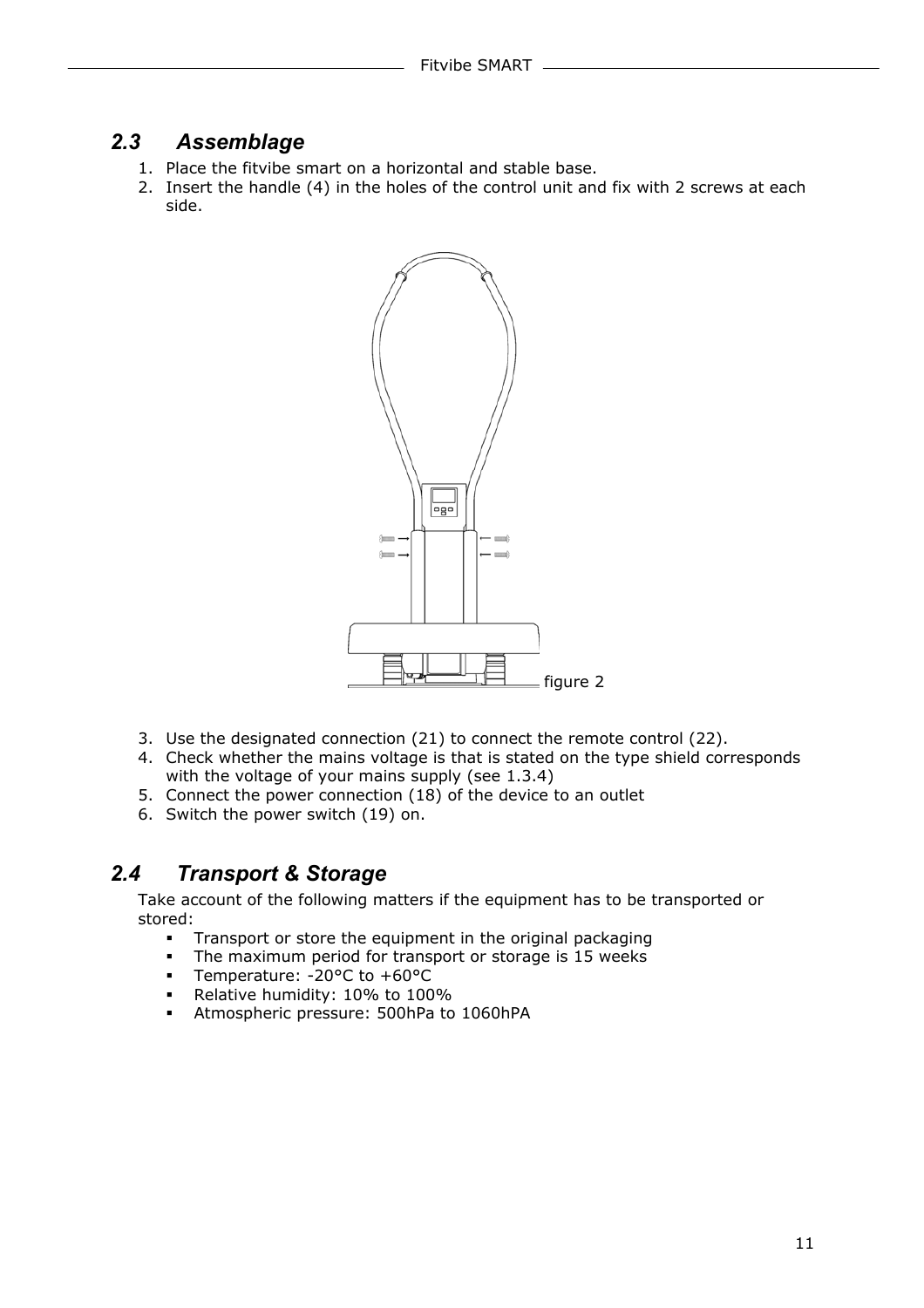## 2.3 Assemblage

1. Place the fitvibe smart on a horizontal and stable base.
2. Insert the handle (4) in the holes of the control unit and fix with 2 screws at each side.

figure 2

3. Use the designated connection (21) to connect the remote control (22).
4. Check whether the mains voltage is that is stated on the type shield corresponds with the voltage of your mains supply (see 1.3.4)
5. Connect the power connection (18) of the device to an outlet
6. Switch the power switch (19) on.

## 2.4 Transport & Storage

Take account of the following matters if the equipment has to be transported or stored:

- Transport or store the equipment in the original packaging
- The maximum period for transport or storage is 15 weeks
- Temperature: -20°C to +60°C
- Relative humidity: 10% to 100%
- Atmospheric pressure: 500hPa to 1060hPA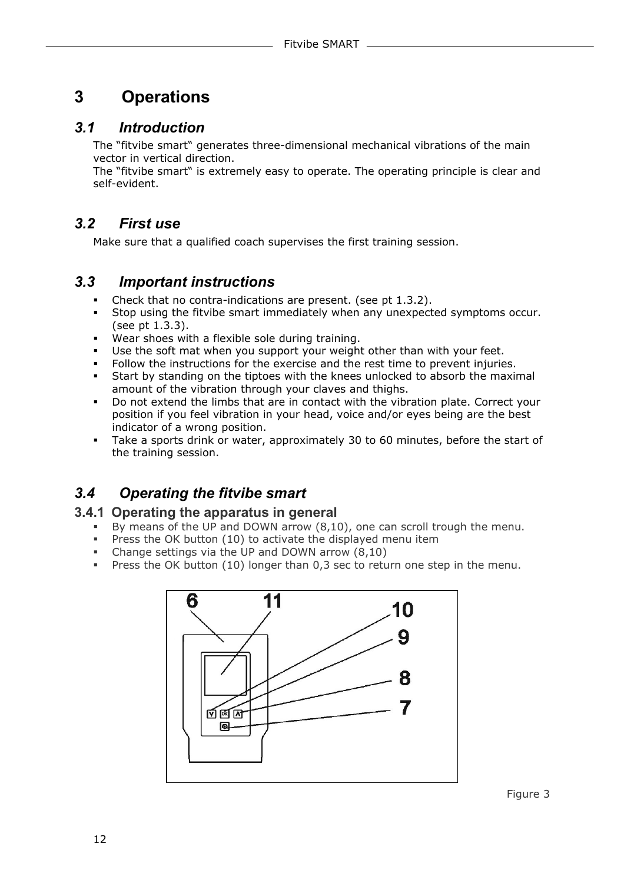# 3 Operations

## 3.1 Introduction

The "fitvibe smart" generates three-dimensional mechanical vibrations of the main vector in vertical direction.
The "fitvibe smart" is extremely easy to operate. The operating principle is clear and self-evident.

## 3.2 First use

Make sure that a qualified coach supervises the first training session.

## 3.3 Important instructions

- Check that no contra-indications are present. (see pt 1.3.2).
- Stop using the fitvibe smart immediately when any unexpected symptoms occur. (see pt 1.3.3).
- Wear shoes with a flexible sole during training.
- Use the soft mat when you support your weight other than with your feet.
- Follow the instructions for the exercise and the rest time to prevent injuries.
- Start by standing on the tiptoes with the knees unlocked to absorb the maximal amount of the vibration through your claves and thighs.
- Do not extend the limbs that are in contact with the vibration plate. Correct your position if you feel vibration in your head, voice and/or eyes being are the best indicator of a wrong position.
- Take a sports drink or water, approximately 30 to 60 minutes, before the start of the training session.

## 3.4 Operating the fitvibe smart

### 3.4.1 Operating the apparatus in general

- By means of the UP and DOWN arrow (8,10), one can scroll trough the menu.
- Press the OK button (10) to activate the displayed menu item
- Change settings via the UP and DOWN arrow (8,10)
- Press the OK button (10) longer than 0,3 sec to return one step in the menu.

6 11 10 9 8 7

Figure 3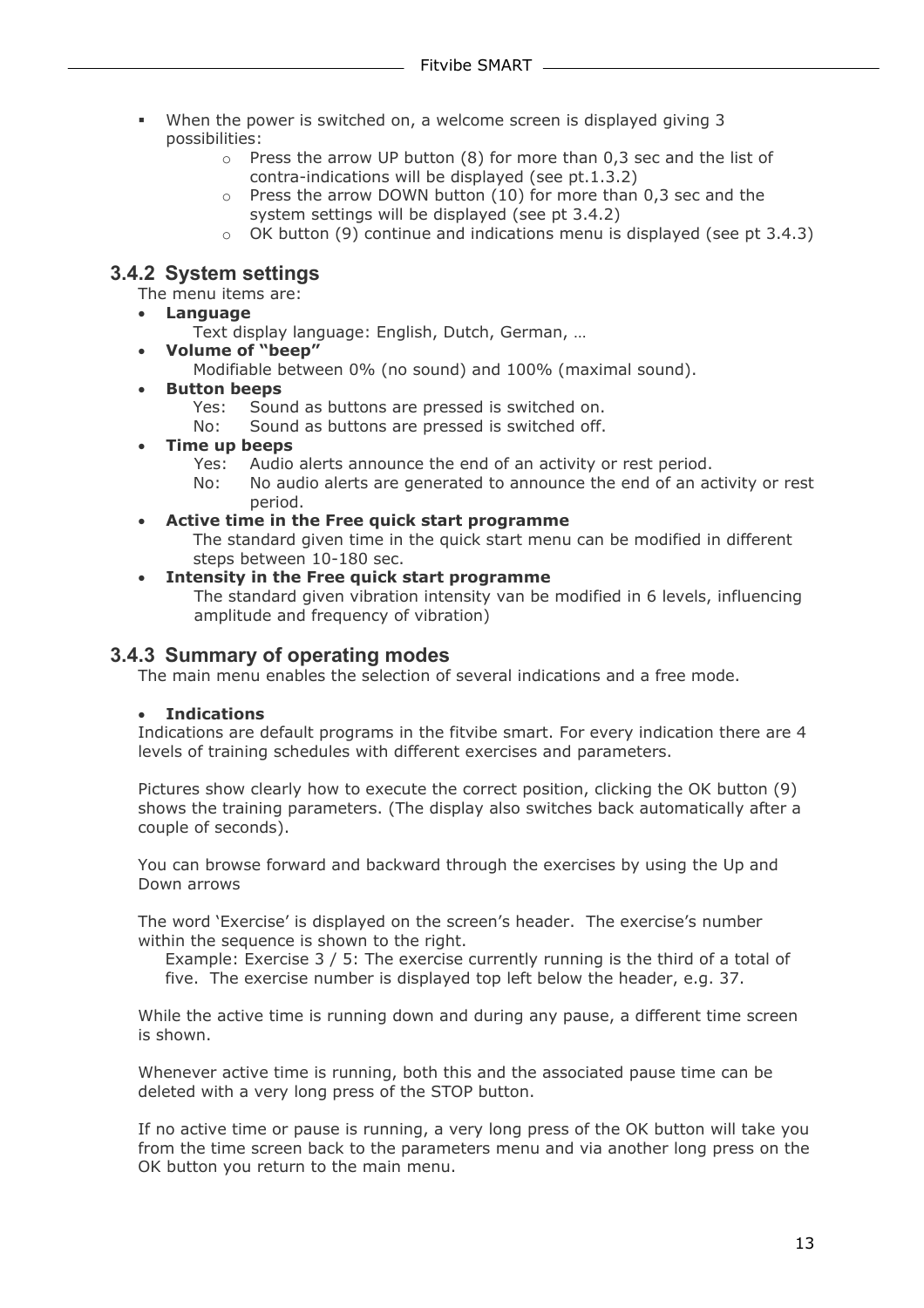- When the power is switched on, a welcome screen is displayed giving 3 possibilities:
  - Press the arrow UP button (8) for more than 0,3 sec and the list of contra-indications will be displayed (see pt.1.3.2)
  - Press the arrow DOWN button (10) for more than 0,3 sec and the system settings will be displayed (see pt 3.4.2)
  - OK button (9) continue and indications menu is displayed (see pt 3.4.3)

### 3.4.2 System settings

The menu items are:

- **Language**
  Text display language: English, Dutch, German, …
- **Volume of "beep"**
  Modifiable between 0% (no sound) and 100% (maximal sound).
- **Button beeps**
  Yes: Sound as buttons are pressed is switched on.
  No: Sound as buttons are pressed is switched off.
- **Time up beeps**
  Yes: Audio alerts announce the end of an activity or rest period.
  No: No audio alerts are generated to announce the end of an activity or rest period.
- **Active time in the Free quick start programme**
  The standard given time in the quick start menu can be modified in different steps between 10-180 sec.
- **Intensity in the Free quick start programme**
  The standard given vibration intensity van be modified in 6 levels, influencing amplitude and frequency of vibration)

### 3.4.3 Summary of operating modes

The main menu enables the selection of several indications and a free mode.

- **Indications**

Indications are default programs in the fitvibe smart. For every indication there are 4 levels of training schedules with different exercises and parameters.

Pictures show clearly how to execute the correct position, clicking the OK button (9) shows the training parameters. (The display also switches back automatically after a couple of seconds).

You can browse forward and backward through the exercises by using the Up and Down arrows

The word 'Exercise' is displayed on the screen's header. The exercise's number within the sequence is shown to the right.

Example: Exercise 3 / 5: The exercise currently running is the third of a total of five. The exercise number is displayed top left below the header, e.g. 37.

While the active time is running down and during any pause, a different time screen is shown.

Whenever active time is running, both this and the associated pause time can be deleted with a very long press of the STOP button.

If no active time or pause is running, a very long press of the OK button will take you from the time screen back to the parameters menu and via another long press on the OK button you return to the main menu.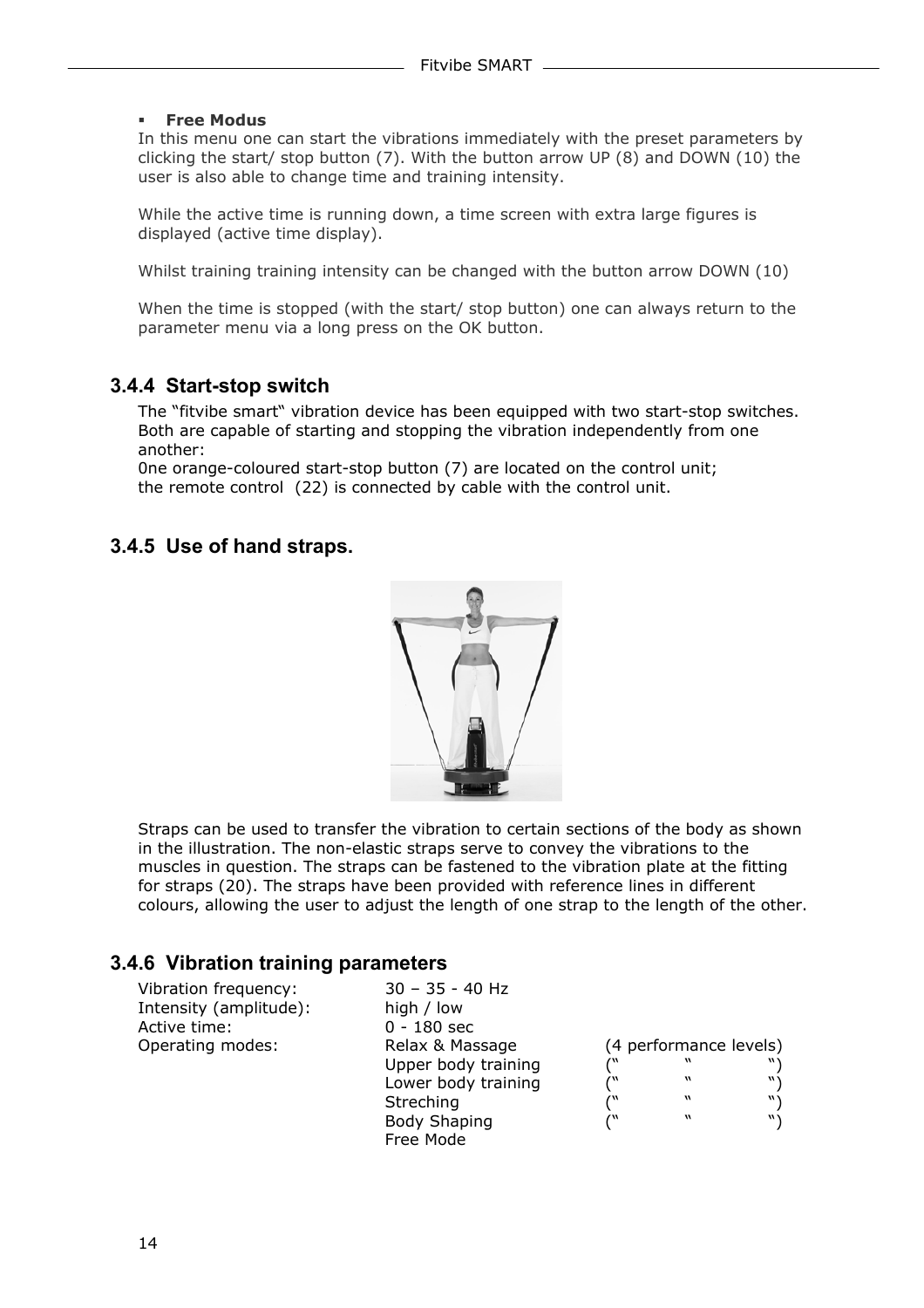- **Free Modus**

In this menu one can start the vibrations immediately with the preset parameters by clicking the start/ stop button (7). With the button arrow UP (8) and DOWN (10) the user is also able to change time and training intensity.

While the active time is running down, a time screen with extra large figures is displayed (active time display).

Whilst training training intensity can be changed with the button arrow DOWN (10)

When the time is stopped (with the start/ stop button) one can always return to the parameter menu via a long press on the OK button.

### 3.4.4 Start-stop switch

The "fitvibe smart" vibration device has been equipped with two start-stop switches. Both are capable of starting and stopping the vibration independently from one another:
0ne orange-coloured start-stop button (7) are located on the control unit;
the remote control (22) is connected by cable with the control unit.

### 3.4.5 Use of hand straps.

Straps can be used to transfer the vibration to certain sections of the body as shown in the illustration. The non-elastic straps serve to convey the vibrations to the muscles in question. The straps can be fastened to the vibration plate at the fitting for straps (20). The straps have been provided with reference lines in different colours, allowing the user to adjust the length of one strap to the length of the other.

### 3.4.6 Vibration training parameters

| | | |
|---|---|---|
| Vibration frequency: | 30 – 35 - 40 Hz | |
| Intensity (amplitude): | high / low | |
| Active time: | 0 - 180 sec | |
| Operating modes: | Relax & Massage | (4 performance levels) |
| | Upper body training | (" " ") |
| | Lower body training | (" " ") |
| | Streching | (" " ") |
| | Body Shaping | (" " ") |
| | Free Mode | |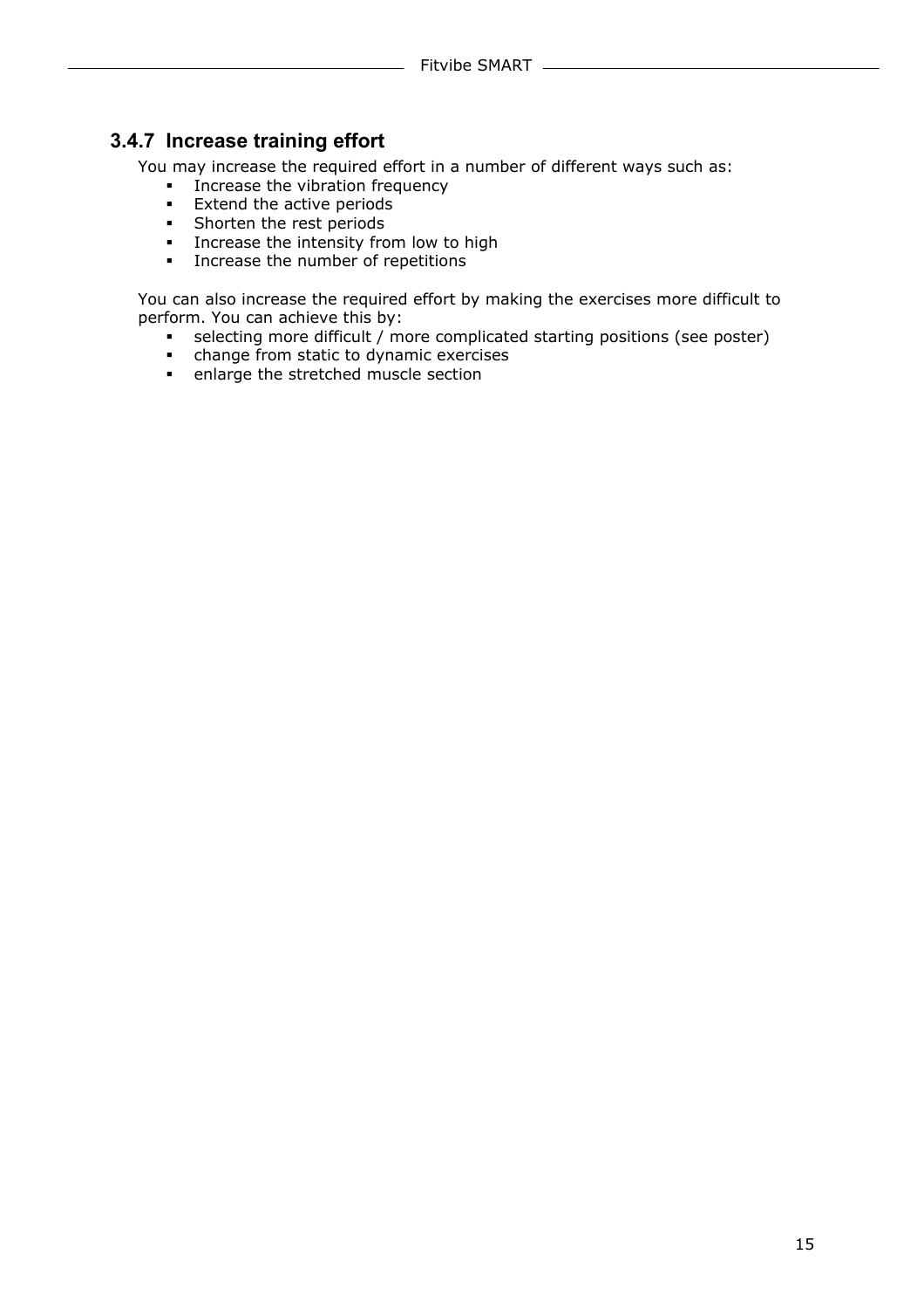### 3.4.7 Increase training effort

You may increase the required effort in a number of different ways such as:

- Increase the vibration frequency
- Extend the active periods
- Shorten the rest periods
- Increase the intensity from low to high
- Increase the number of repetitions

You can also increase the required effort by making the exercises more difficult to perform. You can achieve this by:

- selecting more difficult / more complicated starting positions (see poster)
- change from static to dynamic exercises
- enlarge the stretched muscle section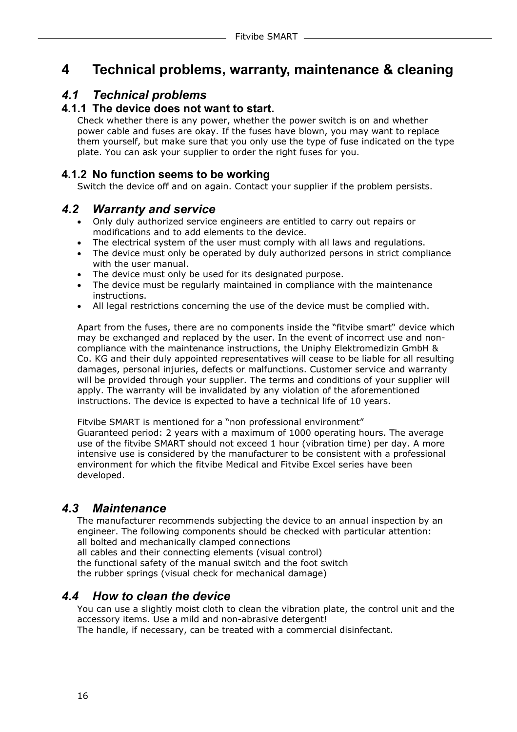# 4 Technical problems, warranty, maintenance & cleaning

## 4.1 Technical problems

### 4.1.1 The device does not want to start.

Check whether there is any power, whether the power switch is on and whether power cable and fuses are okay. If the fuses have blown, you may want to replace them yourself, but make sure that you only use the type of fuse indicated on the type plate. You can ask your supplier to order the right fuses for you.

### 4.1.2 No function seems to be working

Switch the device off and on again. Contact your supplier if the problem persists.

## 4.2 Warranty and service

- Only duly authorized service engineers are entitled to carry out repairs or modifications and to add elements to the device.
- The electrical system of the user must comply with all laws and regulations.
- The device must only be operated by duly authorized persons in strict compliance with the user manual.
- The device must only be used for its designated purpose.
- The device must be regularly maintained in compliance with the maintenance instructions.
- All legal restrictions concerning the use of the device must be complied with.

Apart from the fuses, there are no components inside the “fitvibe smart“ device which may be exchanged and replaced by the user. In the event of incorrect use and non-compliance with the maintenance instructions, the Uniphy Elektromedizin GmbH & Co. KG and their duly appointed representatives will cease to be liable for all resulting damages, personal injuries, defects or malfunctions. Customer service and warranty will be provided through your supplier. The terms and conditions of your supplier will apply. The warranty will be invalidated by any violation of the aforementioned instructions. The device is expected to have a technical life of 10 years.

Fitvibe SMART is mentioned for a “non professional environment”
Guaranteed period: 2 years with a maximum of 1000 operating hours. The average use of the fitvibe SMART should not exceed 1 hour (vibration time) per day. A more intensive use is considered by the manufacturer to be consistent with a professional environment for which the fitvibe Medical and Fitvibe Excel series have been developed.

## 4.3 Maintenance

The manufacturer recommends subjecting the device to an annual inspection by an engineer. The following components should be checked with particular attention:
all bolted and mechanically clamped connections
all cables and their connecting elements (visual control)
the functional safety of the manual switch and the foot switch
the rubber springs (visual check for mechanical damage)

## 4.4 How to clean the device

You can use a slightly moist cloth to clean the vibration plate, the control unit and the accessory items. Use a mild and non-abrasive detergent!
The handle, if necessary, can be treated with a commercial disinfectant.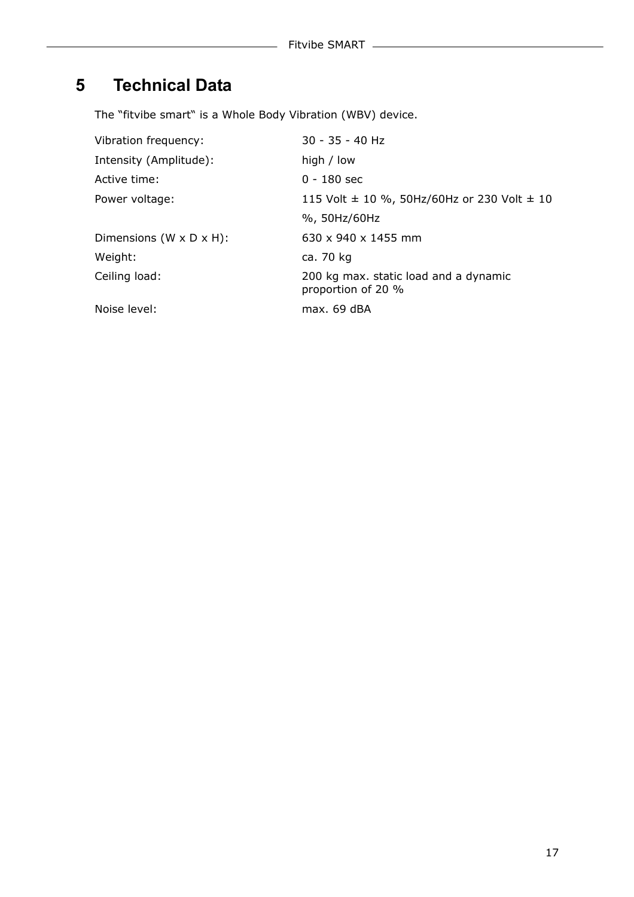# 5 Technical Data

The “fitvibe smart“ is a Whole Body Vibration (WBV) device.

| | |
|---|---|
| Vibration frequency: | 30 - 35 - 40 Hz |
| Intensity (Amplitude): | high / low |
| Active time: | 0 - 180 sec |
| Power voltage: | 115 Volt ± 10 %, 50Hz/60Hz or 230 Volt ± 10 %, 50Hz/60Hz |
| Dimensions (W x D x H): | 630 x 940 x 1455 mm |
| Weight: | ca. 70 kg |
| Ceiling load: | 200 kg max. static load and a dynamic proportion of 20 % |
| Noise level: | max. 69 dBA |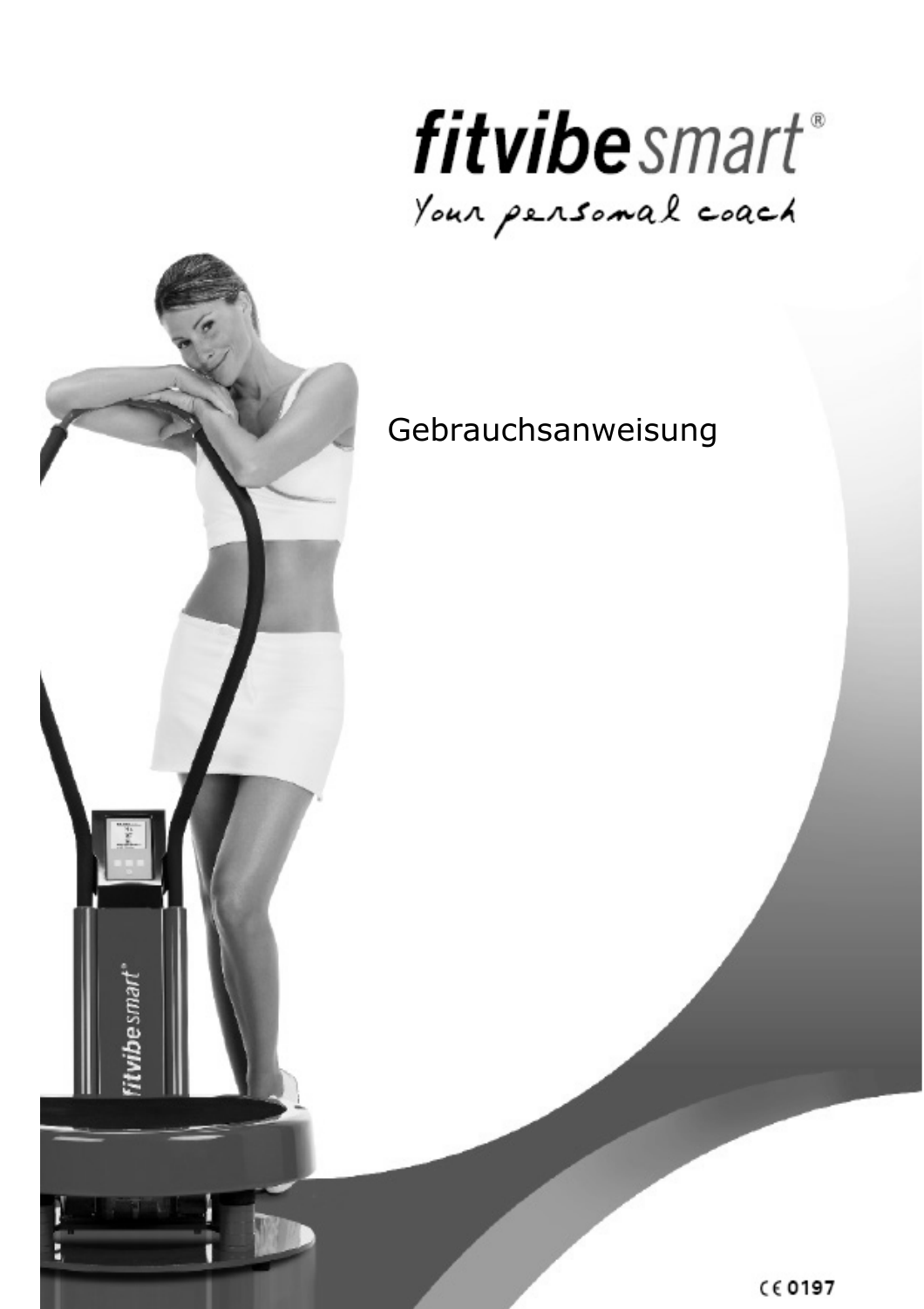# fitvibe smart®

Your personal coach

Gebrauchsanweisung

CE 0197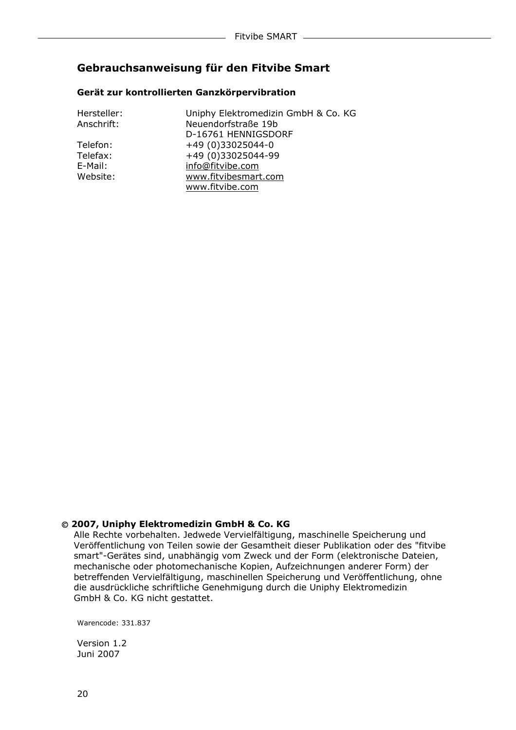## Gebrauchsanweisung für den Fitvibe Smart

### Gerät zur kontrollierten Ganzkörpervibration

| | |
|---|---|
| Hersteller: | Uniphy Elektromedizin GmbH & Co. KG |
| Anschrift: | Neuendorfstraße 19b<br>D-16761 HENNIGSDORF |
| Telefon: | +49 (0)33025044-0 |
| Telefax: | +49 (0)33025044-99 |
| E-Mail: | info@fitvibe.com |
| Website: | www.fitvibesmart.com<br>www.fitvibe.com |

**© 2007, Uniphy Elektromedizin GmbH & Co. KG**
Alle Rechte vorbehalten. Jedwede Vervielfältigung, maschinelle Speicherung und Veröffentlichung von Teilen sowie der Gesamtheit dieser Publikation oder des "fitvibe smart"-Gerätes sind, unabhängig vom Zweck und der Form (elektronische Dateien, mechanische oder photomechanische Kopien, Aufzeichnungen anderer Form) der betreffenden Vervielfältigung, maschinellen Speicherung und Veröffentlichung, ohne die ausdrückliche schriftliche Genehmigung durch die Uniphy Elektromedizin GmbH & Co. KG nicht gestattet.

Warencode: 331.837

Version 1.2
Juni 2007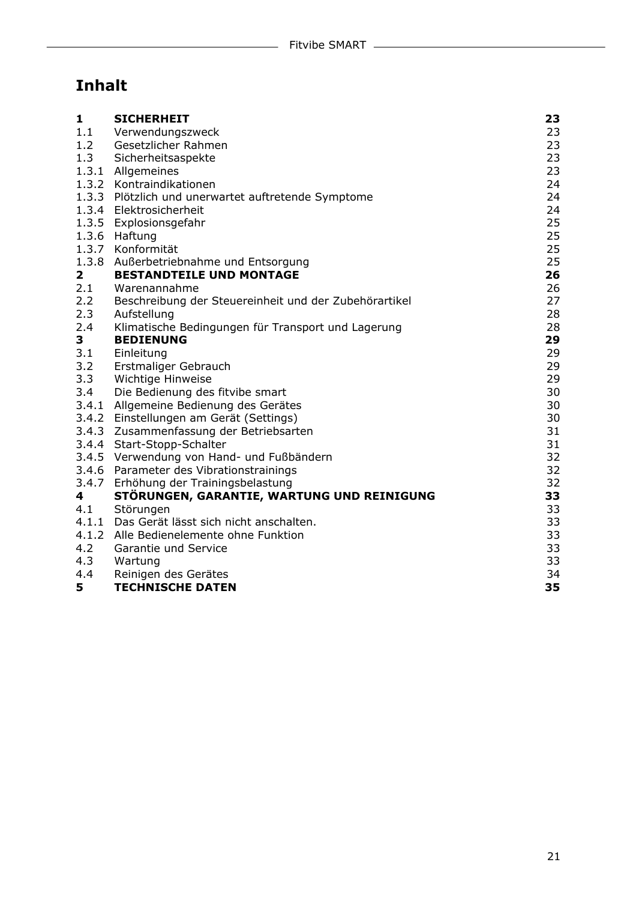# Inhalt

| | | |
|---|---|---|
| **1** | **SICHERHEIT** | **23** |
| 1.1 | Verwendungszweck | 23 |
| 1.2 | Gesetzlicher Rahmen | 23 |
| 1.3 | Sicherheitsaspekte | 23 |
| 1.3.1 | Allgemeines | 23 |
| 1.3.2 | Kontraindikationen | 24 |
| 1.3.3 | Plötzlich und unerwartet auftretende Symptome | 24 |
| 1.3.4 | Elektrosicherheit | 24 |
| 1.3.5 | Explosionsgefahr | 25 |
| 1.3.6 | Haftung | 25 |
| 1.3.7 | Konformität | 25 |
| 1.3.8 | Außerbetriebnahme und Entsorgung | 25 |
| **2** | **BESTANDTEILE UND MONTAGE** | **26** |
| 2.1 | Warenannahme | 26 |
| 2.2 | Beschreibung der Steuereinheit und der Zubehörartikel | 27 |
| 2.3 | Aufstellung | 28 |
| 2.4 | Klimatische Bedingungen für Transport und Lagerung | 28 |
| **3** | **BEDIENUNG** | **29** |
| 3.1 | Einleitung | 29 |
| 3.2 | Erstmaliger Gebrauch | 29 |
| 3.3 | Wichtige Hinweise | 29 |
| 3.4 | Die Bedienung des fitvibe smart | 30 |
| 3.4.1 | Allgemeine Bedienung des Gerätes | 30 |
| 3.4.2 | Einstellungen am Gerät (Settings) | 30 |
| 3.4.3 | Zusammenfassung der Betriebsarten | 31 |
| 3.4.4 | Start-Stopp-Schalter | 31 |
| 3.4.5 | Verwendung von Hand- und Fußbändern | 32 |
| 3.4.6 | Parameter des Vibrationstrainings | 32 |
| 3.4.7 | Erhöhung der Trainingsbelastung | 32 |
| **4** | **STÖRUNGEN, GARANTIE, WARTUNG UND REINIGUNG** | **33** |
| 4.1 | Störungen | 33 |
| 4.1.1 | Das Gerät lässt sich nicht anschalten. | 33 |
| 4.1.2 | Alle Bedienelemente ohne Funktion | 33 |
| 4.2 | Garantie und Service | 33 |
| 4.3 | Wartung | 33 |
| 4.4 | Reinigen des Gerätes | 34 |
| **5** | **TECHNISCHE DATEN** | **35** |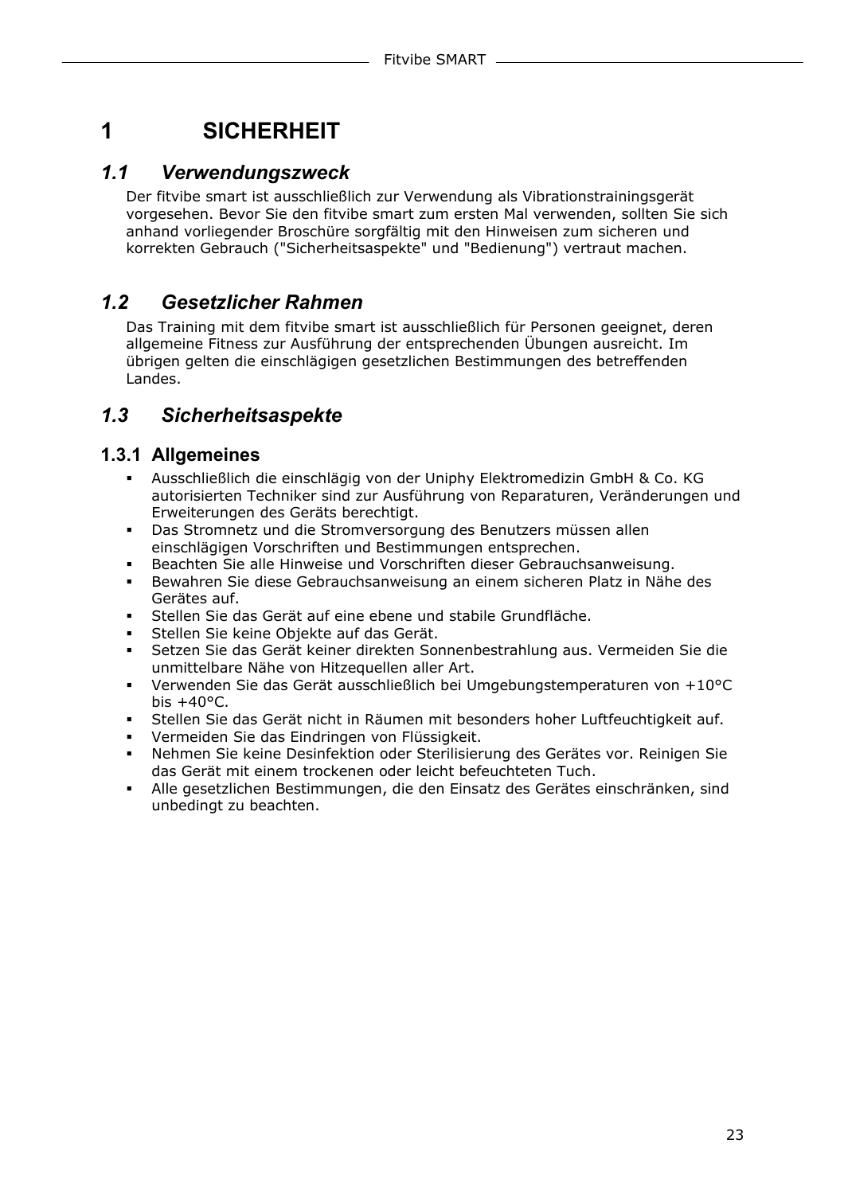# 1 SICHERHEIT

## *1.1 Verwendungszweck*

Der fitvibe smart ist ausschließlich zur Verwendung als Vibrationstrainingsgerät vorgesehen. Bevor Sie den fitvibe smart zum ersten Mal verwenden, sollten Sie sich anhand vorliegender Broschüre sorgfältig mit den Hinweisen zum sicheren und korrekten Gebrauch ("Sicherheitsaspekte" und "Bedienung") vertraut machen.

## *1.2 Gesetzlicher Rahmen*

Das Training mit dem fitvibe smart ist ausschließlich für Personen geeignet, deren allgemeine Fitness zur Ausführung der entsprechenden Übungen ausreicht. Im übrigen gelten die einschlägigen gesetzlichen Bestimmungen des betreffenden Landes.

## *1.3 Sicherheitsaspekte*

### 1.3.1 Allgemeines

- Ausschließlich die einschlägig von der Uniphy Elektromedizin GmbH & Co. KG autorisierten Techniker sind zur Ausführung von Reparaturen, Veränderungen und Erweiterungen des Geräts berechtigt.
- Das Stromnetz und die Stromversorgung des Benutzers müssen allen einschlägigen Vorschriften und Bestimmungen entsprechen.
- Beachten Sie alle Hinweise und Vorschriften dieser Gebrauchsanweisung.
- Bewahren Sie diese Gebrauchsanweisung an einem sicheren Platz in Nähe des Gerätes auf.
- Stellen Sie das Gerät auf eine ebene und stabile Grundfläche.
- Stellen Sie keine Objekte auf das Gerät.
- Setzen Sie das Gerät keiner direkten Sonnenbestrahlung aus. Vermeiden Sie die unmittelbare Nähe von Hitzequellen aller Art.
- Verwenden Sie das Gerät ausschließlich bei Umgebungstemperaturen von +10°C bis +40°C.
- Stellen Sie das Gerät nicht in Räumen mit besonders hoher Luftfeuchtigkeit auf.
- Vermeiden Sie das Eindringen von Flüssigkeit.
- Nehmen Sie keine Desinfektion oder Sterilisierung des Gerätes vor. Reinigen Sie das Gerät mit einem trockenen oder leicht befeuchteten Tuch.
- Alle gesetzlichen Bestimmungen, die den Einsatz des Gerätes einschränken, sind unbedingt zu beachten.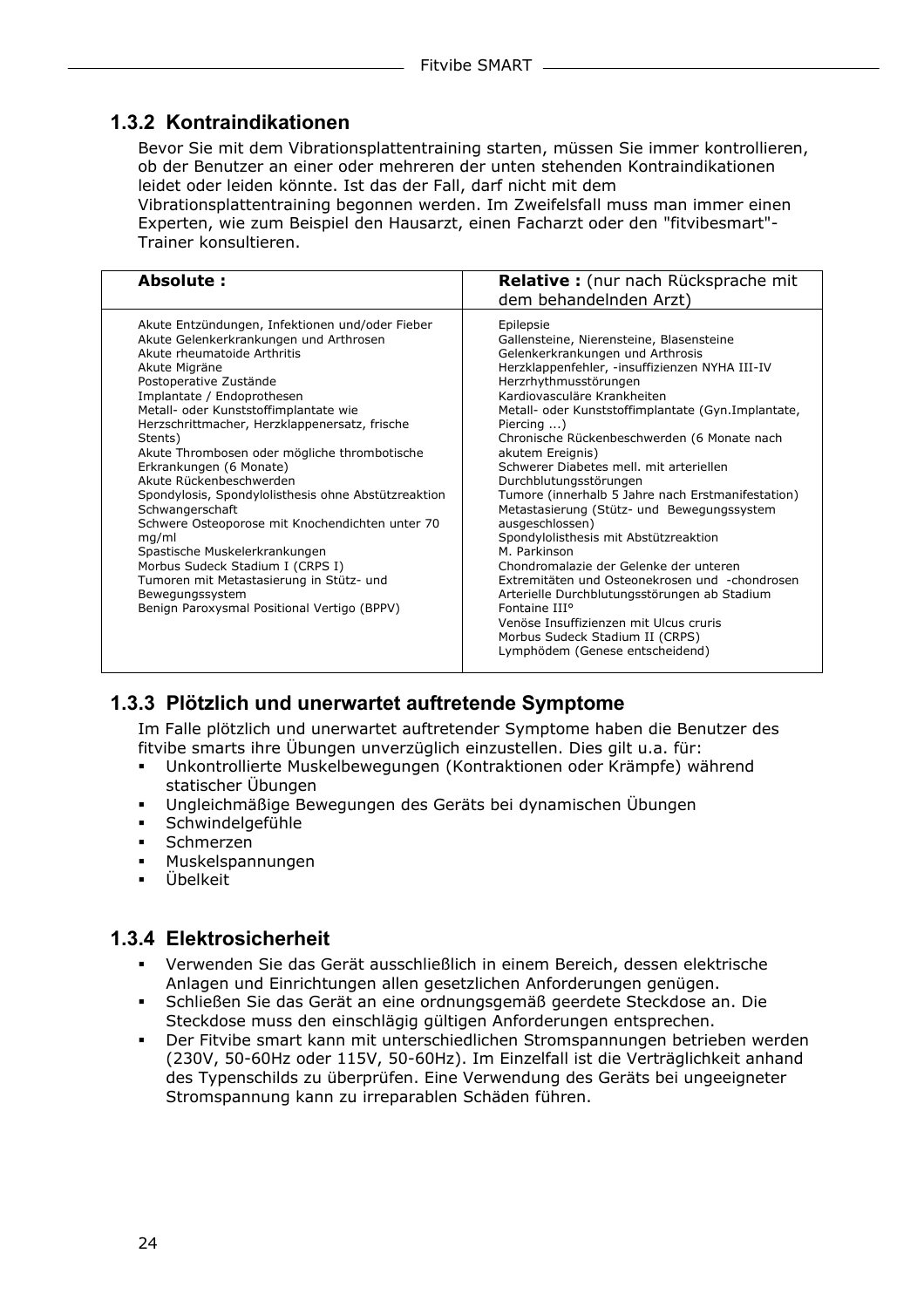## 1.3.2 Kontraindikationen

Bevor Sie mit dem Vibrationsplattentraining starten, müssen Sie immer kontrollieren, ob der Benutzer an einer oder mehreren der unten stehenden Kontraindikationen leidet oder leiden könnte. Ist das der Fall, darf nicht mit dem Vibrationsplattentraining begonnen werden. Im Zweifelsfall muss man immer einen Experten, wie zum Beispiel den Hausarzt, einen Facharzt oder den "fitvibesmart"-Trainer konsultieren.

| **Absolute :** | **Relative :** (nur nach Rücksprache mit dem behandelnden Arzt) |
|---|---|
| Akute Entzündungen, Infektionen und/oder Fieber<br>Akute Gelenkerkrankungen und Arthrosen<br>Akute rheumatoide Arthritis<br>Akute Migräne<br>Postoperative Zustände<br>Implantate / Endoprothesen<br>Metall- oder Kunststoffimplantate wie Herzschrittmacher, Herzklappenersatz, frische Stents)<br>Akute Thrombosen oder mögliche thrombotische Erkrankungen (6 Monate)<br>Akute Rückenbeschwerden<br>Spondylosis, Spondylolisthesis ohne Abstützreaktion<br>Schwangerschaft<br>Schwere Osteoporose mit Knochendichten unter 70 mg/ml<br>Spastische Muskelerkrankungen<br>Morbus Sudeck Stadium I (CRPS I)<br>Tumoren mit Metastasierung in Stütz- und Bewegungssystem<br>Benign Paroxysmal Positional Vertigo (BPPV) | Epilepsie<br>Gallensteine, Nierensteine, Blasensteine<br>Gelenkerkrankungen und Arthrosis<br>Herzklappenfehler, -insuffizienzen NYHA III-IV<br>Herzrhythmusstörungen<br>Kardiovasculäre Krankheiten<br>Metall- oder Kunststoffimplantate (Gyn.Implantate, Piercing ...)<br>Chronische Rückenbeschwerden (6 Monate nach akutem Ereignis)<br>Schwerer Diabetes mell. mit arteriellen Durchblutungsstörungen<br>Tumore (innerhalb 5 Jahre nach Erstmanifestation)<br>Metastasierung (Stütz- und Bewegungssystem ausgeschlossen)<br>Spondylolisthesis mit Abstützreaktion<br>M. Parkinson<br>Chondromalazie der Gelenke der unteren Extremitäten und Osteonekrosen und -chondrosen<br>Arterielle Durchblutungsstörungen ab Stadium Fontaine III°<br>Venöse Insuffizienzen mit Ulcus cruris<br>Morbus Sudeck Stadium II (CRPS)<br>Lymphödem (Genese entscheidend) |

## 1.3.3 Plötzlich und unerwartet auftretende Symptome

Im Falle plötzlich und unerwartet auftretender Symptome haben die Benutzer des fitvibe smarts ihre Übungen unverzüglich einzustellen. Dies gilt u.a. für:

- Unkontrollierte Muskelbewegungen (Kontraktionen oder Krämpfe) während statischer Übungen
- Ungleichmäßige Bewegungen des Geräts bei dynamischen Übungen
- Schwindelgefühle
- Schmerzen
- Muskelspannungen
- Übelkeit

## 1.3.4 Elektrosicherheit

- Verwenden Sie das Gerät ausschließlich in einem Bereich, dessen elektrische Anlagen und Einrichtungen allen gesetzlichen Anforderungen genügen.
- Schließen Sie das Gerät an eine ordnungsgemäß geerdete Steckdose an. Die Steckdose muss den einschlägig gültigen Anforderungen entsprechen.
- Der Fitvibe smart kann mit unterschiedlichen Stromspannungen betrieben werden (230V, 50-60Hz oder 115V, 50-60Hz). Im Einzelfall ist die Verträglichkeit anhand des Typenschilds zu überprüfen. Eine Verwendung des Geräts bei ungeeigneter Stromspannung kann zu irreparablen Schäden führen.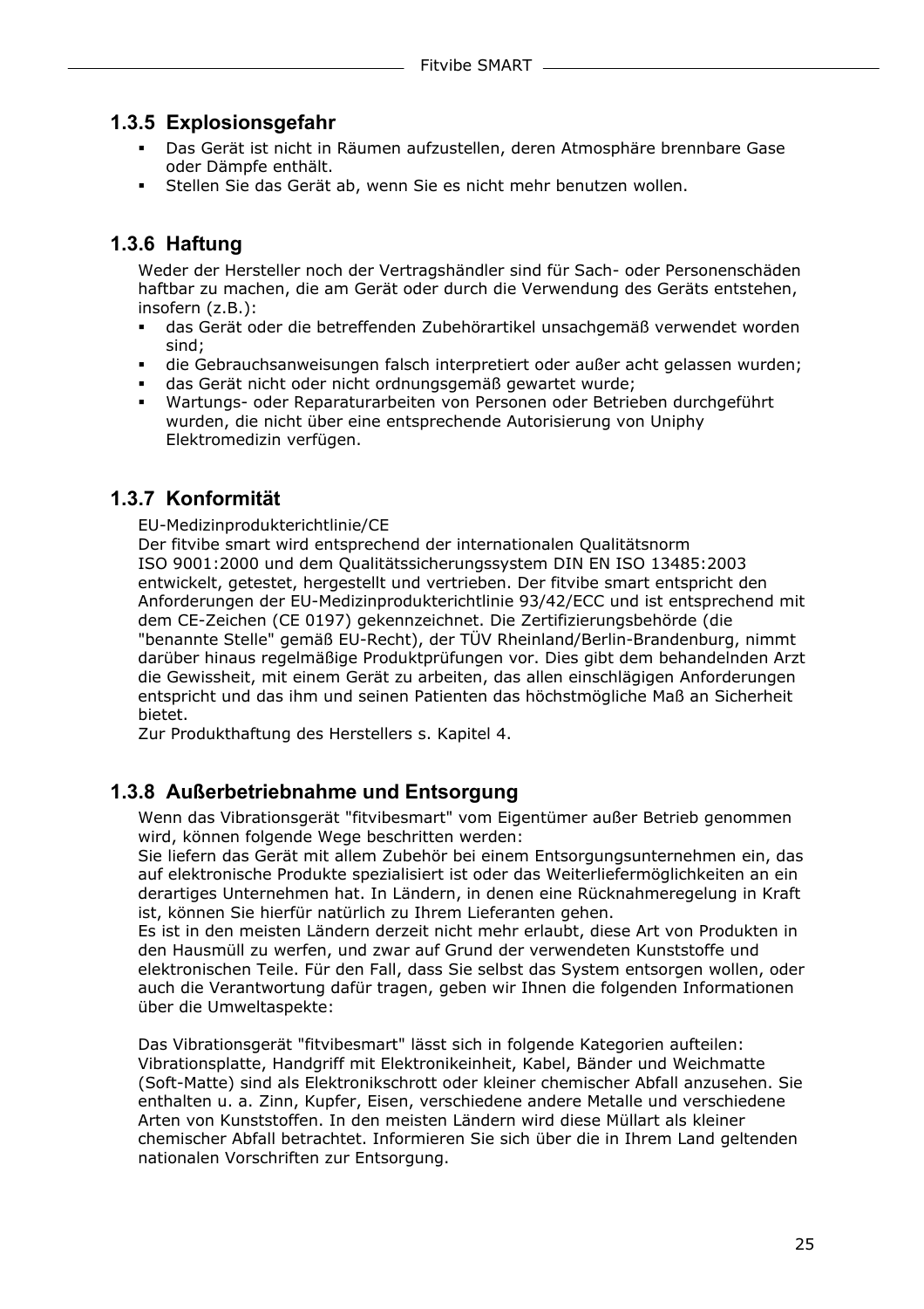### 1.3.5 Explosionsgefahr

- Das Gerät ist nicht in Räumen aufzustellen, deren Atmosphäre brennbare Gase oder Dämpfe enthält.
- Stellen Sie das Gerät ab, wenn Sie es nicht mehr benutzen wollen.

### 1.3.6 Haftung

Weder der Hersteller noch der Vertragshändler sind für Sach- oder Personenschäden haftbar zu machen, die am Gerät oder durch die Verwendung des Geräts entstehen, insofern (z.B.):

- das Gerät oder die betreffenden Zubehörartikel unsachgemäß verwendet worden sind;
- die Gebrauchsanweisungen falsch interpretiert oder außer acht gelassen wurden;
- das Gerät nicht oder nicht ordnungsgemäß gewartet wurde;
- Wartungs- oder Reparaturarbeiten von Personen oder Betrieben durchgeführt wurden, die nicht über eine entsprechende Autorisierung von Uniphy Elektromedizin verfügen.

### 1.3.7 Konformität

EU-Medizinprodukterichtlinie/CE
Der fitvibe smart wird entsprechend der internationalen Qualitätsnorm ISO 9001:2000 und dem Qualitätssicherungssystem DIN EN ISO 13485:2003 entwickelt, getestet, hergestellt und vertrieben. Der fitvibe smart entspricht den Anforderungen der EU-Medizinprodukterichtlinie 93/42/ECC und ist entsprechend mit dem CE-Zeichen (CE 0197) gekennzeichnet. Die Zertifizierungsbehörde (die "benannte Stelle" gemäß EU-Recht), der TÜV Rheinland/Berlin-Brandenburg, nimmt darüber hinaus regelmäßige Produktprüfungen vor. Dies gibt dem behandelnden Arzt die Gewissheit, mit einem Gerät zu arbeiten, das allen einschlägigen Anforderungen entspricht und das ihm und seinen Patienten das höchstmögliche Maß an Sicherheit bietet.
Zur Produkthaftung des Herstellers s. Kapitel 4.

### 1.3.8 Außerbetriebnahme und Entsorgung

Wenn das Vibrationsgerät "fitvibesmart" vom Eigentümer außer Betrieb genommen wird, können folgende Wege beschritten werden:
Sie liefern das Gerät mit allem Zubehör bei einem Entsorgungsunternehmen ein, das auf elektronische Produkte spezialisiert ist oder das Weiterliefermöglichkeiten an ein derartiges Unternehmen hat. In Ländern, in denen eine Rücknahmeregelung in Kraft ist, können Sie hierfür natürlich zu Ihrem Lieferanten gehen.
Es ist in den meisten Ländern derzeit nicht mehr erlaubt, diese Art von Produkten in den Hausmüll zu werfen, und zwar auf Grund der verwendeten Kunststoffe und elektronischen Teile. Für den Fall, dass Sie selbst das System entsorgen wollen, oder auch die Verantwortung dafür tragen, geben wir Ihnen die folgenden Informationen über die Umweltaspekte:

Das Vibrationsgerät "fitvibesmart" lässt sich in folgende Kategorien aufteilen: Vibrationsplatte, Handgriff mit Elektronikeinheit, Kabel, Bänder und Weichmatte (Soft-Matte) sind als Elektronikschrott oder kleiner chemischer Abfall anzusehen. Sie enthalten u. a. Zinn, Kupfer, Eisen, verschiedene andere Metalle und verschiedene Arten von Kunststoffen. In den meisten Ländern wird diese Müllart als kleiner chemischer Abfall betrachtet. Informieren Sie sich über die in Ihrem Land geltenden nationalen Vorschriften zur Entsorgung.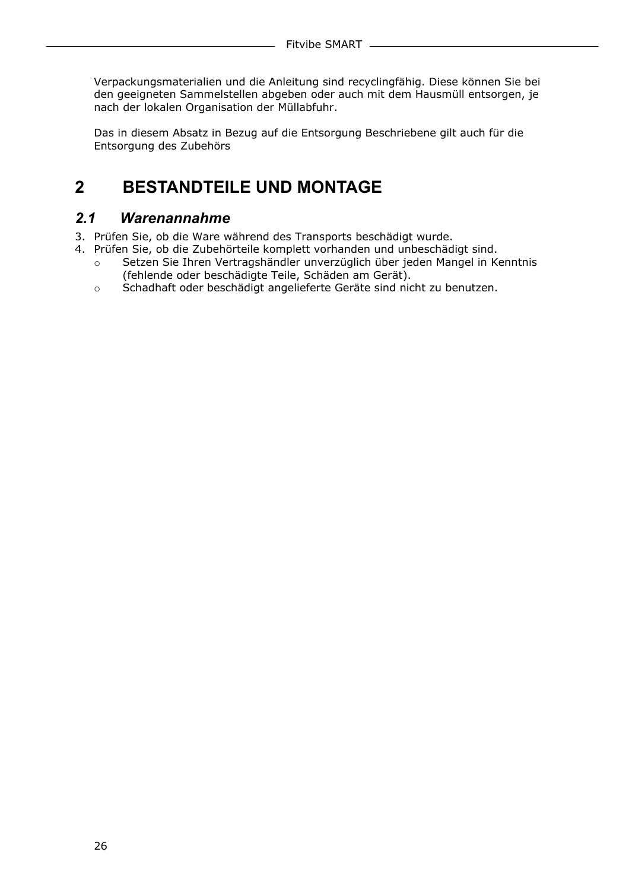Verpackungsmaterialien und die Anleitung sind recyclingfähig. Diese können Sie bei den geeigneten Sammelstellen abgeben oder auch mit dem Hausmüll entsorgen, je nach der lokalen Organisation der Müllabfuhr.

Das in diesem Absatz in Bezug auf die Entsorgung Beschriebene gilt auch für die Entsorgung des Zubehörs

# 2 BESTANDTEILE UND MONTAGE

## *2.1 Warenannahme*

3. Prüfen Sie, ob die Ware während des Transports beschädigt wurde.
4. Prüfen Sie, ob die Zubehörteile komplett vorhanden und unbeschädigt sind.
   - Setzen Sie Ihren Vertragshändler unverzüglich über jeden Mangel in Kenntnis (fehlende oder beschädigte Teile, Schäden am Gerät).
   - Schadhaft oder beschädigt angelieferte Geräte sind nicht zu benutzen.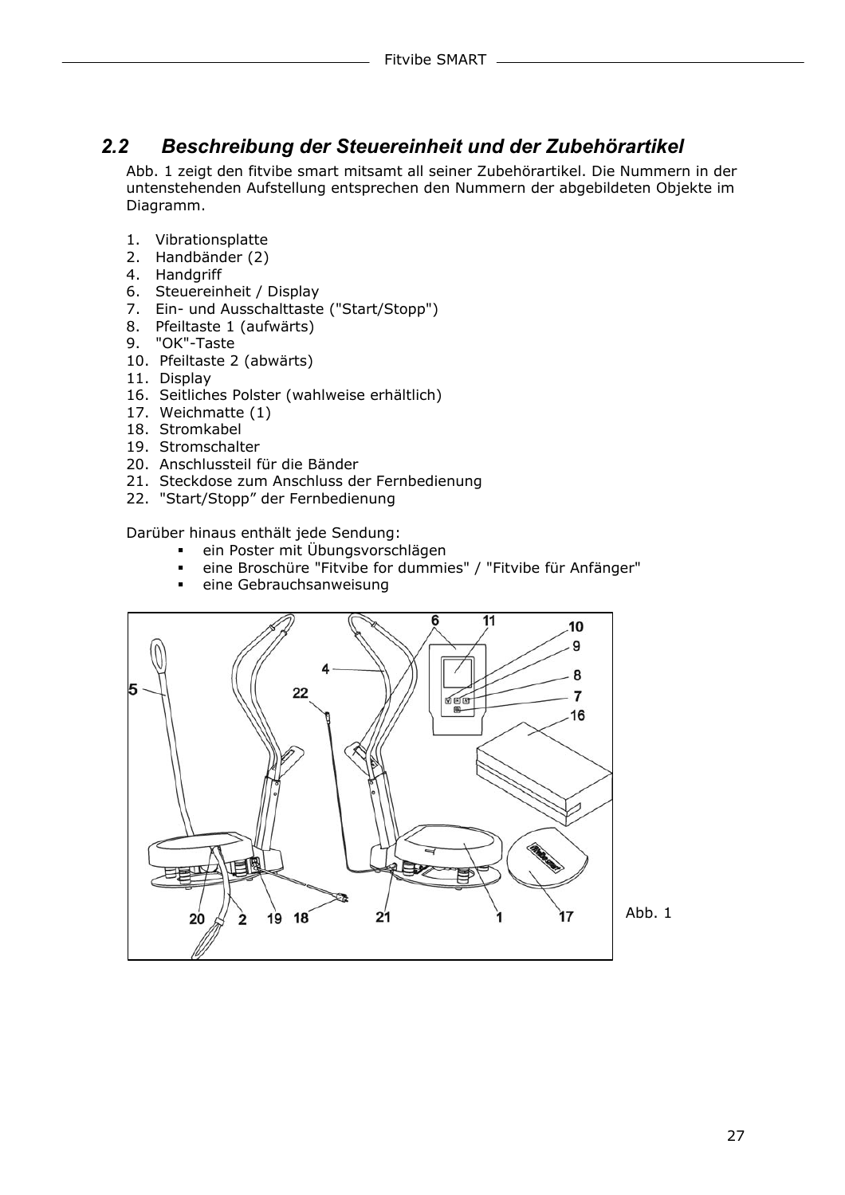## 2.2 Beschreibung der Steuereinheit und der Zubehörartikel

Abb. 1 zeigt den fitvibe smart mitsamt all seiner Zubehörartikel. Die Nummern in der untenstehenden Aufstellung entsprechen den Nummern der abgebildeten Objekte im Diagramm.

1. Vibrationsplatte
2. Handbänder (2)
4. Handgriff
6. Steuereinheit / Display
7. Ein- und Ausschalttaste ("Start/Stopp")
8. Pfeiltaste 1 (aufwärts)
9. "OK"-Taste
10. Pfeiltaste 2 (abwärts)
11. Display
16. Seitliches Polster (wahlweise erhältlich)
17. Weichmatte (1)
18. Stromkabel
19. Stromschalter
20. Anschlussteil für die Bänder
21. Steckdose zum Anschluss der Fernbedienung
22. "Start/Stopp" der Fernbedienung

Darüber hinaus enthält jede Sendung:

- ein Poster mit Übungsvorschlägen
- eine Broschüre "Fitvibe for dummies" / "Fitvibe für Anfänger"
- eine Gebrauchsanweisung

Abb. 1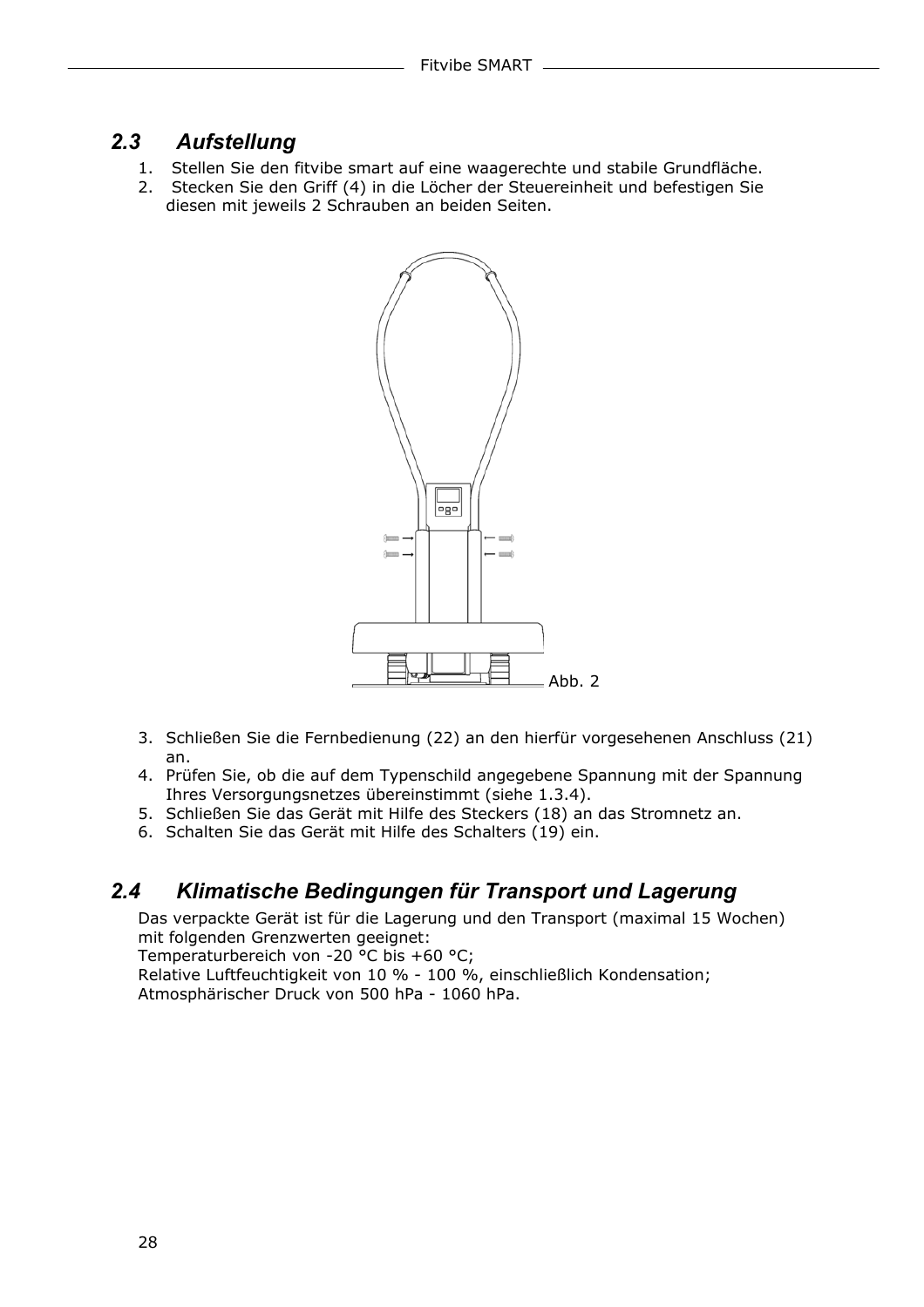## *2.3 Aufstellung*

1. Stellen Sie den fitvibe smart auf eine waagerechte und stabile Grundfläche.
2. Stecken Sie den Griff (4) in die Löcher der Steuereinheit und befestigen Sie diesen mit jeweils 2 Schrauben an beiden Seiten.

Abb. 2

3. Schließen Sie die Fernbedienung (22) an den hierfür vorgesehenen Anschluss (21) an.
4. Prüfen Sie, ob die auf dem Typenschild angegebene Spannung mit der Spannung Ihres Versorgungsnetzes übereinstimmt (siehe 1.3.4).
5. Schließen Sie das Gerät mit Hilfe des Steckers (18) an das Stromnetz an.
6. Schalten Sie das Gerät mit Hilfe des Schalters (19) ein.

## *2.4 Klimatische Bedingungen für Transport und Lagerung*

Das verpackte Gerät ist für die Lagerung und den Transport (maximal 15 Wochen) mit folgenden Grenzwerten geeignet:
Temperaturbereich von -20 °C bis +60 °C;
Relative Luftfeuchtigkeit von 10 % - 100 %, einschließlich Kondensation;
Atmosphärischer Druck von 500 hPa - 1060 hPa.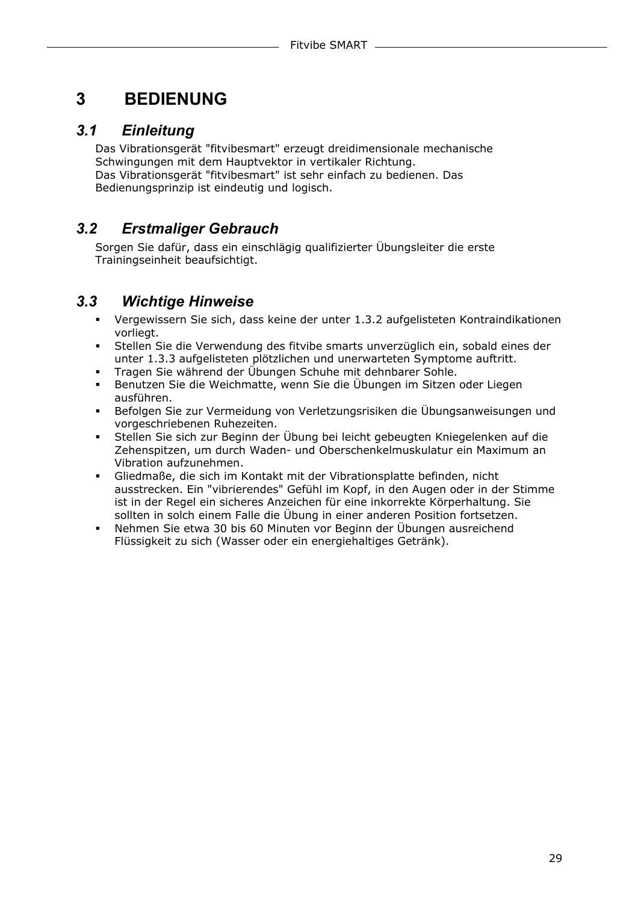# 3 BEDIENUNG

## 3.1 Einleitung

Das Vibrationsgerät "fitvibesmart" erzeugt dreidimensionale mechanische Schwingungen mit dem Hauptvektor in vertikaler Richtung.
Das Vibrationsgerät "fitvibesmart" ist sehr einfach zu bedienen. Das Bedienungsprinzip ist eindeutig und logisch.

## 3.2 Erstmaliger Gebrauch

Sorgen Sie dafür, dass ein einschlägig qualifizierter Übungsleiter die erste Trainingseinheit beaufsichtigt.

## 3.3 Wichtige Hinweise

- Vergewissern Sie sich, dass keine der unter 1.3.2 aufgelisteten Kontraindikationen vorliegt.
- Stellen Sie die Verwendung des fitvibe smarts unverzüglich ein, sobald eines der unter 1.3.3 aufgelisteten plötzlichen und unerwarteten Symptome auftritt.
- Tragen Sie während der Übungen Schuhe mit dehnbarer Sohle.
- Benutzen Sie die Weichmatte, wenn Sie die Übungen im Sitzen oder Liegen ausführen.
- Befolgen Sie zur Vermeidung von Verletzungsrisiken die Übungsanweisungen und vorgeschriebenen Ruhezeiten.
- Stellen Sie sich zur Beginn der Übung bei leicht gebeugten Kniegelenken auf die Zehenspitzen, um durch Waden- und Oberschenkelmuskulatur ein Maximum an Vibration aufzunehmen.
- Gliedmaße, die sich im Kontakt mit der Vibrationsplatte befinden, nicht ausstrecken. Ein "vibrierendes" Gefühl im Kopf, in den Augen oder in der Stimme ist in der Regel ein sicheres Anzeichen für eine inkorrekte Körperhaltung. Sie sollten in solch einem Falle die Übung in einer anderen Position fortsetzen.
- Nehmen Sie etwa 30 bis 60 Minuten vor Beginn der Übungen ausreichend Flüssigkeit zu sich (Wasser oder ein energiehaltiges Getränk).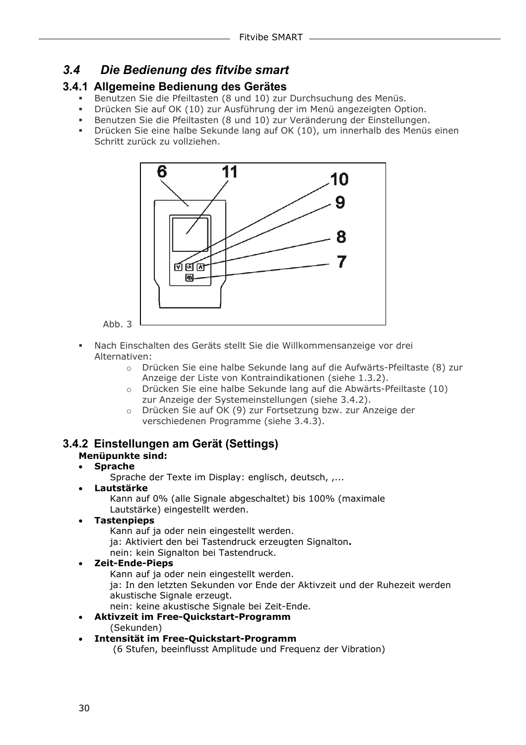## 3.4 Die Bedienung des fitvibe smart

### 3.4.1 Allgemeine Bedienung des Gerätes

- Benutzen Sie die Pfeiltasten (8 und 10) zur Durchsuchung des Menüs.
- Drücken Sie auf OK (10) zur Ausführung der im Menü angezeigten Option.
- Benutzen Sie die Pfeiltasten (8 und 10) zur Veränderung der Einstellungen.
- Drücken Sie eine halbe Sekunde lang auf OK (10), um innerhalb des Menüs einen Schritt zurück zu vollziehen.

Abb. 3

- Nach Einschalten des Geräts stellt Sie die Willkommensanzeige vor drei Alternativen:
  - Drücken Sie eine halbe Sekunde lang auf die Aufwärts-Pfeiltaste (8) zur Anzeige der Liste von Kontraindikationen (siehe 1.3.2).
  - Drücken Sie eine halbe Sekunde lang auf die Abwärts-Pfeiltaste (10) zur Anzeige der Systemeinstellungen (siehe 3.4.2).
  - Drücken Sie auf OK (9) zur Fortsetzung bzw. zur Anzeige der verschiedenen Programme (siehe 3.4.3).

### 3.4.2 Einstellungen am Gerät (Settings)

**Menüpunkte sind:**

- **Sprache**
  Sprache der Texte im Display: englisch, deutsch, ,...
- **Lautstärke**
  Kann auf 0% (alle Signale abgeschaltet) bis 100% (maximale Lautstärke) eingestellt werden.
- **Tastenpieps**
  Kann auf ja oder nein eingestellt werden.
  ja: Aktiviert den bei Tastendruck erzeugten Signalton**.**
  nein: kein Signalton bei Tastendruck.
- **Zeit-Ende-Pieps**
  Kann auf ja oder nein eingestellt werden.
  ja: In den letzten Sekunden vor Ende der Aktivzeit und der Ruhezeit werden akustische Signale erzeugt.
  nein: keine akustische Signale bei Zeit-Ende.
- **Aktivzeit im Free-Quickstart-Programm**
  (Sekunden)
- **Intensität im Free-Quickstart-Programm**
  (6 Stufen, beeinflusst Amplitude und Frequenz der Vibration)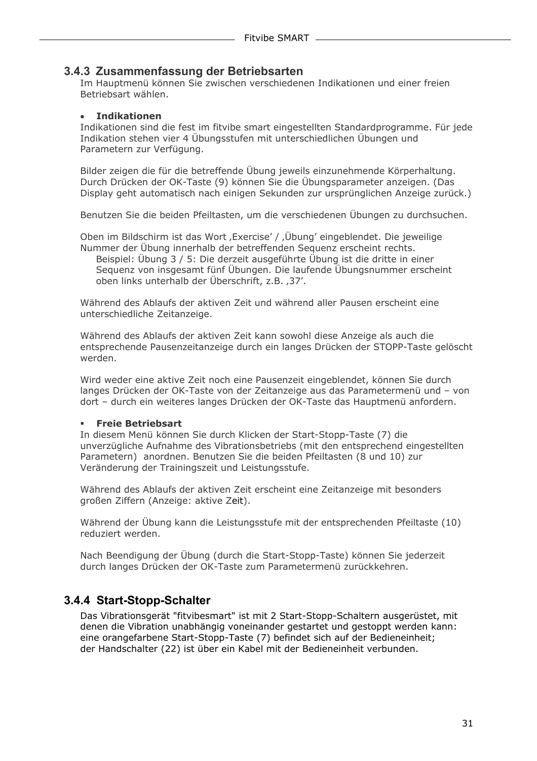### 3.4.3 Zusammenfassung der Betriebsarten

Im Hauptmenü können Sie zwischen verschiedenen Indikationen und einer freien Betriebsart wählen.

- **Indikationen**

Indikationen sind die fest im fitvibe smart eingestellten Standardprogramme. Für jede Indikation stehen vier 4 Übungsstufen mit unterschiedlichen Übungen und Parametern zur Verfügung.

Bilder zeigen die für die betreffende Übung jeweils einzunehmende Körperhaltung. Durch Drücken der OK-Taste (9) können Sie die Übungsparameter anzeigen. (Das Display geht automatisch nach einigen Sekunden zur ursprünglichen Anzeige zurück.)

Benutzen Sie die beiden Pfeiltasten, um die verschiedenen Übungen zu durchsuchen.

Oben im Bildschirm ist das Wort ‚Exercise' / ‚Übung' eingeblendet. Die jeweilige Nummer der Übung innerhalb der betreffenden Sequenz erscheint rechts.
Beispiel: Übung 3 / 5: Die derzeit ausgeführte Übung ist die dritte in einer Sequenz von insgesamt fünf Übungen. Die laufende Übungsnummer erscheint oben links unterhalb der Überschrift, z.B. ‚37'.

Während des Ablaufs der aktiven Zeit und während aller Pausen erscheint eine unterschiedliche Zeitanzeige.

Während des Ablaufs der aktiven Zeit kann sowohl diese Anzeige als auch die entsprechende Pausenzeitanzeige durch ein langes Drücken der STOPP-Taste gelöscht werden.

Wird weder eine aktive Zeit noch eine Pausenzeit eingeblendet, können Sie durch langes Drücken der OK-Taste von der Zeitanzeige aus das Parametermenü und – von dort – durch ein weiteres langes Drücken der OK-Taste das Hauptmenü anfordern.

- **Freie Betriebsart**

In diesem Menü können Sie durch Klicken der Start-Stopp-Taste (7) die unverzügliche Aufnahme des Vibrationsbetriebs (mit den entsprechend eingestellten Parametern) anordnen. Benutzen Sie die beiden Pfeiltasten (8 und 10) zur Veränderung der Trainingszeit und Leistungsstufe.

Während des Ablaufs der aktiven Zeit erscheint eine Zeitanzeige mit besonders großen Ziffern (Anzeige: aktive Zeit).

Während der Übung kann die Leistungsstufe mit der entsprechenden Pfeiltaste (10) reduziert werden.

Nach Beendigung der Übung (durch die Start-Stopp-Taste) können Sie jederzeit durch langes Drücken der OK-Taste zum Parametermenü zurückkehren.

### 3.4.4 Start-Stopp-Schalter

Das Vibrationsgerät "fitvibesmart" ist mit 2 Start-Stopp-Schaltern ausgerüstet, mit denen die Vibration unabhängig voneinander gestartet und gestoppt werden kann: eine orangefarbene Start-Stopp-Taste (7) befindet sich auf der Bedieneinheit; der Handschalter (22) ist über ein Kabel mit der Bedieneinheit verbunden.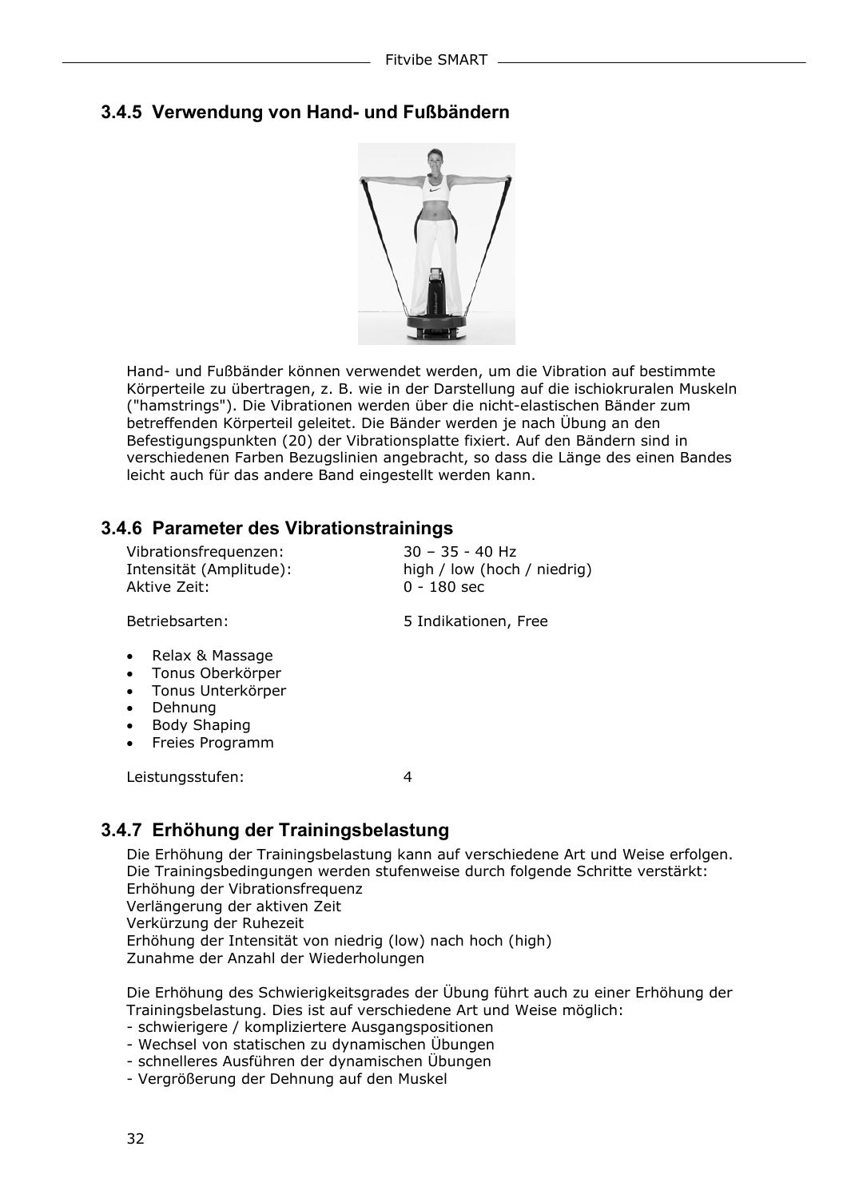### 3.4.5 Verwendung von Hand- und Fußbändern

Hand- und Fußbänder können verwendet werden, um die Vibration auf bestimmte Körperteile zu übertragen, z. B. wie in der Darstellung auf die ischiokruralen Muskeln ("hamstrings"). Die Vibrationen werden über die nicht-elastischen Bänder zum betreffenden Körperteil geleitet. Die Bänder werden je nach Übung an den Befestigungspunkten (20) der Vibrationsplatte fixiert. Auf den Bändern sind in verschiedenen Farben Bezugslinien angebracht, so dass die Länge des einen Bandes leicht auch für das andere Band eingestellt werden kann.

### 3.4.6 Parameter des Vibrationstrainings

| | |
|---|---|
| Vibrationsfrequenzen: | 30 – 35 - 40 Hz |
| Intensität (Amplitude): | high / low (hoch / niedrig) |
| Aktive Zeit: | 0 - 180 sec |
| Betriebsarten: | 5 Indikationen, Free |

- Relax & Massage
- Tonus Oberkörper
- Tonus Unterkörper
- Dehnung
- Body Shaping
- Freies Programm

Leistungsstufen: 4

### 3.4.7 Erhöhung der Trainingsbelastung

Die Erhöhung der Trainingsbelastung kann auf verschiedene Art und Weise erfolgen. Die Trainingsbedingungen werden stufenweise durch folgende Schritte verstärkt:
Erhöhung der Vibrationsfrequenz
Verlängerung der aktiven Zeit
Verkürzung der Ruhezeit
Erhöhung der Intensität von niedrig (low) nach hoch (high)
Zunahme der Anzahl der Wiederholungen

Die Erhöhung des Schwierigkeitsgrades der Übung führt auch zu einer Erhöhung der Trainingsbelastung. Dies ist auf verschiedene Art und Weise möglich:
- schwierigere / kompliziertere Ausgangspositionen
- Wechsel von statischen zu dynamischen Übungen
- schnelleres Ausführen der dynamischen Übungen
- Vergrößerung der Dehnung auf den Muskel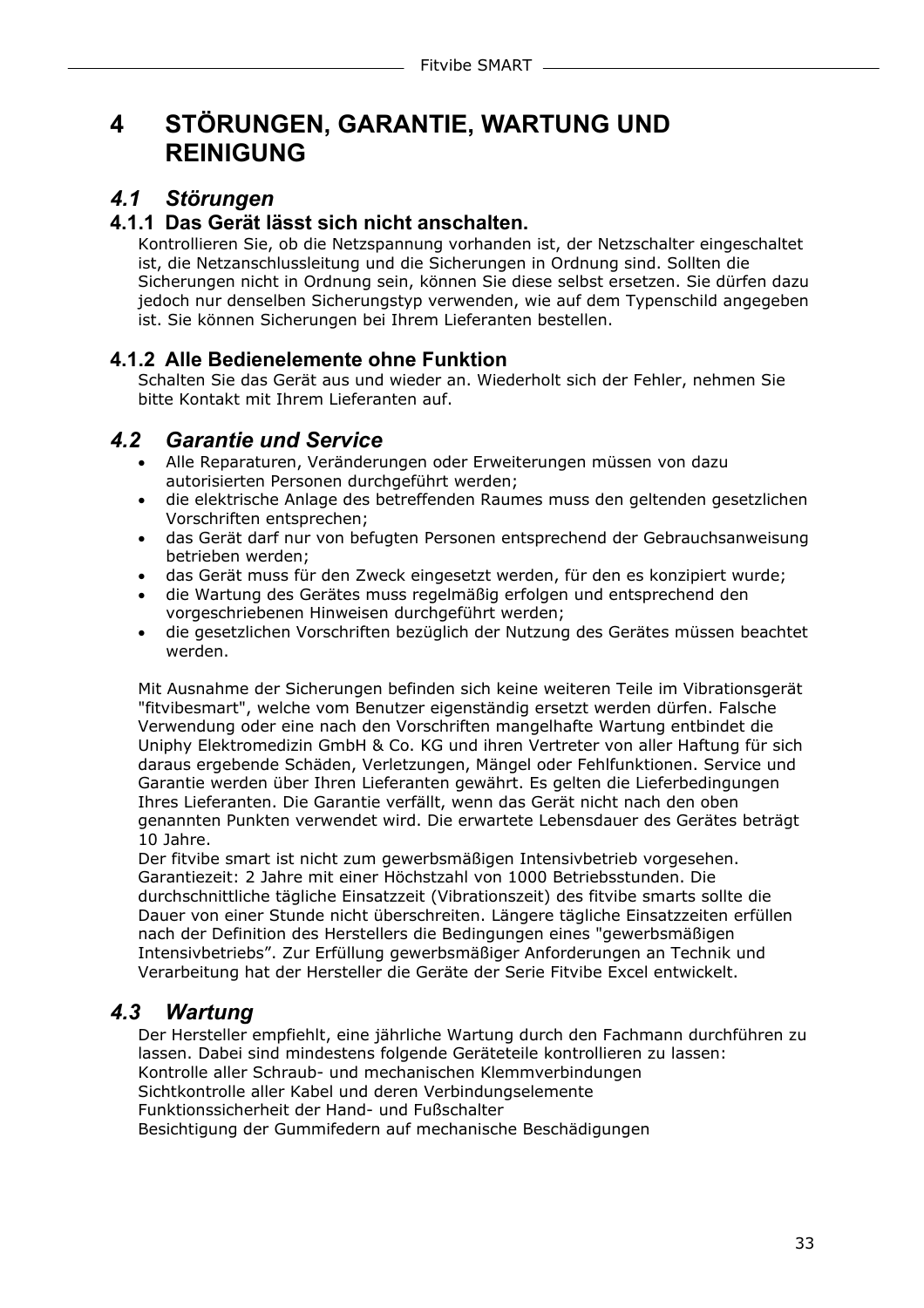# 4 STÖRUNGEN, GARANTIE, WARTUNG UND REINIGUNG

## *4.1 Störungen*

### 4.1.1 Das Gerät lässt sich nicht anschalten.

Kontrollieren Sie, ob die Netzspannung vorhanden ist, der Netzschalter eingeschaltet ist, die Netzanschlussleitung und die Sicherungen in Ordnung sind. Sollten die Sicherungen nicht in Ordnung sein, können Sie diese selbst ersetzen. Sie dürfen dazu jedoch nur denselben Sicherungstyp verwenden, wie auf dem Typenschild angegeben ist. Sie können Sicherungen bei Ihrem Lieferanten bestellen.

### 4.1.2 Alle Bedienelemente ohne Funktion

Schalten Sie das Gerät aus und wieder an. Wiederholt sich der Fehler, nehmen Sie bitte Kontakt mit Ihrem Lieferanten auf.

## *4.2 Garantie und Service*

- Alle Reparaturen, Veränderungen oder Erweiterungen müssen von dazu autorisierten Personen durchgeführt werden;
- die elektrische Anlage des betreffenden Raumes muss den geltenden gesetzlichen Vorschriften entsprechen;
- das Gerät darf nur von befugten Personen entsprechend der Gebrauchsanweisung betrieben werden;
- das Gerät muss für den Zweck eingesetzt werden, für den es konzipiert wurde;
- die Wartung des Gerätes muss regelmäßig erfolgen und entsprechend den vorgeschriebenen Hinweisen durchgeführt werden;
- die gesetzlichen Vorschriften bezüglich der Nutzung des Gerätes müssen beachtet werden.

Mit Ausnahme der Sicherungen befinden sich keine weiteren Teile im Vibrationsgerät "fitvibesmart", welche vom Benutzer eigenständig ersetzt werden dürfen. Falsche Verwendung oder eine nach den Vorschriften mangelhafte Wartung entbindet die Uniphy Elektromedizin GmbH & Co. KG und ihren Vertreter von aller Haftung für sich daraus ergebende Schäden, Verletzungen, Mängel oder Fehlfunktionen. Service und Garantie werden über Ihren Lieferanten gewährt. Es gelten die Lieferbedingungen Ihres Lieferanten. Die Garantie verfällt, wenn das Gerät nicht nach den oben genannten Punkten verwendet wird. Die erwartete Lebensdauer des Gerätes beträgt 10 Jahre.
Der fitvibe smart ist nicht zum gewerbsmäßigen Intensivbetrieb vorgesehen. Garantiezeit: 2 Jahre mit einer Höchstzahl von 1000 Betriebsstunden. Die durchschnittliche tägliche Einsatzzeit (Vibrationszeit) des fitvibe smarts sollte die Dauer von einer Stunde nicht überschreiten. Längere tägliche Einsatzzeiten erfüllen nach der Definition des Herstellers die Bedingungen eines "gewerbsmäßigen Intensivbetriebs”. Zur Erfüllung gewerbsmäßiger Anforderungen an Technik und Verarbeitung hat der Hersteller die Geräte der Serie Fitvibe Excel entwickelt.

## *4.3 Wartung*

Der Hersteller empfiehlt, eine jährliche Wartung durch den Fachmann durchführen zu lassen. Dabei sind mindestens folgende Geräteteile kontrollieren zu lassen:
Kontrolle aller Schraub- und mechanischen Klemmverbindungen
Sichtkontrolle aller Kabel und deren Verbindungselemente
Funktionssicherheit der Hand- und Fußschalter
Besichtigung der Gummifedern auf mechanische Beschädigungen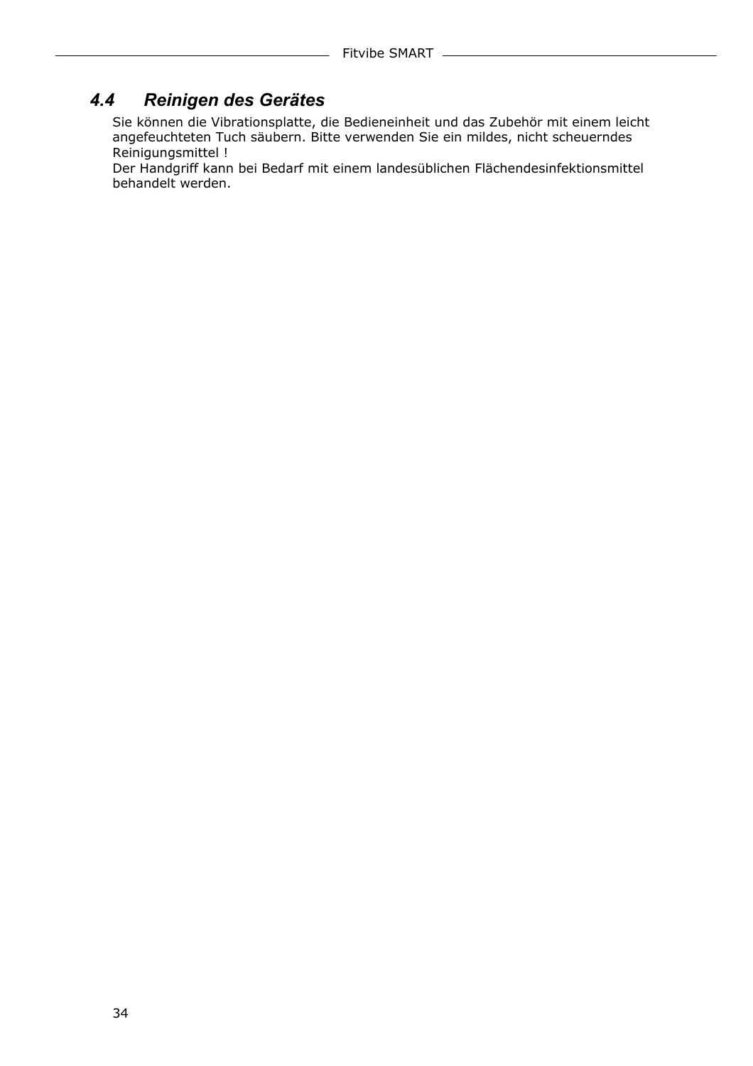### *4.4 Reinigen des Gerätes*

Sie können die Vibrationsplatte, die Bedieneinheit und das Zubehör mit einem leicht angefeuchteten Tuch säubern. Bitte verwenden Sie ein mildes, nicht scheuerndes Reinigungsmittel !
Der Handgriff kann bei Bedarf mit einem landesüblichen Flächendesinfektionsmittel behandelt werden.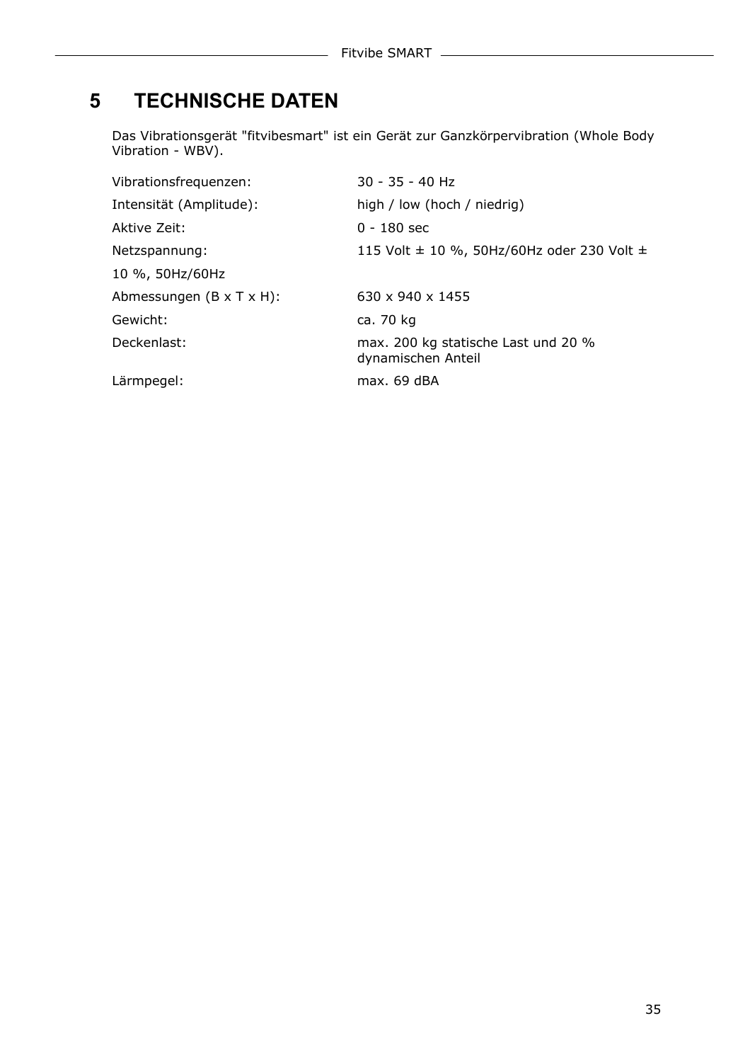# 5 TECHNISCHE DATEN

Das Vibrationsgerät "fitvibesmart" ist ein Gerät zur Ganzkörpervibration (Whole Body Vibration - WBV).

| | |
|---|---|
| Vibrationsfrequenzen: | 30 - 35 - 40 Hz |
| Intensität (Amplitude): | high / low (hoch / niedrig) |
| Aktive Zeit: | 0 - 180 sec |
| Netzspannung: | 115 Volt ± 10 %, 50Hz/60Hz oder 230 Volt ± 10 %, 50Hz/60Hz |
| Abmessungen (B x T x H): | 630 x 940 x 1455 |
| Gewicht: | ca. 70 kg |
| Deckenlast: | max. 200 kg statische Last und 20 % dynamischen Anteil |
| Lärmpegel: | max. 69 dBA |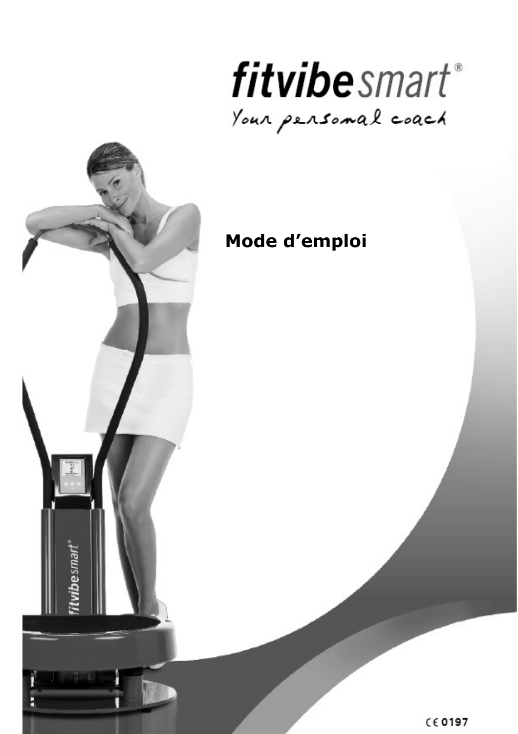# fitvibe smart®

*Your personal coach*

## Mode d'emploi

CE 0197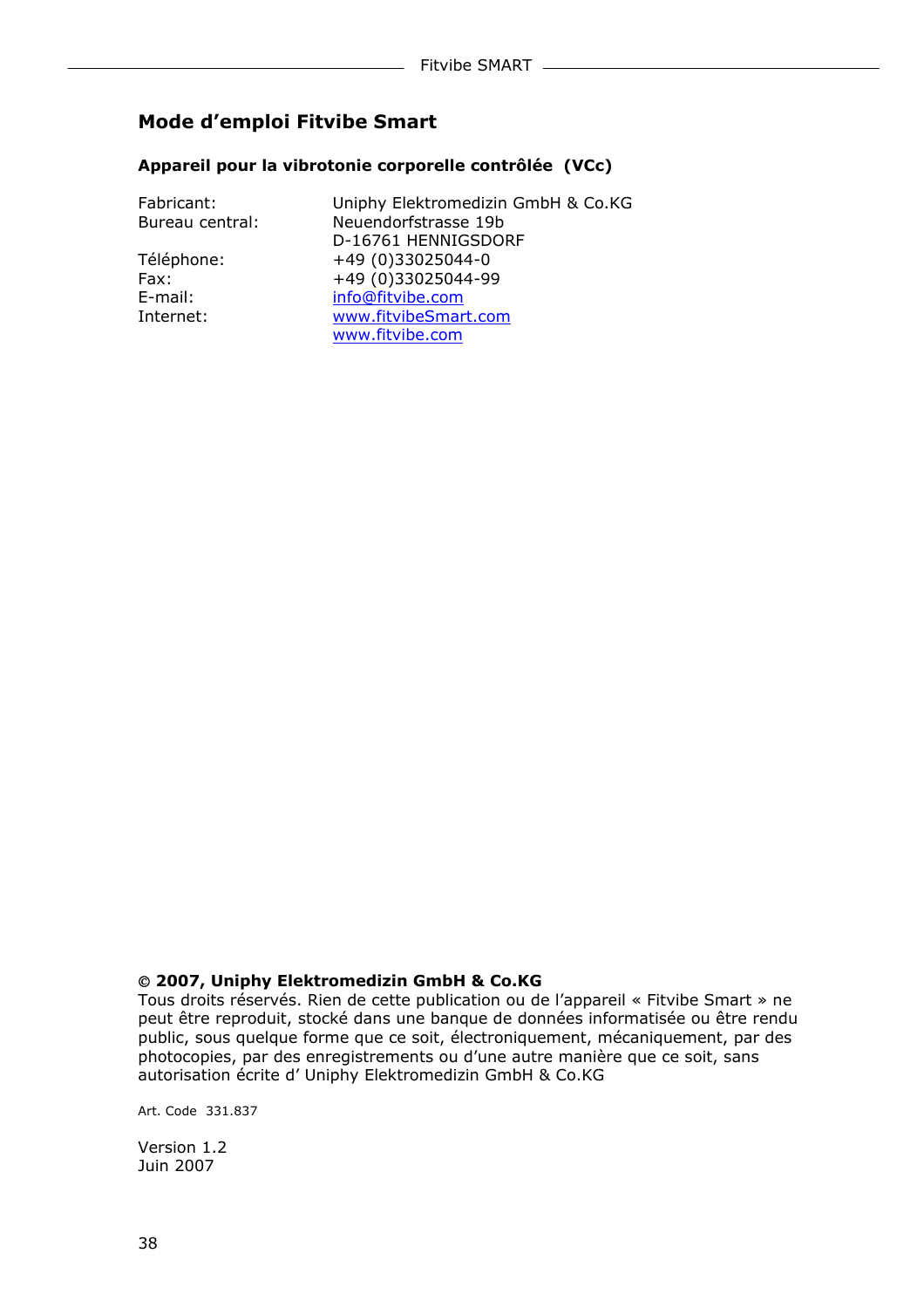## Mode d’emploi Fitvibe Smart

**Appareil pour la vibrotonie corporelle contrôlée (VCc)**

| | |
|---|---|
| Fabricant: | Uniphy Elektromedizin GmbH & Co.KG |
| Bureau central: | Neuendorfstrasse 19b<br>D-16761 HENNIGSDORF |
| Téléphone: | +49 (0)33025044-0 |
| Fax: | +49 (0)33025044-99 |
| E-mail: | info@fitvibe.com |
| Internet: | www.fitvibeSmart.com<br>www.fitvibe.com |

**© 2007, Uniphy Elektromedizin GmbH & Co.KG**
Tous droits réservés. Rien de cette publication ou de l’appareil « Fitvibe Smart » ne peut être reproduit, stocké dans une banque de données informatisée ou être rendu public, sous quelque forme que ce soit, électroniquement, mécaniquement, par des photocopies, par des enregistrements ou d’une autre manière que ce soit, sans autorisation écrite d’ Uniphy Elektromedizin GmbH & Co.KG

Art. Code 331.837

Version 1.2
Juin 2007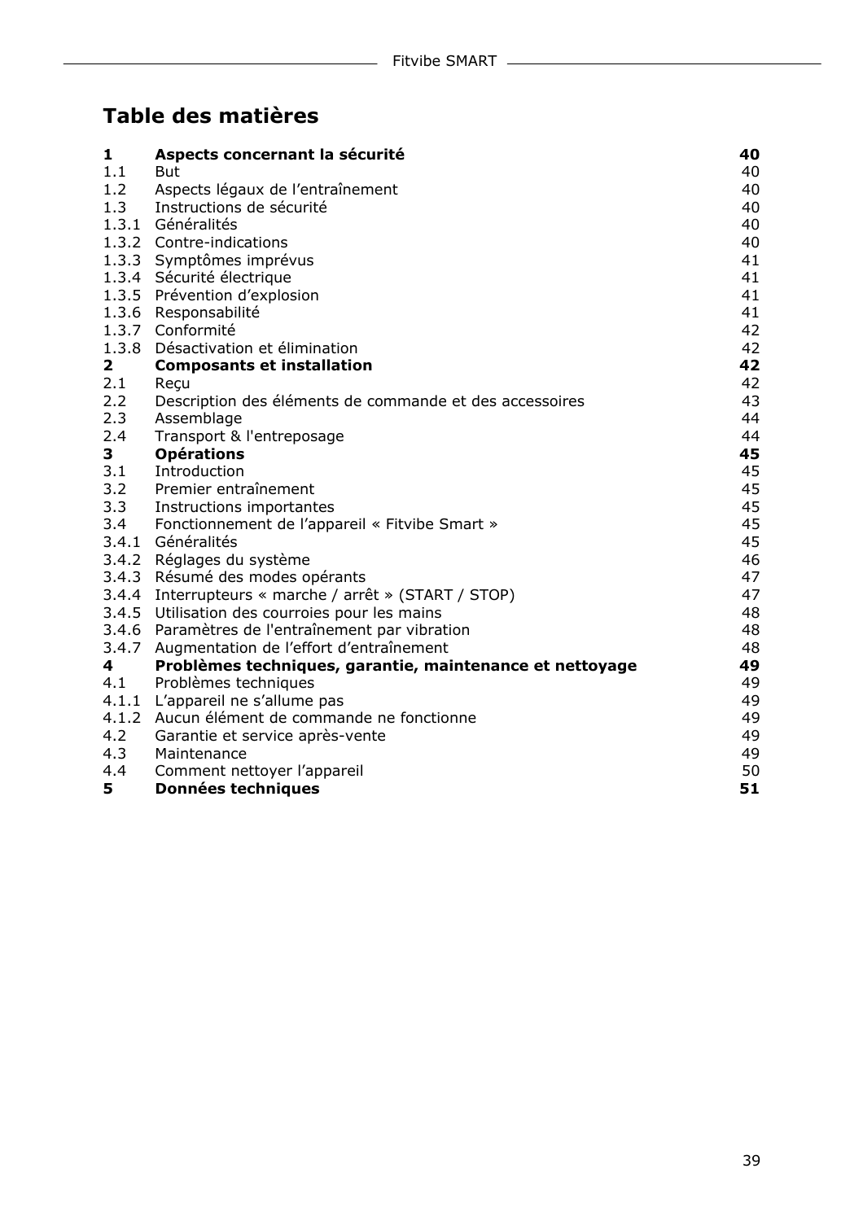# Table des matières

| | | |
|---|---|---|
| **1** | **Aspects concernant la sécurité** | **40** |
| 1.1 | But | 40 |
| 1.2 | Aspects légaux de l'entraînement | 40 |
| 1.3 | Instructions de sécurité | 40 |
| 1.3.1 | Généralités | 40 |
| 1.3.2 | Contre-indications | 40 |
| 1.3.3 | Symptômes imprévus | 41 |
| 1.3.4 | Sécurité électrique | 41 |
| 1.3.5 | Prévention d'explosion | 41 |
| 1.3.6 | Responsabilité | 41 |
| 1.3.7 | Conformité | 42 |
| 1.3.8 | Désactivation et élimination | 42 |
| **2** | **Composants et installation** | **42** |
| 2.1 | Reçu | 42 |
| 2.2 | Description des éléments de commande et des accessoires | 43 |
| 2.3 | Assemblage | 44 |
| 2.4 | Transport & l'entreposage | 44 |
| **3** | **Opérations** | **45** |
| 3.1 | Introduction | 45 |
| 3.2 | Premier entraînement | 45 |
| 3.3 | Instructions importantes | 45 |
| 3.4 | Fonctionnement de l'appareil « Fitvibe Smart » | 45 |
| 3.4.1 | Généralités | 45 |
| 3.4.2 | Réglages du système | 46 |
| 3.4.3 | Résumé des modes opérants | 47 |
| 3.4.4 | Interrupteurs « marche / arrêt » (START / STOP) | 47 |
| 3.4.5 | Utilisation des courroies pour les mains | 48 |
| 3.4.6 | Paramètres de l'entraînement par vibration | 48 |
| 3.4.7 | Augmentation de l'effort d'entraînement | 48 |
| **4** | **Problèmes techniques, garantie, maintenance et nettoyage** | **49** |
| 4.1 | Problèmes techniques | 49 |
| 4.1.1 | L'appareil ne s'allume pas | 49 |
| 4.1.2 | Aucun élément de commande ne fonctionne | 49 |
| 4.2 | Garantie et service après-vente | 49 |
| 4.3 | Maintenance | 49 |
| 4.4 | Comment nettoyer l'appareil | 50 |
| **5** | **Données techniques** | **51** |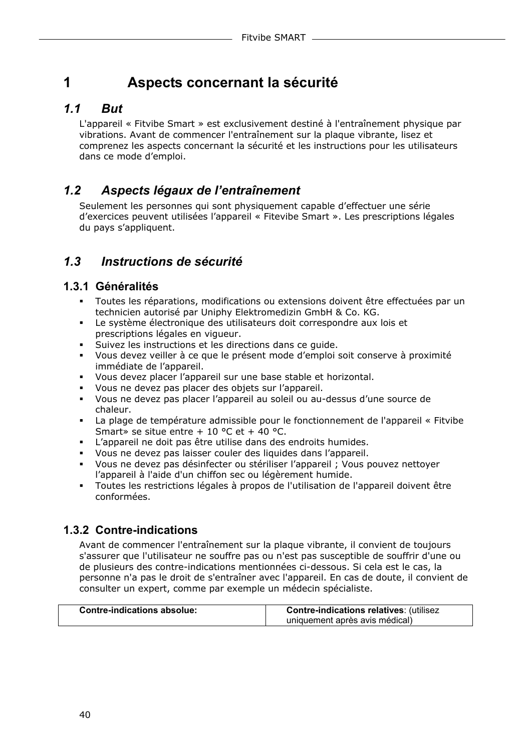# 1 Aspects concernant la sécurité

## *1.1 But*

L'appareil « Fitvibe Smart » est exclusivement destiné à l'entraînement physique par vibrations. Avant de commencer l'entraînement sur la plaque vibrante, lisez et comprenez les aspects concernant la sécurité et les instructions pour les utilisateurs dans ce mode d'emploi.

## *1.2 Aspects légaux de l'entraînement*

Seulement les personnes qui sont physiquement capable d'effectuer une série d'exercices peuvent utilisées l'appareil « Fitevibe Smart ». Les prescriptions légales du pays s'appliquent.

## *1.3 Instructions de sécurité*

### 1.3.1 Généralités

- Toutes les réparations, modifications ou extensions doivent être effectuées par un technicien autorisé par Uniphy Elektromedizin GmbH & Co. KG.
- Le système électronique des utilisateurs doit correspondre aux lois et prescriptions légales en vigueur.
- Suivez les instructions et les directions dans ce guide.
- Vous devez veiller à ce que le présent mode d'emploi soit conserve à proximité immédiate de l'appareil.
- Vous devez placer l'appareil sur une base stable et horizontal.
- Vous ne devez pas placer des objets sur l'appareil.
- Vous ne devez pas placer l'appareil au soleil ou au-dessus d'une source de chaleur.
- La plage de température admissible pour le fonctionnement de l'appareil « Fitvibe Smart» se situe entre + 10 °C et + 40 °C.
- L'appareil ne doit pas être utilise dans des endroits humides.
- Vous ne devez pas laisser couler des liquides dans l'appareil.
- Vous ne devez pas désinfecter ou stériliser l'appareil ; Vous pouvez nettoyer l'appareil à l'aide d'un chiffon sec ou légèrement humide.
- Toutes les restrictions légales à propos de l'utilisation de l'appareil doivent être conformées.

### 1.3.2 Contre-indications

Avant de commencer l'entraînement sur la plaque vibrante, il convient de toujours s'assurer que l'utilisateur ne souffre pas ou n'est pas susceptible de souffrir d'une ou de plusieurs des contre-indications mentionnées ci-dessous. Si cela est le cas, la personne n'a pas le droit de s'entraîner avec l'appareil. En cas de doute, il convient de consulter un expert, comme par exemple un médecin spécialiste.

| **Contre-indications absolue:** | **Contre-indications relatives**: (utilisez uniquement après avis médical) |
|---|---|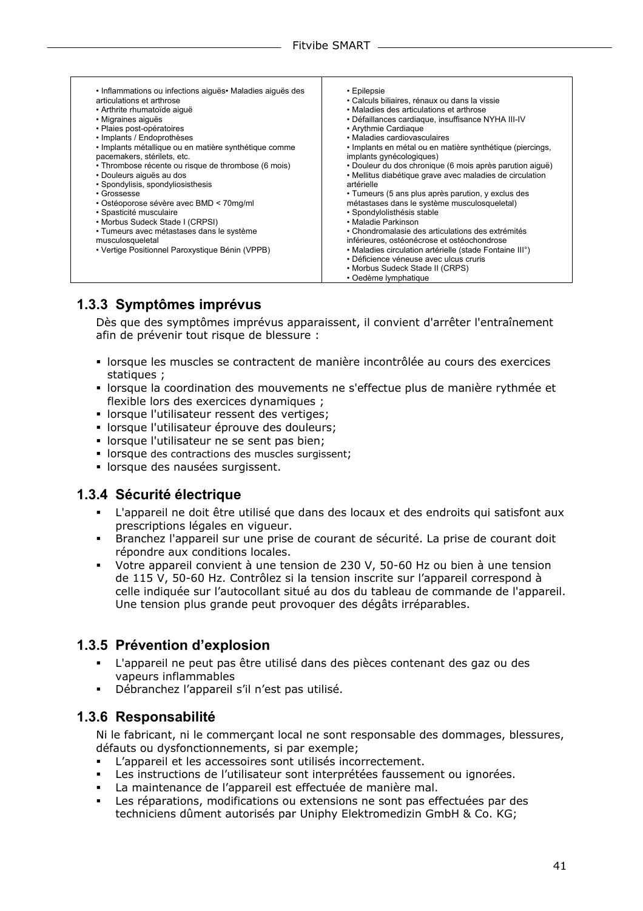| • Inflammations ou infections aiguës• Maladies aiguës des articulations et arthrose<br>• Arthrite rhumatoïde aiguë<br>• Migraines aiguës<br>• Plaies post-opératoires<br>• Implants / Endoprothèses<br>• Implants métallique ou en matière synthétique comme pacemakers, stérilets, etc.<br>• Thrombose récente ou risque de thrombose (6 mois)<br>• Douleurs aiguës au dos<br>• Spondylisis, spondyliosisthesis<br>• Grossesse<br>• Ostéoporose sévère avec BMD < 70mg/ml<br>• Spasticité musculaire<br>• Morbus Sudeck Stade I (CRPSI)<br>• Tumeurs avec métastases dans le système musculosqueletal<br>• Vertige Positionnel Paroxystique Bénin (VPPB) | • Epilepsie<br>• Calculs biliaires, rénaux ou dans la vissie<br>• Maladies des articulations et arthrose<br>• Défaillances cardiaque, insuffisance NYHA III-IV<br>• Arythmie Cardiaque<br>• Maladies cardiovasculaires<br>• Implants en métal ou en matière synthétique (piercings, implants gynécologiques)<br>• Douleur du dos chronique (6 mois après parution aiguë)<br>• Mellitus diabétique grave avec maladies de circulation artérielle<br>• Tumeurs (5 ans plus après parution, y exclus des métastases dans le système musculosqueletal)<br>• Spondylolisthésis stable<br>• Maladie Parkinson<br>• Chondromalasie des articulations des extrémités inférieures, ostéonécrose et ostéochondrose<br>• Maladies circulation artérielle (stade Fontaine III°)<br>• Déficience véneuse avec ulcus cruris<br>• Morbus Sudeck Stade II (CRPS)<br>• Oedème lymphatique |
|---|---|

### 1.3.3 Symptômes imprévus

Dès que des symptômes imprévus apparaissent, il convient d'arrêter l'entraînement afin de prévenir tout risque de blessure :

- lorsque les muscles se contractent de manière incontrôlée au cours des exercices statiques ;
- lorsque la coordination des mouvements ne s'effectue plus de manière rythmée et flexible lors des exercices dynamiques ;
- lorsque l'utilisateur ressent des vertiges;
- lorsque l'utilisateur éprouve des douleurs;
- lorsque l'utilisateur ne se sent pas bien;
- lorsque des contractions des muscles surgissent;
- lorsque des nausées surgissent.

### 1.3.4 Sécurité électrique

- L'appareil ne doit être utilisé que dans des locaux et des endroits qui satisfont aux prescriptions légales en vigueur.
- Branchez l'appareil sur une prise de courant de sécurité. La prise de courant doit répondre aux conditions locales.
- Votre appareil convient à une tension de 230 V, 50-60 Hz ou bien à une tension de 115 V, 50-60 Hz. Contrôlez si la tension inscrite sur l'appareil correspond à celle indiquée sur l'autocollant situé au dos du tableau de commande de l'appareil. Une tension plus grande peut provoquer des dégâts irréparables.

### 1.3.5 Prévention d'explosion

- L'appareil ne peut pas être utilisé dans des pièces contenant des gaz ou des vapeurs inflammables
- Débranchez l'appareil s'il n'est pas utilisé.

### 1.3.6 Responsabilité

Ni le fabricant, ni le commerçant local ne sont responsable des dommages, blessures, défauts ou dysfonctionnements, si par exemple;

- L'appareil et les accessoires sont utilisés incorrectement.
- Les instructions de l'utilisateur sont interprétées faussement ou ignorées.
- La maintenance de l'appareil est effectuée de manière mal.
- Les réparations, modifications ou extensions ne sont pas effectuées par des techniciens dûment autorisés par Uniphy Elektromedizin GmbH & Co. KG;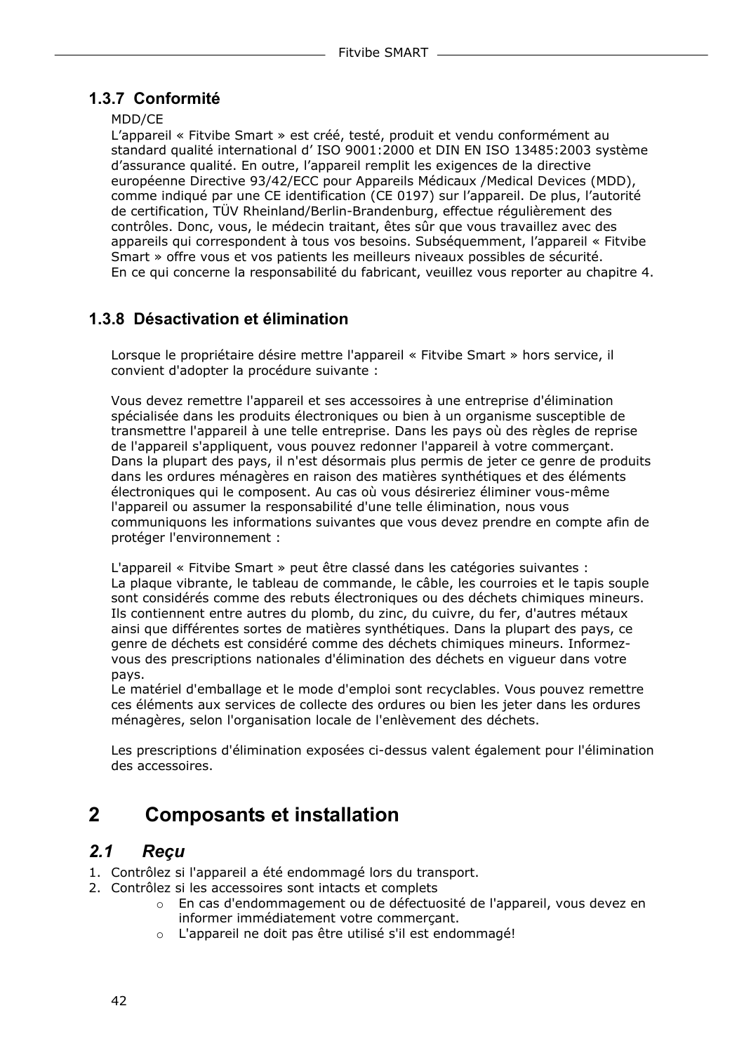### 1.3.7 Conformité

MDD/CE
L'appareil « Fitvibe Smart » est créé, testé, produit et vendu conformément au standard qualité international d' ISO 9001:2000 et DIN EN ISO 13485:2003 système d'assurance qualité. En outre, l'appareil remplit les exigences de la directive européenne Directive 93/42/ECC pour Appareils Médicaux /Medical Devices (MDD), comme indiqué par une CE identification (CE 0197) sur l'appareil. De plus, l'autorité de certification, TÜV Rheinland/Berlin-Brandenburg, effectue régulièrement des contrôles. Donc, vous, le médecin traitant, êtes sûr que vous travaillez avec des appareils qui correspondent à tous vos besoins. Subséquemment, l'appareil « Fitvibe Smart » offre vous et vos patients les meilleurs niveaux possibles de sécurité.
En ce qui concerne la responsabilité du fabricant, veuillez vous reporter au chapitre 4.

### 1.3.8 Désactivation et élimination

Lorsque le propriétaire désire mettre l'appareil « Fitvibe Smart » hors service, il convient d'adopter la procédure suivante :

Vous devez remettre l'appareil et ses accessoires à une entreprise d'élimination spécialisée dans les produits électroniques ou bien à un organisme susceptible de transmettre l'appareil à une telle entreprise. Dans les pays où des règles de reprise de l'appareil s'appliquent, vous pouvez redonner l'appareil à votre commerçant. Dans la plupart des pays, il n'est désormais plus permis de jeter ce genre de produits dans les ordures ménagères en raison des matières synthétiques et des éléments électroniques qui le composent. Au cas où vous désireriez éliminer vous-même l'appareil ou assumer la responsabilité d'une telle élimination, nous vous communiquons les informations suivantes que vous devez prendre en compte afin de protéger l'environnement :

L'appareil « Fitvibe Smart » peut être classé dans les catégories suivantes :
La plaque vibrante, le tableau de commande, le câble, les courroies et le tapis souple sont considérés comme des rebuts électroniques ou des déchets chimiques mineurs. Ils contiennent entre autres du plomb, du zinc, du cuivre, du fer, d'autres métaux ainsi que différentes sortes de matières synthétiques. Dans la plupart des pays, ce genre de déchets est considéré comme des déchets chimiques mineurs. Informez-vous des prescriptions nationales d'élimination des déchets en vigueur dans votre pays.
Le matériel d'emballage et le mode d'emploi sont recyclables. Vous pouvez remettre ces éléments aux services de collecte des ordures ou bien les jeter dans les ordures ménagères, selon l'organisation locale de l'enlèvement des déchets.

Les prescriptions d'élimination exposées ci-dessus valent également pour l'élimination des accessoires.

# 2 Composants et installation

## *2.1 Reçu*

1. Contrôlez si l'appareil a été endommagé lors du transport.
2. Contrôlez si les accessoires sont intacts et complets
   - En cas d'endommagement ou de défectuosité de l'appareil, vous devez en informer immédiatement votre commerçant.
   - L'appareil ne doit pas être utilisé s'il est endommagé!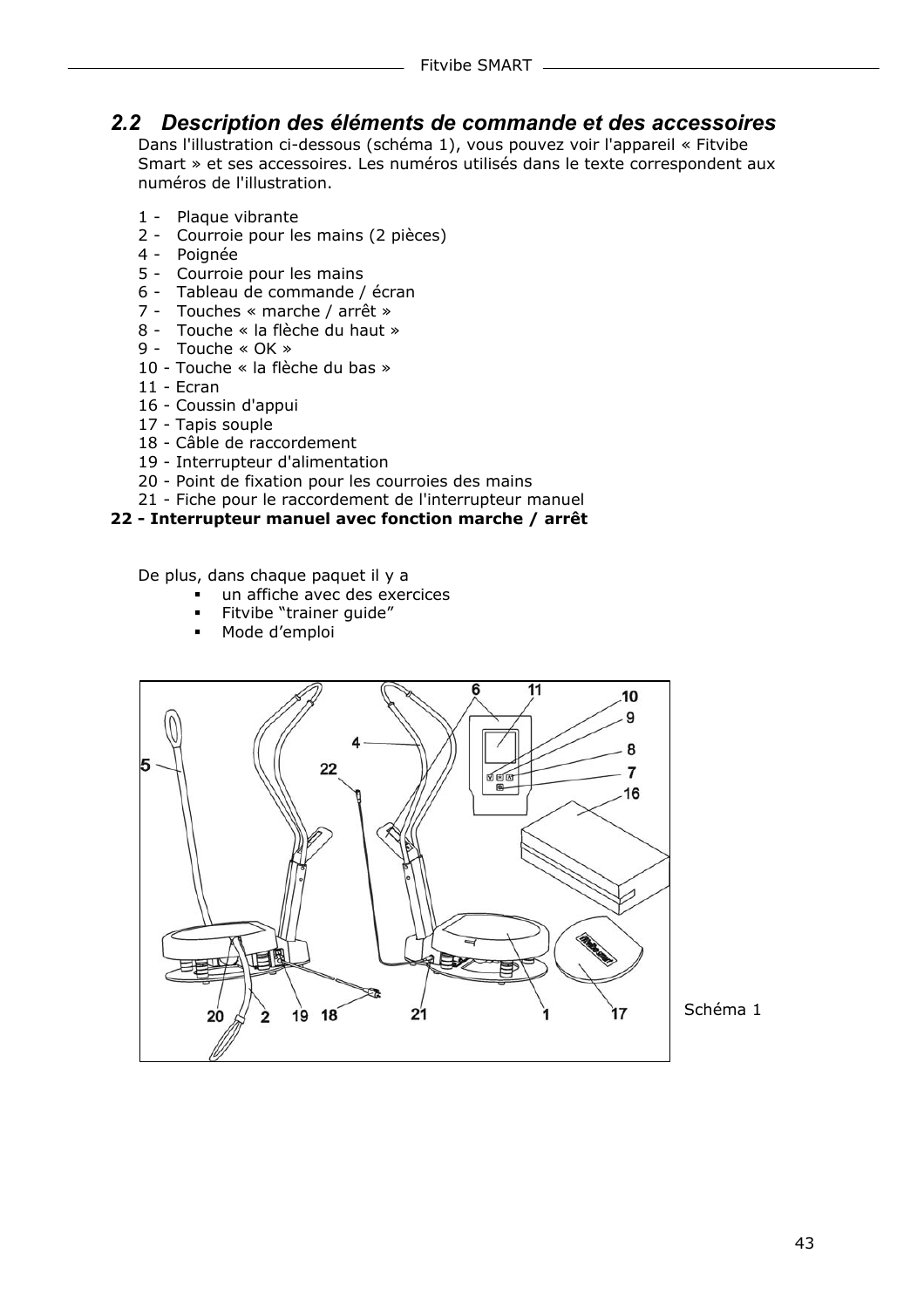## 2.2 Description des éléments de commande et des accessoires

Dans l'illustration ci-dessous (schéma 1), vous pouvez voir l'appareil « Fitvibe Smart » et ses accessoires. Les numéros utilisés dans le texte correspondent aux numéros de l'illustration.

1 - Plaque vibrante
2 - Courroie pour les mains (2 pièces)
4 - Poignée
5 - Courroie pour les mains
6 - Tableau de commande / écran
7 - Touches « marche / arrêt »
8 - Touche « la flèche du haut »
9 - Touche « OK »
10 - Touche « la flèche du bas »
11 - Ecran
16 - Coussin d'appui
17 - Tapis souple
18 - Câble de raccordement
19 - Interrupteur d'alimentation
20 - Point de fixation pour les courroies des mains
21 - Fiche pour le raccordement de l'interrupteur manuel
**22 - Interrupteur manuel avec fonction marche / arrêt**

De plus, dans chaque paquet il y a

- un affiche avec des exercices
- Fitvibe "trainer guide"
- Mode d'emploi

Schéma 1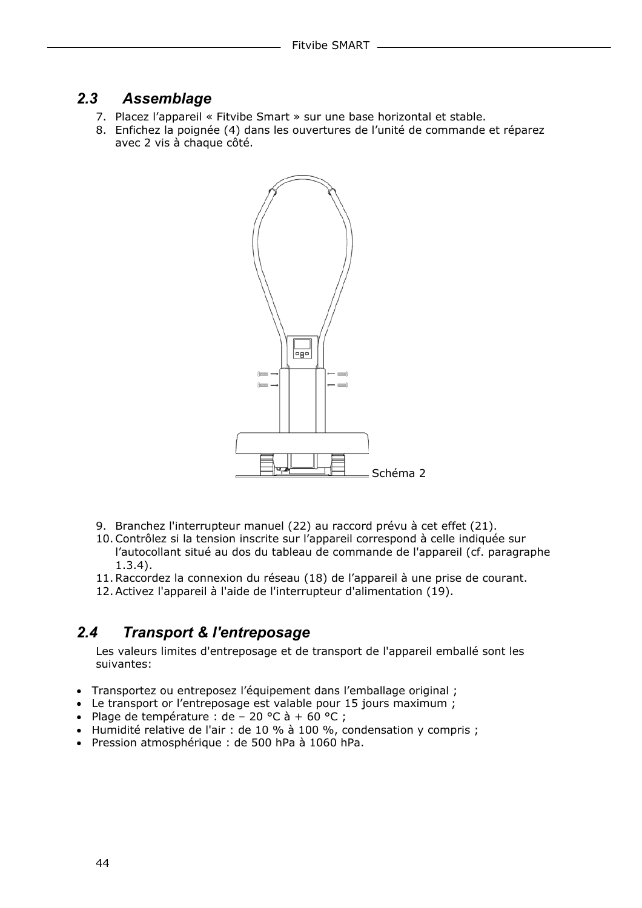## 2.3 Assemblage

7. Placez l'appareil « Fitvibe Smart » sur une base horizontal et stable.
8. Enfichez la poignée (4) dans les ouvertures de l'unité de commande et réparez avec 2 vis à chaque côté.

Schéma 2

9. Branchez l'interrupteur manuel (22) au raccord prévu à cet effet (21).
10. Contrôlez si la tension inscrite sur l'appareil correspond à celle indiquée sur l'autocollant situé au dos du tableau de commande de l'appareil (cf. paragraphe 1.3.4).
11. Raccordez la connexion du réseau (18) de l'appareil à une prise de courant.
12. Activez l'appareil à l'aide de l'interrupteur d'alimentation (19).

## 2.4 Transport & l'entreposage

Les valeurs limites d'entreposage et de transport de l'appareil emballé sont les suivantes:

- Transportez ou entreposez l'équipement dans l'emballage original ;
- Le transport or l'entreposage est valable pour 15 jours maximum ;
- Plage de température : de – 20 °C à + 60 °C ;
- Humidité relative de l'air : de 10 % à 100 %, condensation y compris ;
- Pression atmosphérique : de 500 hPa à 1060 hPa.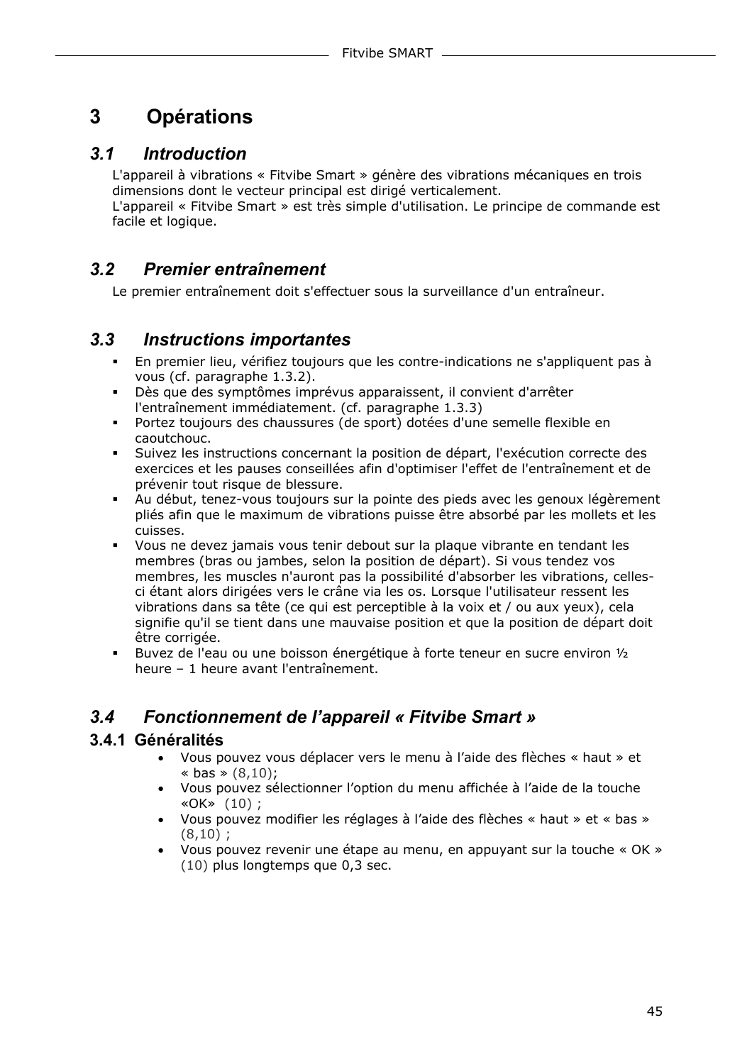# 3 Opérations

## *3.1 Introduction*

L'appareil à vibrations « Fitvibe Smart » génère des vibrations mécaniques en trois dimensions dont le vecteur principal est dirigé verticalement.
L'appareil « Fitvibe Smart » est très simple d'utilisation. Le principe de commande est facile et logique.

## *3.2 Premier entraînement*

Le premier entraînement doit s'effectuer sous la surveillance d'un entraîneur.

## *3.3 Instructions importantes*

- En premier lieu, vérifiez toujours que les contre-indications ne s'appliquent pas à vous (cf. paragraphe 1.3.2).
- Dès que des symptômes imprévus apparaissent, il convient d'arrêter l'entraînement immédiatement. (cf. paragraphe 1.3.3)
- Portez toujours des chaussures (de sport) dotées d'une semelle flexible en caoutchouc.
- Suivez les instructions concernant la position de départ, l'exécution correcte des exercices et les pauses conseillées afin d'optimiser l'effet de l'entraînement et de prévenir tout risque de blessure.
- Au début, tenez-vous toujours sur la pointe des pieds avec les genoux légèrement pliés afin que le maximum de vibrations puisse être absorbé par les mollets et les cuisses.
- Vous ne devez jamais vous tenir debout sur la plaque vibrante en tendant les membres (bras ou jambes, selon la position de départ). Si vous tendez vos membres, les muscles n'auront pas la possibilité d'absorber les vibrations, celles-ci étant alors dirigées vers le crâne via les os. Lorsque l'utilisateur ressent les vibrations dans sa tête (ce qui est perceptible à la voix et / ou aux yeux), cela signifie qu'il se tient dans une mauvaise position et que la position de départ doit être corrigée.
- Buvez de l'eau ou une boisson énergétique à forte teneur en sucre environ ½ heure – 1 heure avant l'entraînement.

## *3.4 Fonctionnement de l'appareil « Fitvibe Smart »*

### 3.4.1 Généralités

- Vous pouvez vous déplacer vers le menu à l'aide des flèches « haut » et « bas » (8,10);
- Vous pouvez sélectionner l'option du menu affichée à l'aide de la touche «OK» (10) ;
- Vous pouvez modifier les réglages à l'aide des flèches « haut » et « bas » (8,10) ;
- Vous pouvez revenir une étape au menu, en appuyant sur la touche « OK » (10) plus longtemps que 0,3 sec.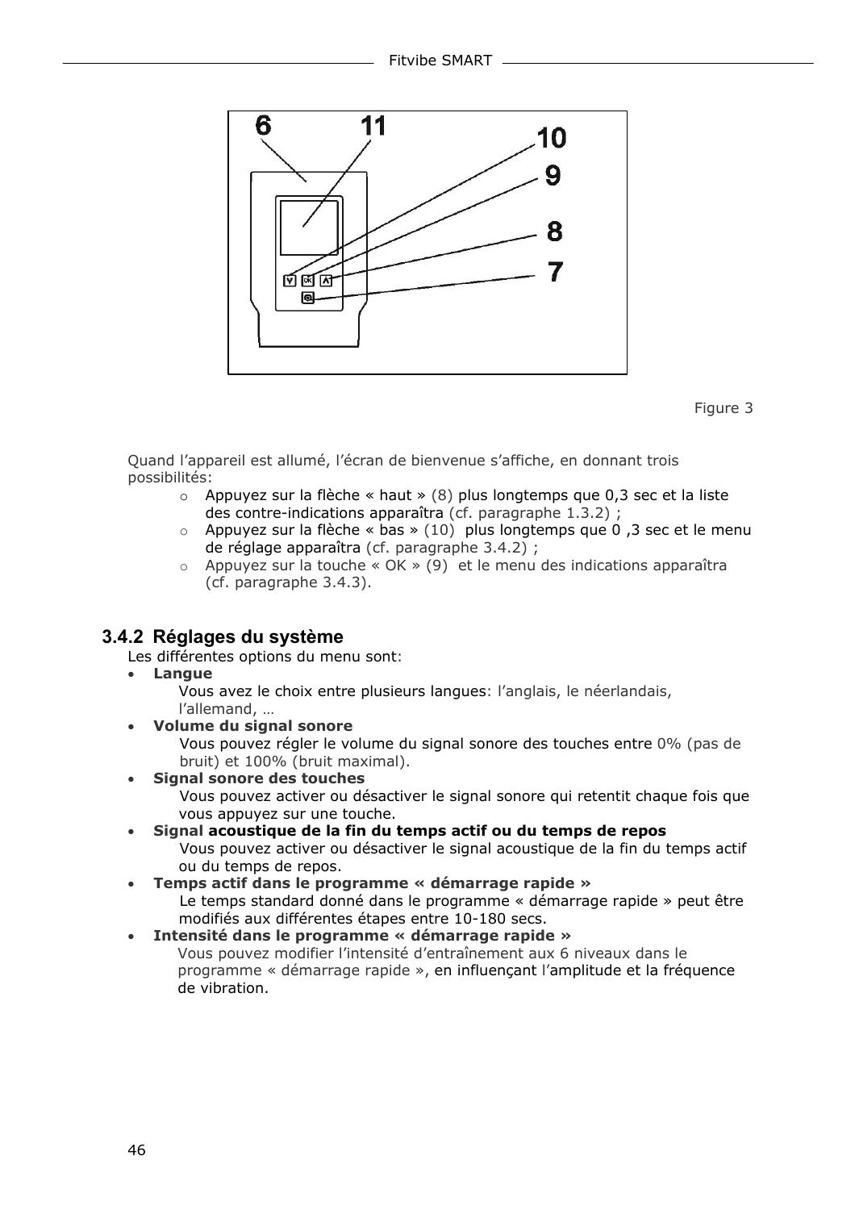Figure 3

Quand l'appareil est allumé, l'écran de bienvenue s'affiche, en donnant trois possibilités:

- Appuyez sur la flèche « haut » (8) plus longtemps que 0,3 sec et la liste des contre-indications apparaîtra (cf. paragraphe 1.3.2) ;
- Appuyez sur la flèche « bas » (10) plus longtemps que 0 ,3 sec et le menu de réglage apparaîtra (cf. paragraphe 3.4.2) ;
- Appuyez sur la touche « OK » (9) et le menu des indications apparaîtra (cf. paragraphe 3.4.3).

### 3.4.2 Réglages du système

Les différentes options du menu sont:

- **Langue**
  Vous avez le choix entre plusieurs langues: l'anglais, le néerlandais, l'allemand, …
- **Volume du signal sonore**
  Vous pouvez régler le volume du signal sonore des touches entre 0% (pas de bruit) et 100% (bruit maximal).
- **Signal sonore des touches**
  Vous pouvez activer ou désactiver le signal sonore qui retentit chaque fois que vous appuyez sur une touche.
- **Signal acoustique de la fin du temps actif ou du temps de repos**
  Vous pouvez activer ou désactiver le signal acoustique de la fin du temps actif ou du temps de repos.
- **Temps actif dans le programme « démarrage rapide »**
  Le temps standard donné dans le programme « démarrage rapide » peut être modifiés aux différentes étapes entre 10-180 secs.
- **Intensité dans le programme « démarrage rapide »**
  Vous pouvez modifier l'intensité d'entraînement aux 6 niveaux dans le programme « démarrage rapide », en influençant l'amplitude et la fréquence de vibration.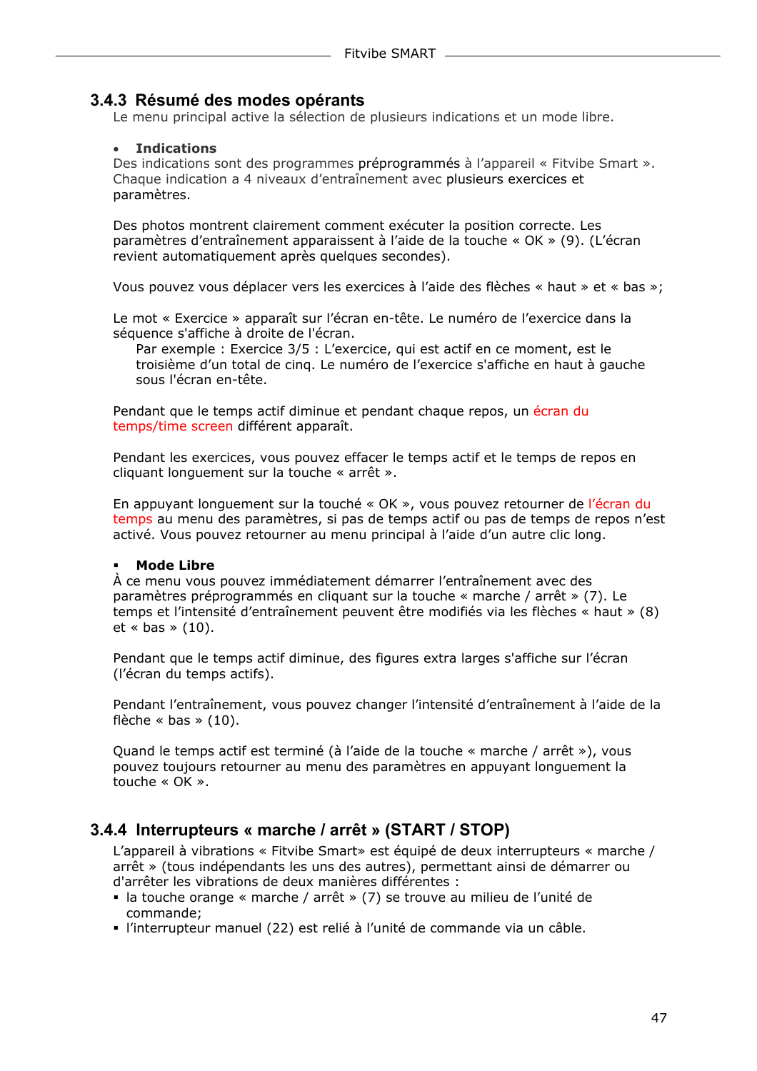### 3.4.3 Résumé des modes opérants

Le menu principal active la sélection de plusieurs indications et un mode libre.

- **Indications**

Des indications sont des programmes préprogrammés à l'appareil « Fitvibe Smart ». Chaque indication a 4 niveaux d'entraînement avec plusieurs exercices et paramètres.

Des photos montrent clairement comment exécuter la position correcte. Les paramètres d'entraînement apparaissent à l'aide de la touche « OK » (9). (L'écran revient automatiquement après quelques secondes).

Vous pouvez vous déplacer vers les exercices à l'aide des flèches « haut » et « bas »;

Le mot « Exercice » apparaît sur l'écran en-tête. Le numéro de l'exercice dans la séquence s'affiche à droite de l'écran.

> Par exemple : Exercice 3/5 : L'exercice, qui est actif en ce moment, est le troisième d'un total de cinq. Le numéro de l'exercice s'affiche en haut à gauche sous l'écran en-tête.

Pendant que le temps actif diminue et pendant chaque repos, un écran du temps/time screen différent apparaît.

Pendant les exercices, vous pouvez effacer le temps actif et le temps de repos en cliquant longuement sur la touche « arrêt ».

En appuyant longuement sur la touché « OK », vous pouvez retourner de l'écran du temps au menu des paramètres, si pas de temps actif ou pas de temps de repos n'est activé. Vous pouvez retourner au menu principal à l'aide d'un autre clic long.

- **Mode Libre**

À ce menu vous pouvez immédiatement démarrer l'entraînement avec des paramètres préprogrammés en cliquant sur la touche « marche / arrêt » (7). Le temps et l'intensité d'entraînement peuvent être modifiés via les flèches « haut » (8) et « bas » (10).

Pendant que le temps actif diminue, des figures extra larges s'affiche sur l'écran (l'écran du temps actifs).

Pendant l'entraînement, vous pouvez changer l'intensité d'entraînement à l'aide de la flèche « bas » (10).

Quand le temps actif est terminé (à l'aide de la touche « marche / arrêt »), vous pouvez toujours retourner au menu des paramètres en appuyant longuement la touche « OK ».

### 3.4.4 Interrupteurs « marche / arrêt » (START / STOP)

L'appareil à vibrations « Fitvibe Smart» est équipé de deux interrupteurs « marche / arrêt » (tous indépendants les uns des autres), permettant ainsi de démarrer ou d'arrêter les vibrations de deux manières différentes :

- la touche orange « marche / arrêt » (7) se trouve au milieu de l'unité de commande;
- l'interrupteur manuel (22) est relié à l'unité de commande via un câble.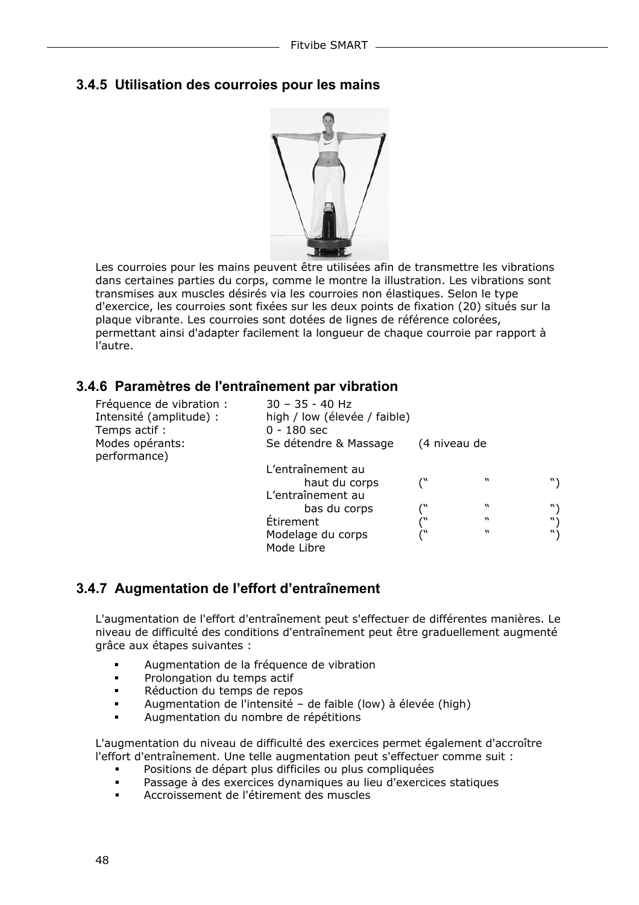### 3.4.5 Utilisation des courroies pour les mains

Les courroies pour les mains peuvent être utilisées afin de transmettre les vibrations dans certaines parties du corps, comme le montre la illustration. Les vibrations sont transmises aux muscles désirés via les courroies non élastiques. Selon le type d'exercice, les courroies sont fixées sur les deux points de fixation (20) situés sur la plaque vibrante. Les courroies sont dotées de lignes de référence colorées, permettant ainsi d'adapter facilement la longueur de chaque courroie par rapport à l'autre.

### 3.4.6 Paramètres de l'entraînement par vibration

| | | |
|---|---|---|
| Fréquence de vibration : | 30 – 35 - 40 Hz | |
| Intensité (amplitude) : | high / low (élevée / faible) | |
| Temps actif : | 0 - 180 sec | |
| Modes opérants: | Se détendre & Massage | (4 niveau de performance) |
| | L'entraînement au haut du corps | (" " ") |
| | L'entraînement au bas du corps | (" " ") |
| | Étirement | (" " ") |
| | Modelage du corps | (" " ") |
| | Mode Libre | |

### 3.4.7 Augmentation de l'effort d'entraînement

L'augmentation de l'effort d'entraînement peut s'effectuer de différentes manières. Le niveau de difficulté des conditions d'entraînement peut être graduellement augmenté grâce aux étapes suivantes :

- Augmentation de la fréquence de vibration
- Prolongation du temps actif
- Réduction du temps de repos
- Augmentation de l'intensité – de faible (low) à élevée (high)
- Augmentation du nombre de répétitions

L'augmentation du niveau de difficulté des exercices permet également d'accroître l'effort d'entraînement. Une telle augmentation peut s'effectuer comme suit :

- Positions de départ plus difficiles ou plus compliquées
- Passage à des exercices dynamiques au lieu d'exercices statiques
- Accroissement de l'étirement des muscles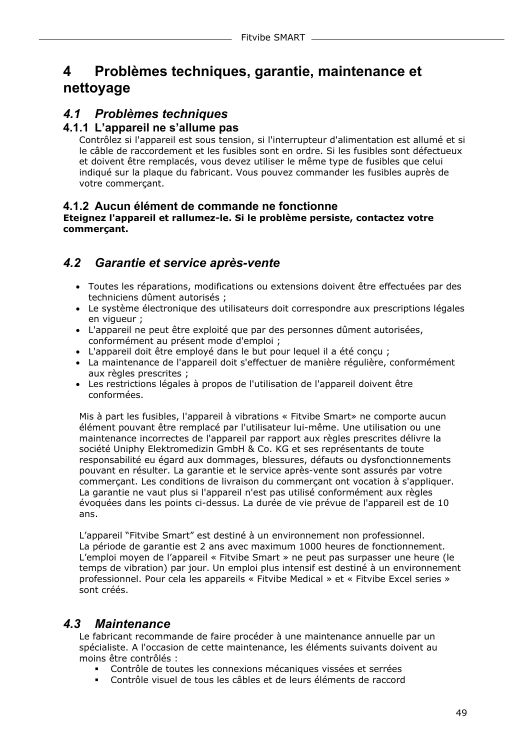# 4 Problèmes techniques, garantie, maintenance et nettoyage

## *4.1 Problèmes techniques*

### 4.1.1 L’appareil ne s’allume pas

Contrôlez si l'appareil est sous tension, si l'interrupteur d'alimentation est allumé et si le câble de raccordement et les fusibles sont en ordre. Si les fusibles sont défectueux et doivent être remplacés, vous devez utiliser le même type de fusibles que celui indiqué sur la plaque du fabricant. Vous pouvez commander les fusibles auprès de votre commerçant.

### 4.1.2 Aucun élément de commande ne fonctionne

**Eteignez l'appareil et rallumez-le. Si le problème persiste, contactez votre commerçant.**

## *4.2 Garantie et service après-vente*

- Toutes les réparations, modifications ou extensions doivent être effectuées par des techniciens dûment autorisés ;
- Le système électronique des utilisateurs doit correspondre aux prescriptions légales en vigueur ;
- L'appareil ne peut être exploité que par des personnes dûment autorisées, conformément au présent mode d'emploi ;
- L'appareil doit être employé dans le but pour lequel il a été conçu ;
- La maintenance de l'appareil doit s'effectuer de manière régulière, conformément aux règles prescrites ;
- Les restrictions légales à propos de l'utilisation de l'appareil doivent être conformées.

Mis à part les fusibles, l'appareil à vibrations « Fitvibe Smart» ne comporte aucun élément pouvant être remplacé par l'utilisateur lui-même. Une utilisation ou une maintenance incorrectes de l'appareil par rapport aux règles prescrites délivre la société Uniphy Elektromedizin GmbH & Co. KG et ses représentants de toute responsabilité eu égard aux dommages, blessures, défauts ou dysfonctionnements pouvant en résulter. La garantie et le service après-vente sont assurés par votre commerçant. Les conditions de livraison du commerçant ont vocation à s'appliquer. La garantie ne vaut plus si l'appareil n'est pas utilisé conformément aux règles évoquées dans les points ci-dessus. La durée de vie prévue de l'appareil est de 10 ans.

L’appareil “Fitvibe Smart” est destiné à un environnement non professionnel.
La période de garantie est 2 ans avec maximum 1000 heures de fonctionnement.
L’emploi moyen de l’appareil « Fitvibe Smart » ne peut pas surpasser une heure (le temps de vibration) par jour. Un emploi plus intensif est destiné à un environnement professionnel. Pour cela les appareils « Fitvibe Medical » et « Fitvibe Excel series » sont créés.

## *4.3 Maintenance*

Le fabricant recommande de faire procéder à une maintenance annuelle par un spécialiste. A l'occasion de cette maintenance, les éléments suivants doivent au moins être contrôlés :

- Contrôle de toutes les connexions mécaniques vissées et serrées
- Contrôle visuel de tous les câbles et de leurs éléments de raccord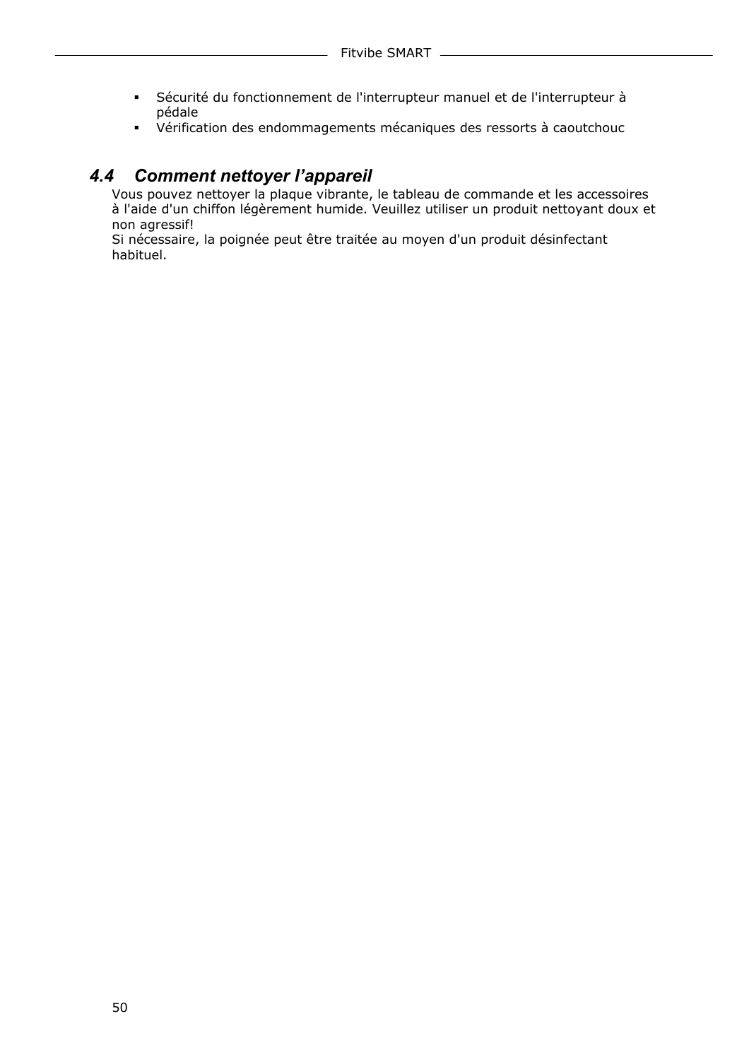- Sécurité du fonctionnement de l'interrupteur manuel et de l'interrupteur à pédale
- Vérification des endommagements mécaniques des ressorts à caoutchouc

### *4.4 Comment nettoyer l'appareil*

Vous pouvez nettoyer la plaque vibrante, le tableau de commande et les accessoires à l'aide d'un chiffon légèrement humide. Veuillez utiliser un produit nettoyant doux et non agressif!
Si nécessaire, la poignée peut être traitée au moyen d'un produit désinfectant habituel.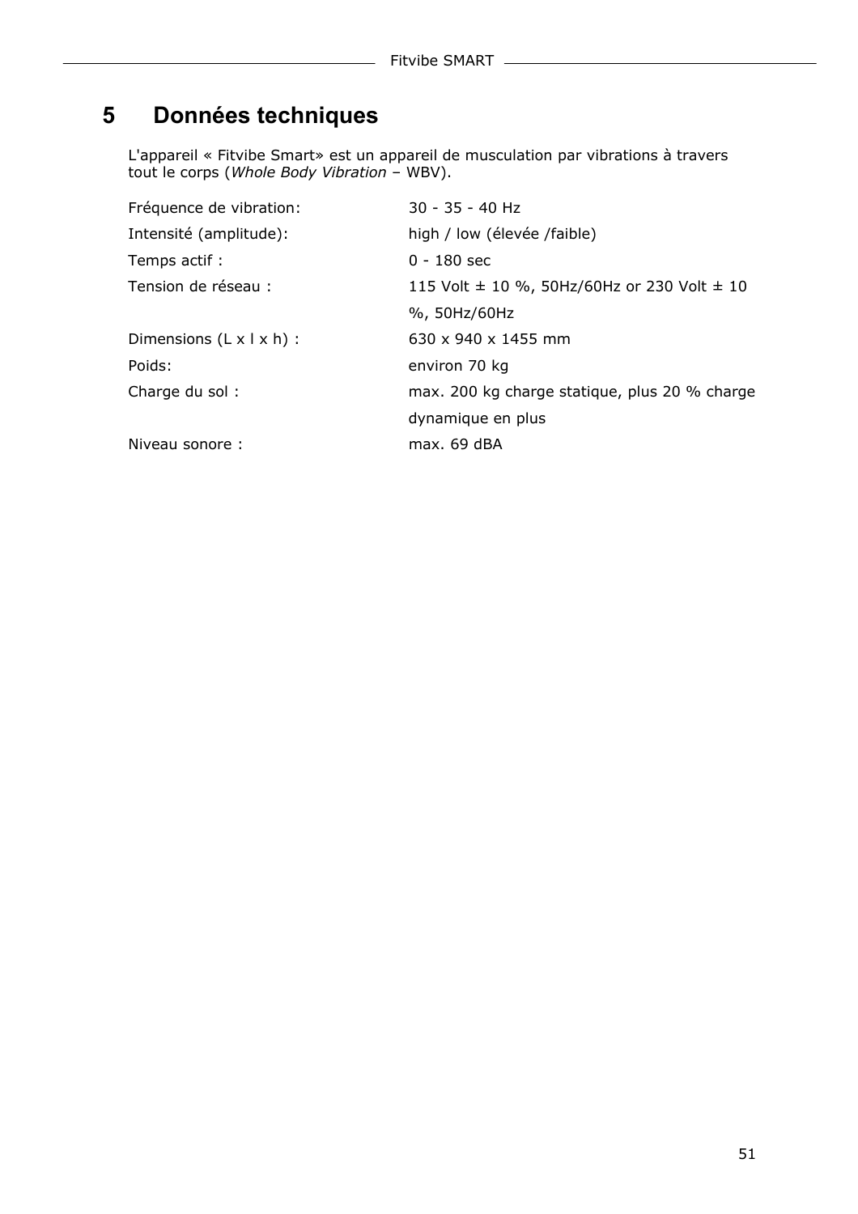# 5 Données techniques

L'appareil « Fitvibe Smart» est un appareil de musculation par vibrations à travers tout le corps (*Whole Body Vibration* – WBV).

| | |
|---|---|
| Fréquence de vibration: | 30 - 35 - 40 Hz |
| Intensité (amplitude): | high / low (élevée /faible) |
| Temps actif : | 0 - 180 sec |
| Tension de réseau : | 115 Volt ± 10 %, 50Hz/60Hz or 230 Volt ± 10 %, 50Hz/60Hz |
| Dimensions (L x l x h) : | 630 x 940 x 1455 mm |
| Poids: | environ 70 kg |
| Charge du sol : | max. 200 kg charge statique, plus 20 % charge dynamique en plus |
| Niveau sonore : | max. 69 dBA |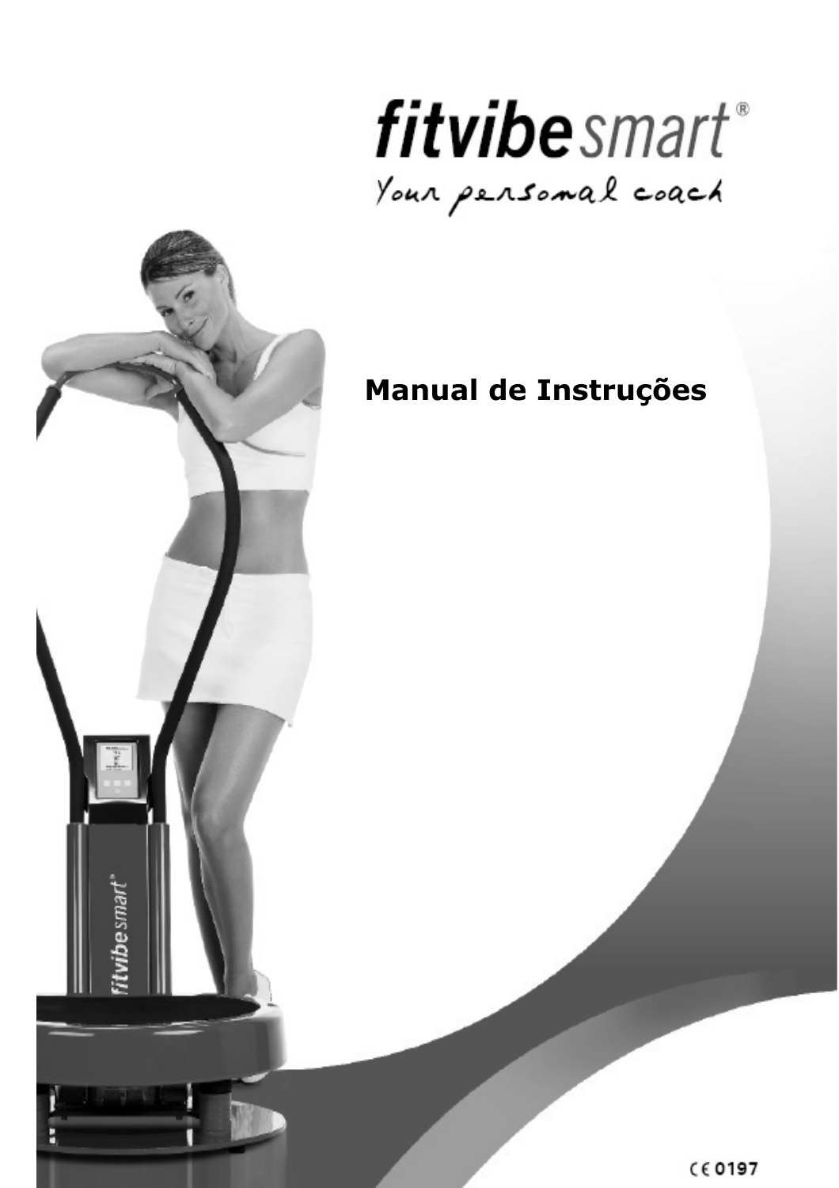# fitvibe smart®

*Your personal coach*

## Manual de Instruções

CE 0197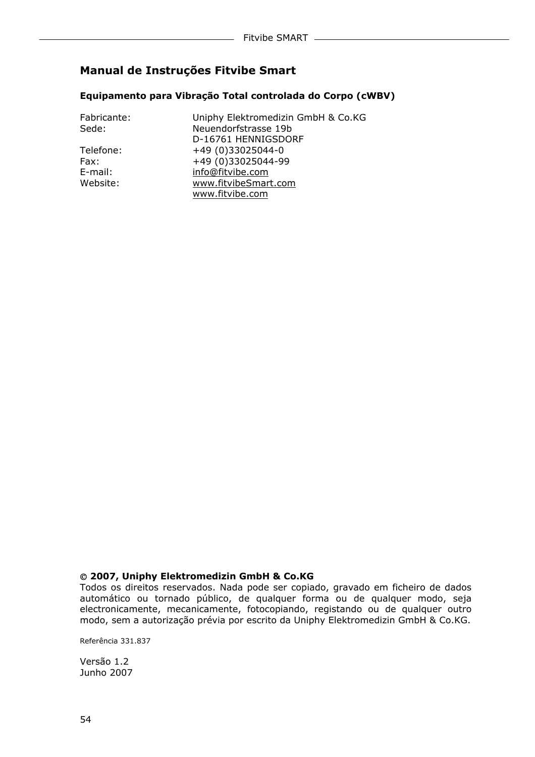## Manual de Instruções Fitvibe Smart

**Equipamento para Vibração Total controlada do Corpo (cWBV)**

| | |
|---|---|
| Fabricante: | Uniphy Elektromedizin GmbH & Co.KG |
| Sede: | Neuendorfstrasse 19b<br>D-16761 HENNIGSDORF |
| Telefone: | +49 (0)33025044-0 |
| Fax: | +49 (0)33025044-99 |
| E-mail: | info@fitvibe.com |
| Website: | www.fitvibeSmart.com<br>www.fitvibe.com |

**© 2007, Uniphy Elektromedizin GmbH & Co.KG**

Todos os direitos reservados. Nada pode ser copiado, gravado em ficheiro de dados automático ou tornado público, de qualquer forma ou de qualquer modo, seja electronicamente, mecanicamente, fotocopiando, registando ou de qualquer outro modo, sem a autorização prévia por escrito da Uniphy Elektromedizin GmbH & Co.KG.

Referência 331.837

Versão 1.2
Junho 2007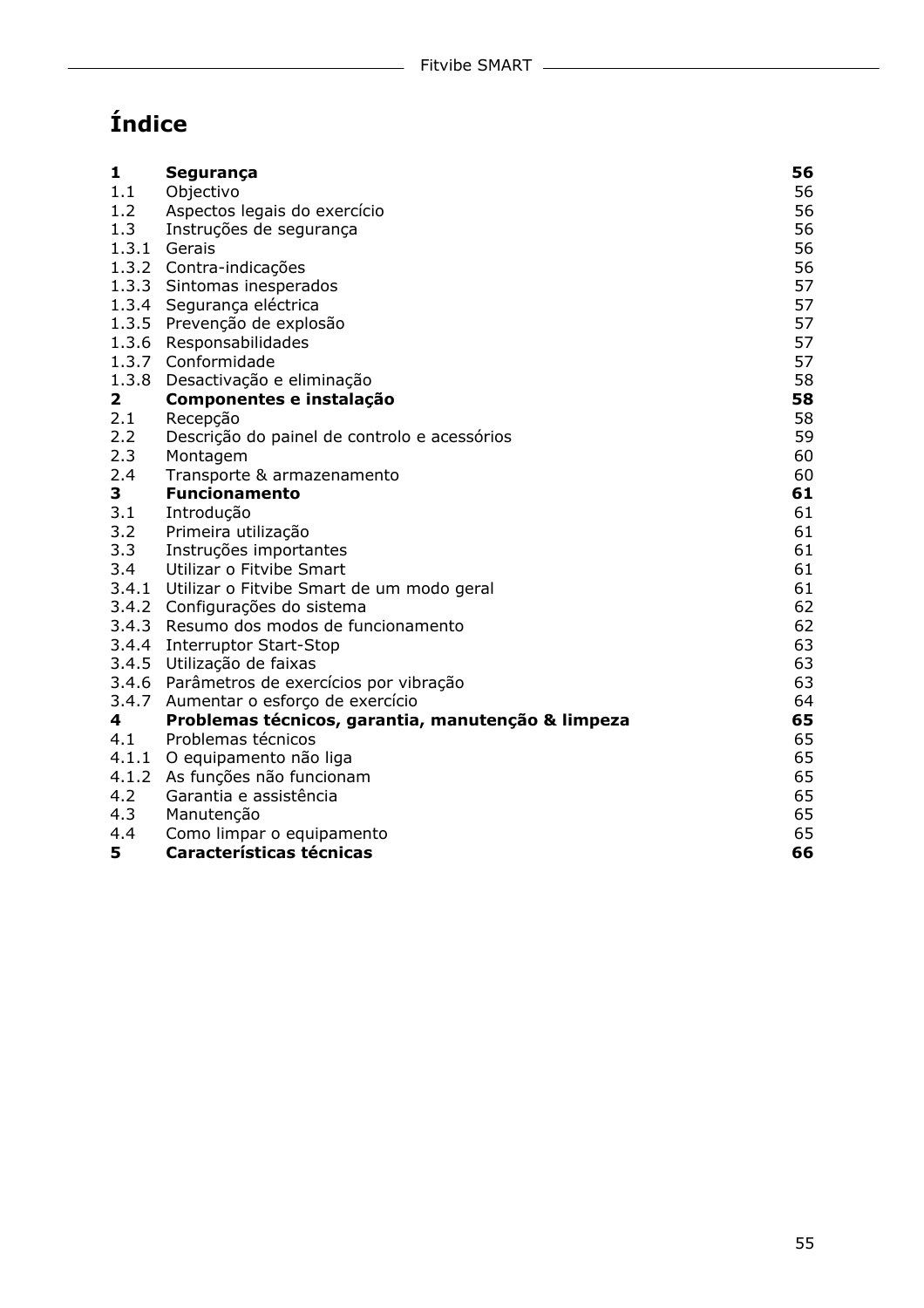# Índice

| | | |
|---|---|---|
| **1** | **Segurança** | **56** |
| 1.1 | Objectivo | 56 |
| 1.2 | Aspectos legais do exercício | 56 |
| 1.3 | Instruções de segurança | 56 |
| 1.3.1 | Gerais | 56 |
| 1.3.2 | Contra-indicações | 56 |
| 1.3.3 | Sintomas inesperados | 57 |
| 1.3.4 | Segurança eléctrica | 57 |
| 1.3.5 | Prevenção de explosão | 57 |
| 1.3.6 | Responsabilidades | 57 |
| 1.3.7 | Conformidade | 57 |
| 1.3.8 | Desactivação e eliminação | 58 |
| **2** | **Componentes e instalação** | **58** |
| 2.1 | Recepção | 58 |
| 2.2 | Descrição do painel de controlo e acessórios | 59 |
| 2.3 | Montagem | 60 |
| 2.4 | Transporte & armazenamento | 60 |
| **3** | **Funcionamento** | **61** |
| 3.1 | Introdução | 61 |
| 3.2 | Primeira utilização | 61 |
| 3.3 | Instruções importantes | 61 |
| 3.4 | Utilizar o Fitvibe Smart | 61 |
| 3.4.1 | Utilizar o Fitvibe Smart de um modo geral | 61 |
| 3.4.2 | Configurações do sistema | 62 |
| 3.4.3 | Resumo dos modos de funcionamento | 62 |
| 3.4.4 | Interruptor Start-Stop | 63 |
| 3.4.5 | Utilização de faixas | 63 |
| 3.4.6 | Parâmetros de exercícios por vibração | 63 |
| 3.4.7 | Aumentar o esforço de exercício | 64 |
| **4** | **Problemas técnicos, garantia, manutenção & limpeza** | **65** |
| 4.1 | Problemas técnicos | 65 |
| 4.1.1 | O equipamento não liga | 65 |
| 4.1.2 | As funções não funcionam | 65 |
| 4.2 | Garantia e assistência | 65 |
| 4.3 | Manutenção | 65 |
| 4.4 | Como limpar o equipamento | 65 |
| **5** | **Características técnicas** | **66** |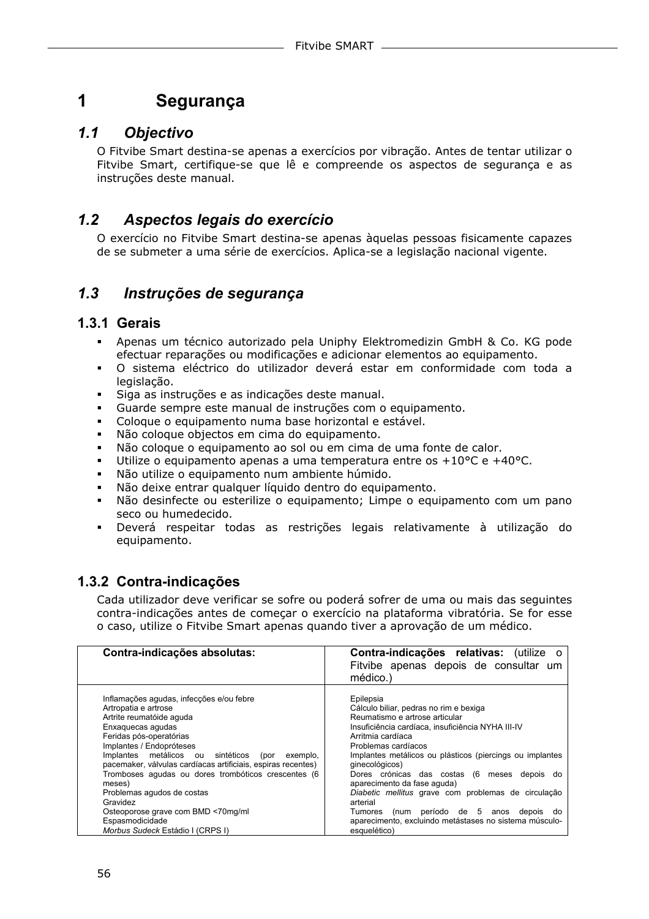# 1 Segurança

## 1.1 Objectivo

O Fitvibe Smart destina-se apenas a exercícios por vibração. Antes de tentar utilizar o Fitvibe Smart, certifique-se que lê e compreende os aspectos de segurança e as instruções deste manual.

## 1.2 Aspectos legais do exercício

O exercício no Fitvibe Smart destina-se apenas àquelas pessoas fisicamente capazes de se submeter a uma série de exercícios. Aplica-se a legislação nacional vigente.

## 1.3 Instruções de segurança

### 1.3.1 Gerais

- Apenas um técnico autorizado pela Uniphy Elektromedizin GmbH & Co. KG pode efectuar reparações ou modificações e adicionar elementos ao equipamento.
- O sistema eléctrico do utilizador deverá estar em conformidade com toda a legislação.
- Siga as instruções e as indicações deste manual.
- Guarde sempre este manual de instruções com o equipamento.
- Coloque o equipamento numa base horizontal e estável.
- Não coloque objectos em cima do equipamento.
- Não coloque o equipamento ao sol ou em cima de uma fonte de calor.
- Utilize o equipamento apenas a uma temperatura entre os +10°C e +40°C.
- Não utilize o equipamento num ambiente húmido.
- Não deixe entrar qualquer líquido dentro do equipamento.
- Não desinfecte ou esterilize o equipamento; Limpe o equipamento com um pano seco ou humedecido.
- Deverá respeitar todas as restrições legais relativamente à utilização do equipamento.

### 1.3.2 Contra-indicações

Cada utilizador deve verificar se sofre ou poderá sofrer de uma ou mais das seguintes contra-indicações antes de começar o exercício na plataforma vibratória. Se for esse o caso, utilize o Fitvibe Smart apenas quando tiver a aprovação de um médico.

| **Contra-indicações absolutas:** | **Contra-indicações relativas:** (utilize o Fitvibe apenas depois de consultar um médico.) |
|---|---|
| Inflamações agudas, infecções e/ou febre<br>Artropatia e artrose<br>Artrite reumatóide aguda<br>Enxaquecas agudas<br>Feridas pós-operatórias<br>Implantes / Endopróteses<br>Implantes metálicos ou sintéticos (por exemplo, pacemaker, válvulas cardíacas artificiais, espiras recentes)<br>Tromboses agudas ou dores trombóticos crescentes (6 meses)<br>Problemas agudos de costas<br>Gravidez<br>Osteoporose grave com BMD <70mg/ml<br>Espasmodicidade<br>*Morbus Sudeck* Estádio I (CRPS I) | Epilepsia<br>Cálculo biliar, pedras no rim e bexiga<br>Reumatismo e artrose articular<br>Insuficiência cardíaca, insuficiência NYHA III-IV<br>Arritmia cardíaca<br>Problemas cardíacos<br>Implantes metálicos ou plásticos (piercings ou implantes ginecológicos)<br>Dores crónicas das costas (6 meses depois do aparecimento da fase aguda)<br>*Diabetic mellitus* grave com problemas de circulação arterial<br>Tumores (num período de 5 anos depois do aparecimento, excluindo metástases no sistema músculo-esquelético) |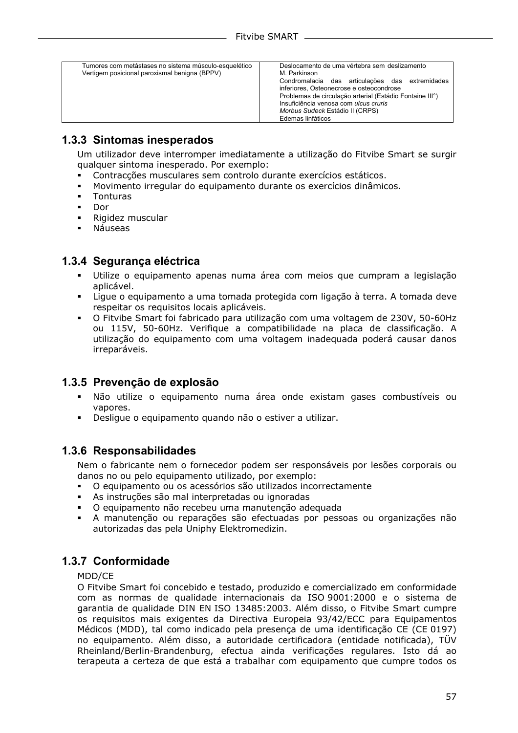| | |
|---|---|
| Tumores com metástases no sistema músculo-esquelético<br>Vertigem posicional paroxismal benigna (BPPV) | Deslocamento de uma vértebra sem deslizamento<br>M. Parkinson<br>Condromalacia das articulações das extremidades inferiores, Osteonecrose e osteocondrose<br>Problemas de circulação arterial (Estádio Fontaine III°)<br>Insuficiência venosa com *ulcus cruris*<br>*Morbus Sudeck* Estádio II (CRPS)<br>Edemas linfáticos |

### 1.3.3 Sintomas inesperados

Um utilizador deve interromper imediatamente a utilização do Fitvibe Smart se surgir qualquer sintoma inesperado. Por exemplo:

- Contracções musculares sem controlo durante exercícios estáticos.
- Movimento irregular do equipamento durante os exercícios dinâmicos.
- Tonturas
- Dor
- Rigidez muscular
- Náuseas

### 1.3.4 Segurança eléctrica

- Utilize o equipamento apenas numa área com meios que cumpram a legislação aplicável.
- Ligue o equipamento a uma tomada protegida com ligação à terra. A tomada deve respeitar os requisitos locais aplicáveis.
- O Fitvibe Smart foi fabricado para utilização com uma voltagem de 230V, 50-60Hz ou 115V, 50-60Hz. Verifique a compatibilidade na placa de classificação. A utilização do equipamento com uma voltagem inadequada poderá causar danos irreparáveis.

### 1.3.5 Prevenção de explosão

- Não utilize o equipamento numa área onde existam gases combustíveis ou vapores.
- Desligue o equipamento quando não o estiver a utilizar.

### 1.3.6 Responsabilidades

Nem o fabricante nem o fornecedor podem ser responsáveis por lesões corporais ou danos no ou pelo equipamento utilizado, por exemplo:

- O equipamento ou os acessórios são utilizados incorrectamente
- As instruções são mal interpretadas ou ignoradas
- O equipamento não recebeu uma manutenção adequada
- A manutenção ou reparações são efectuadas por pessoas ou organizações não autorizadas das pela Uniphy Elektromedizin.

### 1.3.7 Conformidade

MDD/CE

O Fitvibe Smart foi concebido e testado, produzido e comercializado em conformidade com as normas de qualidade internacionais da ISO 9001:2000 e o sistema de garantia de qualidade DIN EN ISO 13485:2003. Além disso, o Fitvibe Smart cumpre os requisitos mais exigentes da Directiva Europeia 93/42/ECC para Equipamentos Médicos (MDD), tal como indicado pela presença de uma identificação CE (CE 0197) no equipamento. Além disso, a autoridade certificadora (entidade notificada), TÜV Rheinland/Berlin-Brandenburg, efectua ainda verificações regulares. Isto dá ao terapeuta a certeza de que está a trabalhar com equipamento que cumpre todos os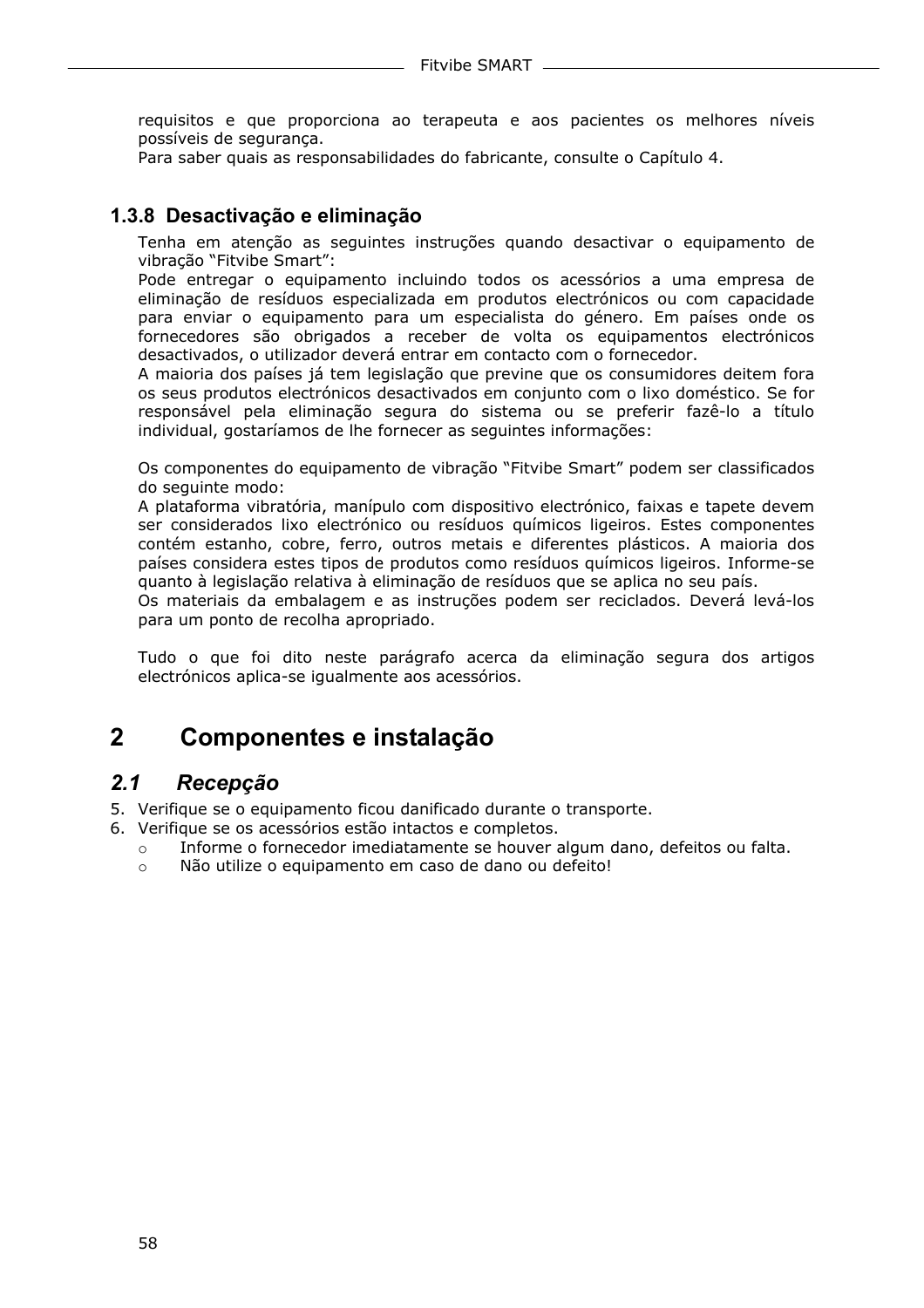requisitos e que proporciona ao terapeuta e aos pacientes os melhores níveis possíveis de segurança.
Para saber quais as responsabilidades do fabricante, consulte o Capítulo 4.

### 1.3.8 Desactivação e eliminação

Tenha em atenção as seguintes instruções quando desactivar o equipamento de vibração "Fitvibe Smart":
Pode entregar o equipamento incluindo todos os acessórios a uma empresa de eliminação de resíduos especializada em produtos electrónicos ou com capacidade para enviar o equipamento para um especialista do género. Em países onde os fornecedores são obrigados a receber de volta os equipamentos electrónicos desactivados, o utilizador deverá entrar em contacto com o fornecedor.
A maioria dos países já tem legislação que previne que os consumidores deitem fora os seus produtos electrónicos desactivados em conjunto com o lixo doméstico. Se for responsável pela eliminação segura do sistema ou se preferir fazê-lo a título individual, gostaríamos de lhe fornecer as seguintes informações:

Os componentes do equipamento de vibração "Fitvibe Smart" podem ser classificados do seguinte modo:
A plataforma vibratória, manípulo com dispositivo electrónico, faixas e tapete devem ser considerados lixo electrónico ou resíduos químicos ligeiros. Estes componentes contém estanho, cobre, ferro, outros metais e diferentes plásticos. A maioria dos países considera estes tipos de produtos como resíduos químicos ligeiros. Informe-se quanto à legislação relativa à eliminação de resíduos que se aplica no seu país.
Os materiais da embalagem e as instruções podem ser reciclados. Deverá levá-los para um ponto de recolha apropriado.

Tudo o que foi dito neste parágrafo acerca da eliminação segura dos artigos electrónicos aplica-se igualmente aos acessórios.

# 2 Componentes e instalação

## *2.1 Recepção*

5. Verifique se o equipamento ficou danificado durante o transporte.
6. Verifique se os acessórios estão intactos e completos.
   - Informe o fornecedor imediatamente se houver algum dano, defeitos ou falta.
   - Não utilize o equipamento em caso de dano ou defeito!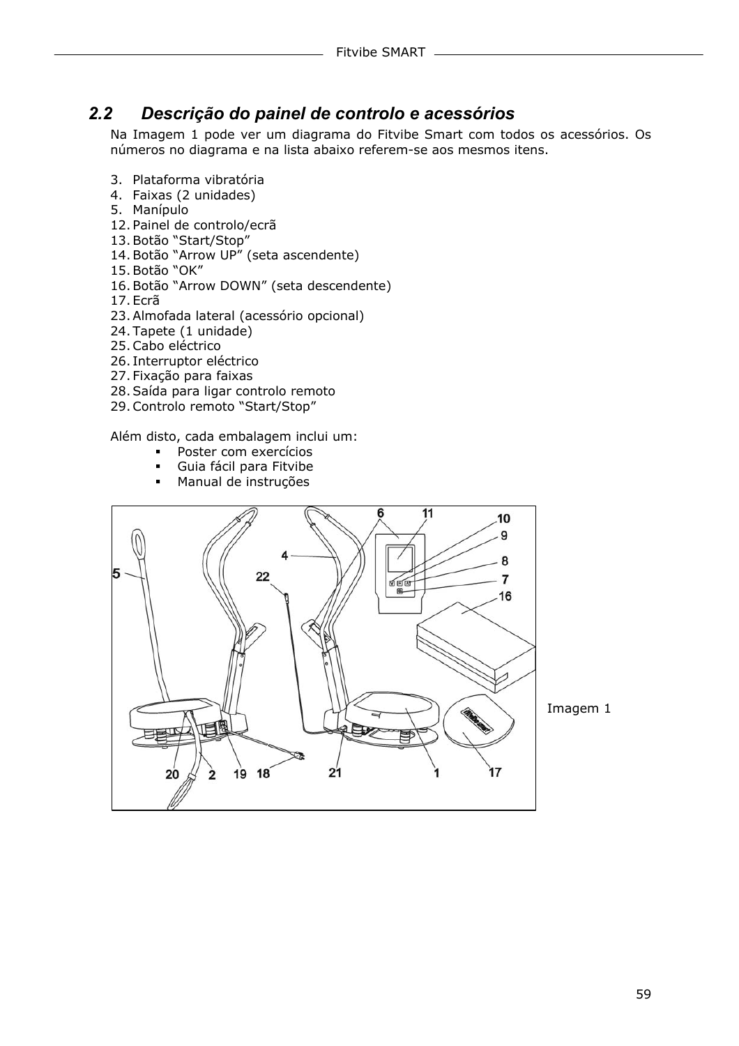## 2.2 Descrição do painel de controlo e acessórios

Na Imagem 1 pode ver um diagrama do Fitvibe Smart com todos os acessórios. Os números no diagrama e na lista abaixo referem-se aos mesmos itens.

3. Plataforma vibratória
4. Faixas (2 unidades)
5. Manípulo
12. Painel de controlo/ecrã
13. Botão "Start/Stop"
14. Botão "Arrow UP" (seta ascendente)
15. Botão "OK"
16. Botão "Arrow DOWN" (seta descendente)
17. Ecrã
23. Almofada lateral (acessório opcional)
24. Tapete (1 unidade)
25. Cabo eléctrico
26. Interruptor eléctrico
27. Fixação para faixas
28. Saída para ligar controlo remoto
29. Controlo remoto "Start/Stop"

Além disto, cada embalagem inclui um:

- Poster com exercícios
- Guia fácil para Fitvibe
- Manual de instruções

Imagem 1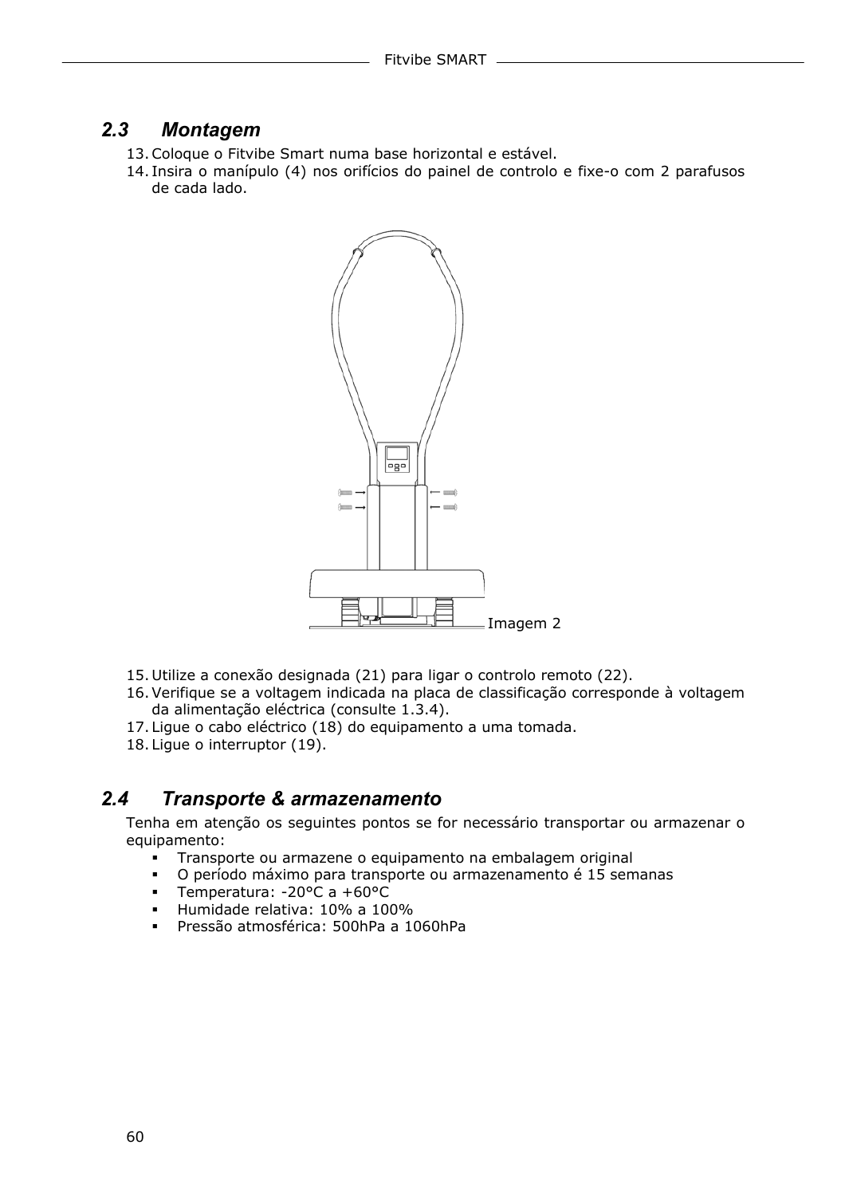## 2.3 Montagem

13. Coloque o Fitvibe Smart numa base horizontal e estável.
14. Insira o manípulo (4) nos orifícios do painel de controlo e fixe-o com 2 parafusos de cada lado.

Imagem 2

15. Utilize a conexão designada (21) para ligar o controlo remoto (22).
16. Verifique se a voltagem indicada na placa de classificação corresponde à voltagem da alimentação eléctrica (consulte 1.3.4).
17. Ligue o cabo eléctrico (18) do equipamento a uma tomada.
18. Ligue o interruptor (19).

## 2.4 Transporte & armazenamento

Tenha em atenção os seguintes pontos se for necessário transportar ou armazenar o equipamento:

- Transporte ou armazene o equipamento na embalagem original
- O período máximo para transporte ou armazenamento é 15 semanas
- Temperatura: -20°C a +60°C
- Humidade relativa: 10% a 100%
- Pressão atmosférica: 500hPa a 1060hPa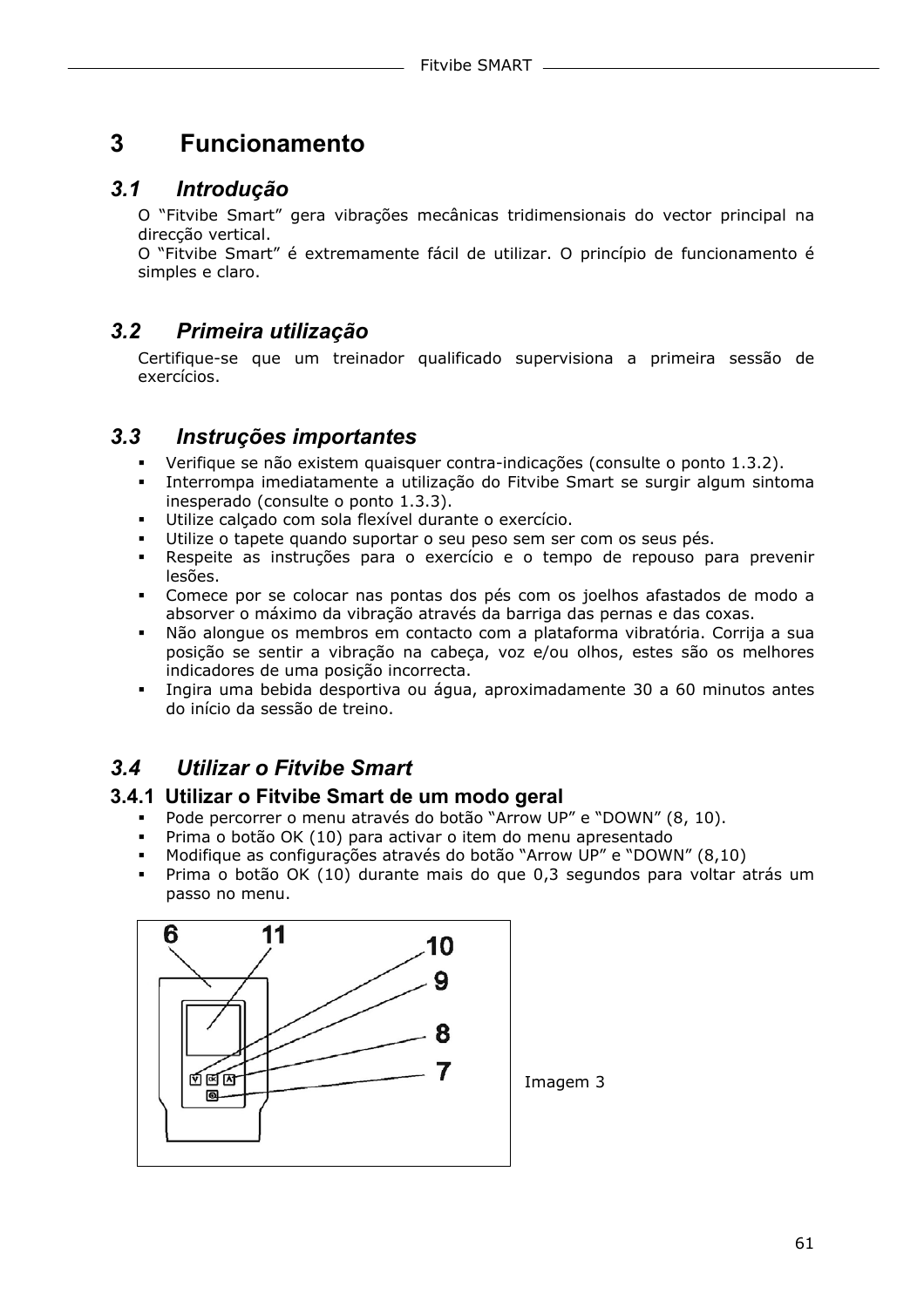# 3 Funcionamento

## *3.1 Introdução*

O "Fitvibe Smart" gera vibrações mecânicas tridimensionais do vector principal na direcção vertical.
O "Fitvibe Smart" é extremamente fácil de utilizar. O princípio de funcionamento é simples e claro.

## *3.2 Primeira utilização*

Certifique-se que um treinador qualificado supervisiona a primeira sessão de exercícios.

## *3.3 Instruções importantes*

- Verifique se não existem quaisquer contra-indicações (consulte o ponto 1.3.2).
- Interrompa imediatamente a utilização do Fitvibe Smart se surgir algum sintoma inesperado (consulte o ponto 1.3.3).
- Utilize calçado com sola flexível durante o exercício.
- Utilize o tapete quando suportar o seu peso sem ser com os seus pés.
- Respeite as instruções para o exercício e o tempo de repouso para prevenir lesões.
- Comece por se colocar nas pontas dos pés com os joelhos afastados de modo a absorver o máximo da vibração através da barriga das pernas e das coxas.
- Não alongue os membros em contacto com a plataforma vibratória. Corrija a sua posição se sentir a vibração na cabeça, voz e/ou olhos, estes são os melhores indicadores de uma posição incorrecta.
- Ingira uma bebida desportiva ou água, aproximadamente 30 a 60 minutos antes do início da sessão de treino.

## *3.4 Utilizar o Fitvibe Smart*

### 3.4.1 Utilizar o Fitvibe Smart de um modo geral

- Pode percorrer o menu através do botão "Arrow UP" e "DOWN" (8, 10).
- Prima o botão OK (10) para activar o item do menu apresentado
- Modifique as configurações através do botão "Arrow UP" e "DOWN" (8,10)
- Prima o botão OK (10) durante mais do que 0,3 segundos para voltar atrás um passo no menu.

Imagem 3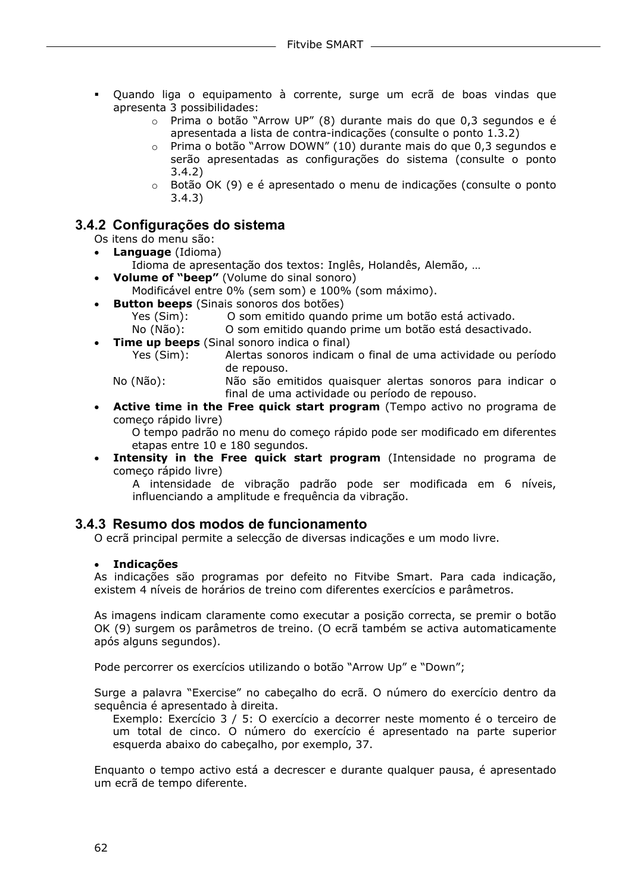- Quando liga o equipamento à corrente, surge um ecrã de boas vindas que apresenta 3 possibilidades:
  - Prima o botão "Arrow UP" (8) durante mais do que 0,3 segundos e é apresentada a lista de contra-indicações (consulte o ponto 1.3.2)
  - Prima o botão "Arrow DOWN" (10) durante mais do que 0,3 segundos e serão apresentadas as configurações do sistema (consulte o ponto 3.4.2)
  - Botão OK (9) e é apresentado o menu de indicações (consulte o ponto 3.4.3)

### 3.4.2 Configurações do sistema

Os itens do menu são:

- **Language** (Idioma)
  Idioma de apresentação dos textos: Inglês, Holandês, Alemão, …
- **Volume of "beep"** (Volume do sinal sonoro)
  Modificável entre 0% (sem som) e 100% (som máximo).
- **Button beeps** (Sinais sonoros dos botões)
  Yes (Sim): O som emitido quando prime um botão está activado.
  No (Não): O som emitido quando prime um botão está desactivado.
- **Time up beeps** (Sinal sonoro indica o final)
  Yes (Sim): Alertas sonoros indicam o final de uma actividade ou período de repouso.
  No (Não): Não são emitidos quaisquer alertas sonoros para indicar o final de uma actividade ou período de repouso.
- **Active time in the Free quick start program** (Tempo activo no programa de começo rápido livre)
  O tempo padrão no menu do começo rápido pode ser modificado em diferentes etapas entre 10 e 180 segundos.
- **Intensity in the Free quick start program** (Intensidade no programa de começo rápido livre)
  A intensidade de vibração padrão pode ser modificada em 6 níveis, influenciando a amplitude e frequência da vibração.

### 3.4.3 Resumo dos modos de funcionamento

O ecrã principal permite a selecção de diversas indicações e um modo livre.

- **Indicações**

As indicações são programas por defeito no Fitvibe Smart. Para cada indicação, existem 4 níveis de horários de treino com diferentes exercícios e parâmetros.

As imagens indicam claramente como executar a posição correcta, se premir o botão OK (9) surgem os parâmetros de treino. (O ecrã também se activa automaticamente após alguns segundos).

Pode percorrer os exercícios utilizando o botão "Arrow Up" e "Down";

Surge a palavra "Exercise" no cabeçalho do ecrã. O número do exercício dentro da sequência é apresentado à direita.

Exemplo: Exercício 3 / 5: O exercício a decorrer neste momento é o terceiro de um total de cinco. O número do exercício é apresentado na parte superior esquerda abaixo do cabeçalho, por exemplo, 37.

Enquanto o tempo activo está a decrescer e durante qualquer pausa, é apresentado um ecrã de tempo diferente.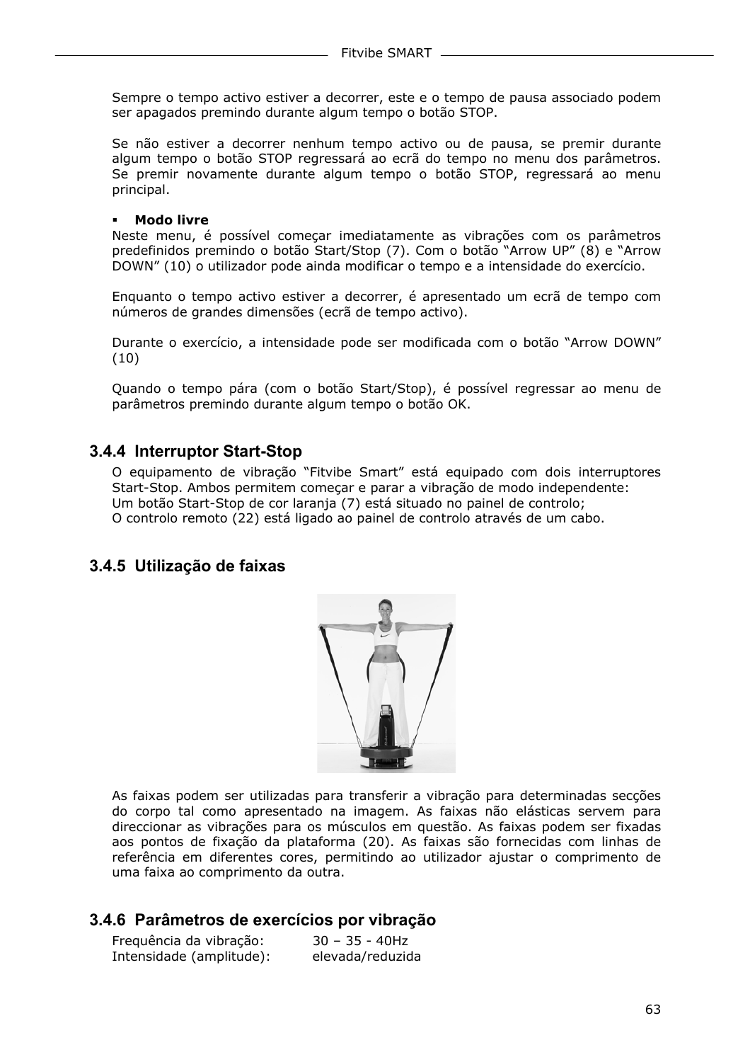Sempre o tempo activo estiver a decorrer, este e o tempo de pausa associado podem ser apagados premindo durante algum tempo o botão STOP.

Se não estiver a decorrer nenhum tempo activo ou de pausa, se premir durante algum tempo o botão STOP regressará ao ecrã do tempo no menu dos parâmetros. Se premir novamente durante algum tempo o botão STOP, regressará ao menu principal.

- **Modo livre**

Neste menu, é possível começar imediatamente as vibrações com os parâmetros predefinidos premindo o botão Start/Stop (7). Com o botão "Arrow UP" (8) e "Arrow DOWN" (10) o utilizador pode ainda modificar o tempo e a intensidade do exercício.

Enquanto o tempo activo estiver a decorrer, é apresentado um ecrã de tempo com números de grandes dimensões (ecrã de tempo activo).

Durante o exercício, a intensidade pode ser modificada com o botão "Arrow DOWN" (10)

Quando o tempo pára (com o botão Start/Stop), é possível regressar ao menu de parâmetros premindo durante algum tempo o botão OK.

### 3.4.4 Interruptor Start-Stop

O equipamento de vibração "Fitvibe Smart" está equipado com dois interruptores Start-Stop. Ambos permitem começar e parar a vibração de modo independente:
Um botão Start-Stop de cor laranja (7) está situado no painel de controlo;
O controlo remoto (22) está ligado ao painel de controlo através de um cabo.

### 3.4.5 Utilização de faixas

As faixas podem ser utilizadas para transferir a vibração para determinadas secções do corpo tal como apresentado na imagem. As faixas não elásticas servem para direccionar as vibrações para os músculos em questão. As faixas podem ser fixadas aos pontos de fixação da plataforma (20). As faixas são fornecidas com linhas de referência em diferentes cores, permitindo ao utilizador ajustar o comprimento de uma faixa ao comprimento da outra.

### 3.4.6 Parâmetros de exercícios por vibração

| | |
|---|---|
| Frequência da vibração: | 30 – 35 - 40Hz |
| Intensidade (amplitude): | elevada/reduzida |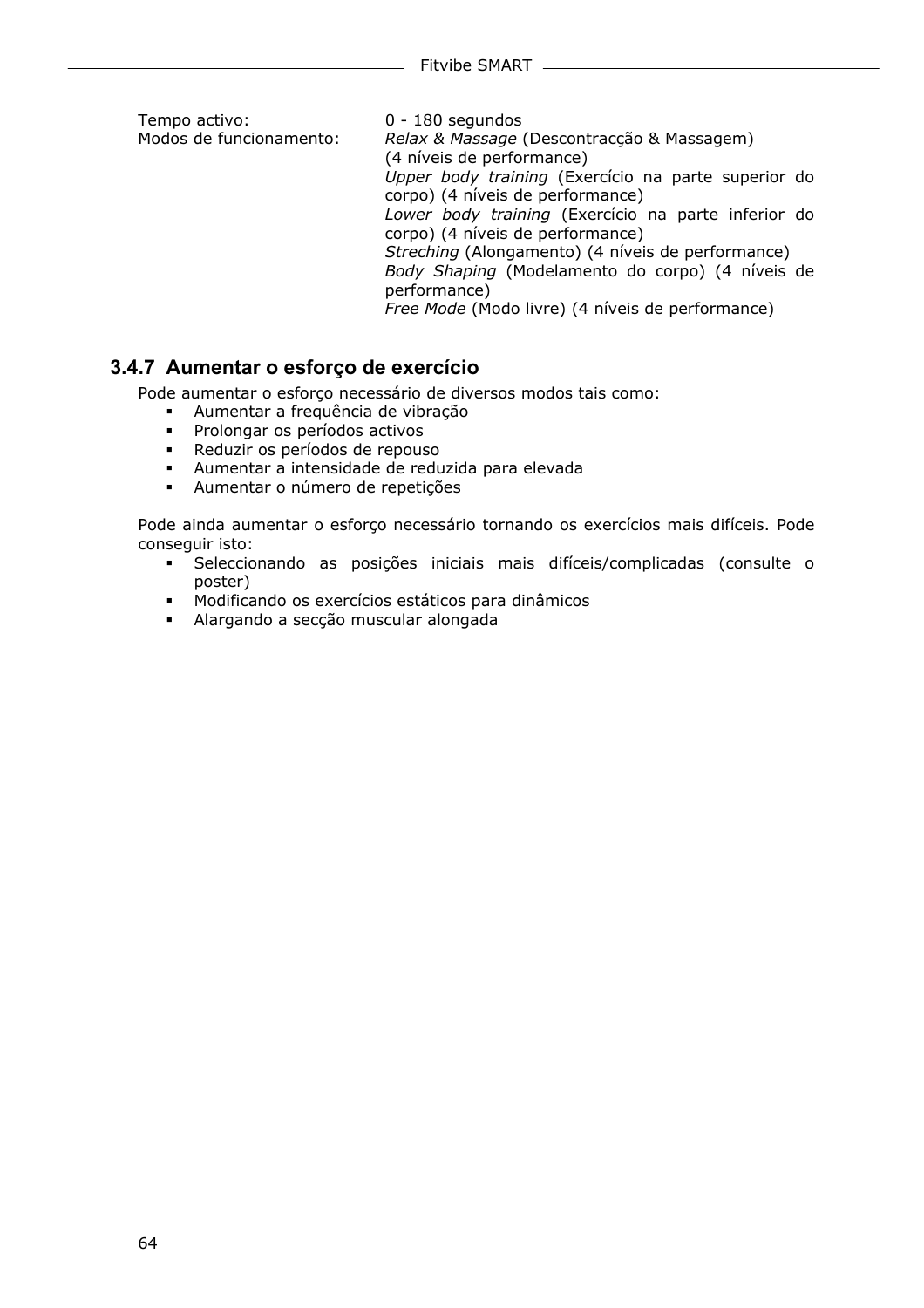Tempo activo: 0 - 180 segundos

Modos de funcionamento:

*Relax & Massage* (Descontracção & Massagem) (4 níveis de performance)

*Upper body training* (Exercício na parte superior do corpo) (4 níveis de performance)

*Lower body training* (Exercício na parte inferior do corpo) (4 níveis de performance)

*Streching* (Alongamento) (4 níveis de performance)

*Body Shaping* (Modelamento do corpo) (4 níveis de performance)

*Free Mode* (Modo livre) (4 níveis de performance)

### 3.4.7 Aumentar o esforço de exercício

Pode aumentar o esforço necessário de diversos modos tais como:

- Aumentar a frequência de vibração
- Prolongar os períodos activos
- Reduzir os períodos de repouso
- Aumentar a intensidade de reduzida para elevada
- Aumentar o número de repetições

Pode ainda aumentar o esforço necessário tornando os exercícios mais difíceis. Pode conseguir isto:

- Seleccionando as posições iniciais mais difíceis/complicadas (consulte o poster)
- Modificando os exercícios estáticos para dinâmicos
- Alargando a secção muscular alongada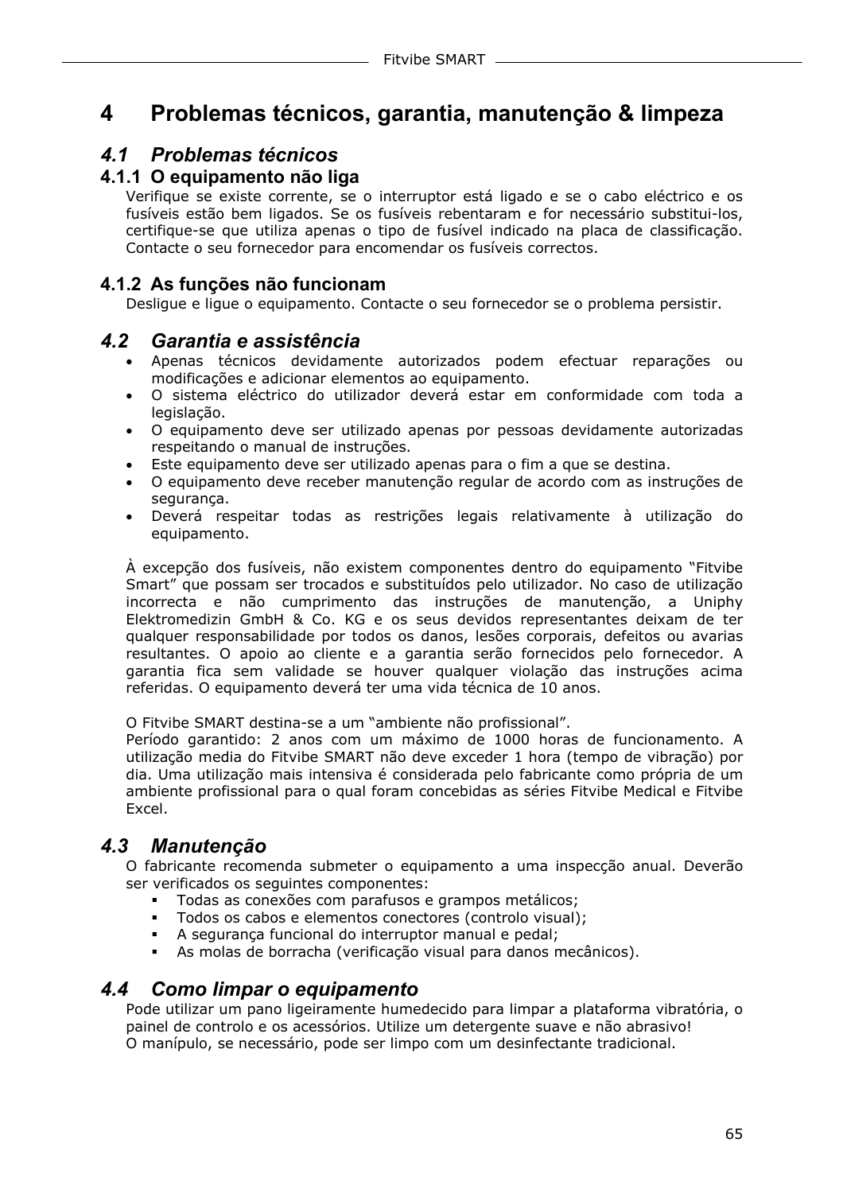# 4 Problemas técnicos, garantia, manutenção & limpeza

## *4.1 Problemas técnicos*

### 4.1.1 O equipamento não liga

Verifique se existe corrente, se o interruptor está ligado e se o cabo eléctrico e os fusíveis estão bem ligados. Se os fusíveis rebentaram e for necessário substitui-los, certifique-se que utiliza apenas o tipo de fusível indicado na placa de classificação. Contacte o seu fornecedor para encomendar os fusíveis correctos.

### 4.1.2 As funções não funcionam

Desligue e ligue o equipamento. Contacte o seu fornecedor se o problema persistir.

## *4.2 Garantia e assistência*

- Apenas técnicos devidamente autorizados podem efectuar reparações ou modificações e adicionar elementos ao equipamento.
- O sistema eléctrico do utilizador deverá estar em conformidade com toda a legislação.
- O equipamento deve ser utilizado apenas por pessoas devidamente autorizadas respeitando o manual de instruções.
- Este equipamento deve ser utilizado apenas para o fim a que se destina.
- O equipamento deve receber manutenção regular de acordo com as instruções de segurança.
- Deverá respeitar todas as restrições legais relativamente à utilização do equipamento.

À excepção dos fusíveis, não existem componentes dentro do equipamento "Fitvibe Smart" que possam ser trocados e substituídos pelo utilizador. No caso de utilização incorrecta e não cumprimento das instruções de manutenção, a Uniphy Elektromedizin GmbH & Co. KG e os seus devidos representantes deixam de ter qualquer responsabilidade por todos os danos, lesões corporais, defeitos ou avarias resultantes. O apoio ao cliente e a garantia serão fornecidos pelo fornecedor. A garantia fica sem validade se houver qualquer violação das instruções acima referidas. O equipamento deverá ter uma vida técnica de 10 anos.

O Fitvibe SMART destina-se a um "ambiente não profissional".
Período garantido: 2 anos com um máximo de 1000 horas de funcionamento. A utilização media do Fitvibe SMART não deve exceder 1 hora (tempo de vibração) por dia. Uma utilização mais intensiva é considerada pelo fabricante como própria de um ambiente profissional para o qual foram concebidas as séries Fitvibe Medical e Fitvibe Excel.

## *4.3 Manutenção*

O fabricante recomenda submeter o equipamento a uma inspecção anual. Deverão ser verificados os seguintes componentes:

- Todas as conexões com parafusos e grampos metálicos;
- Todos os cabos e elementos conectores (controlo visual);
- A segurança funcional do interruptor manual e pedal;
- As molas de borracha (verificação visual para danos mecânicos).

## *4.4 Como limpar o equipamento*

Pode utilizar um pano ligeiramente humedecido para limpar a plataforma vibratória, o painel de controlo e os acessórios. Utilize um detergente suave e não abrasivo!
O manípulo, se necessário, pode ser limpo com um desinfectante tradicional.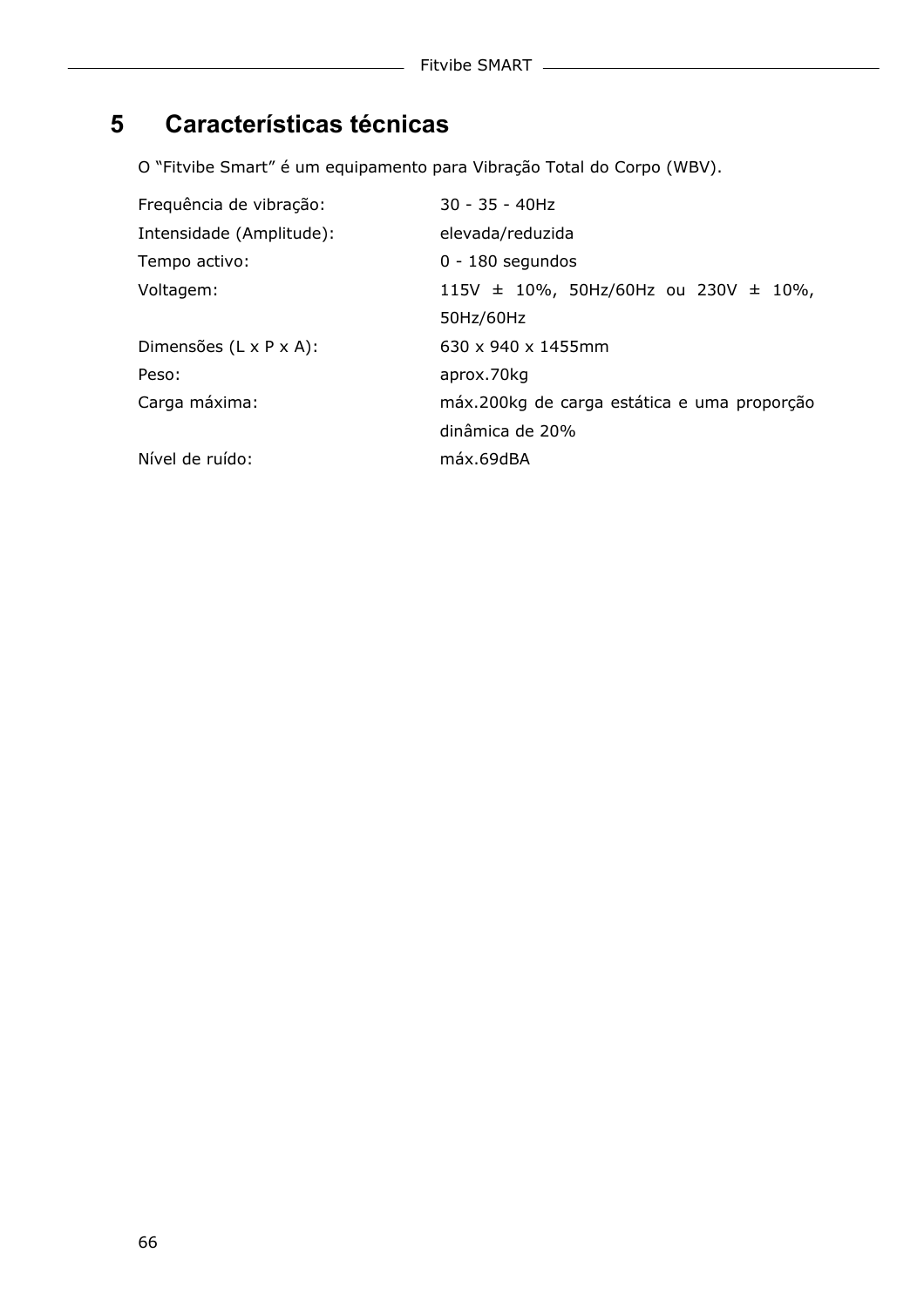# 5 Características técnicas

O “Fitvibe Smart” é um equipamento para Vibração Total do Corpo (WBV).

| | |
|---|---|
| Frequência de vibração: | 30 - 35 - 40Hz |
| Intensidade (Amplitude): | elevada/reduzida |
| Tempo activo: | 0 - 180 segundos |
| Voltagem: | 115V ± 10%, 50Hz/60Hz ou 230V ± 10%, 50Hz/60Hz |
| Dimensões (L x P x A): | 630 x 940 x 1455mm |
| Peso: | aprox.70kg |
| Carga máxima: | máx.200kg de carga estática e uma proporção dinâmica de 20% |
| Nível de ruído: | máx.69dBA |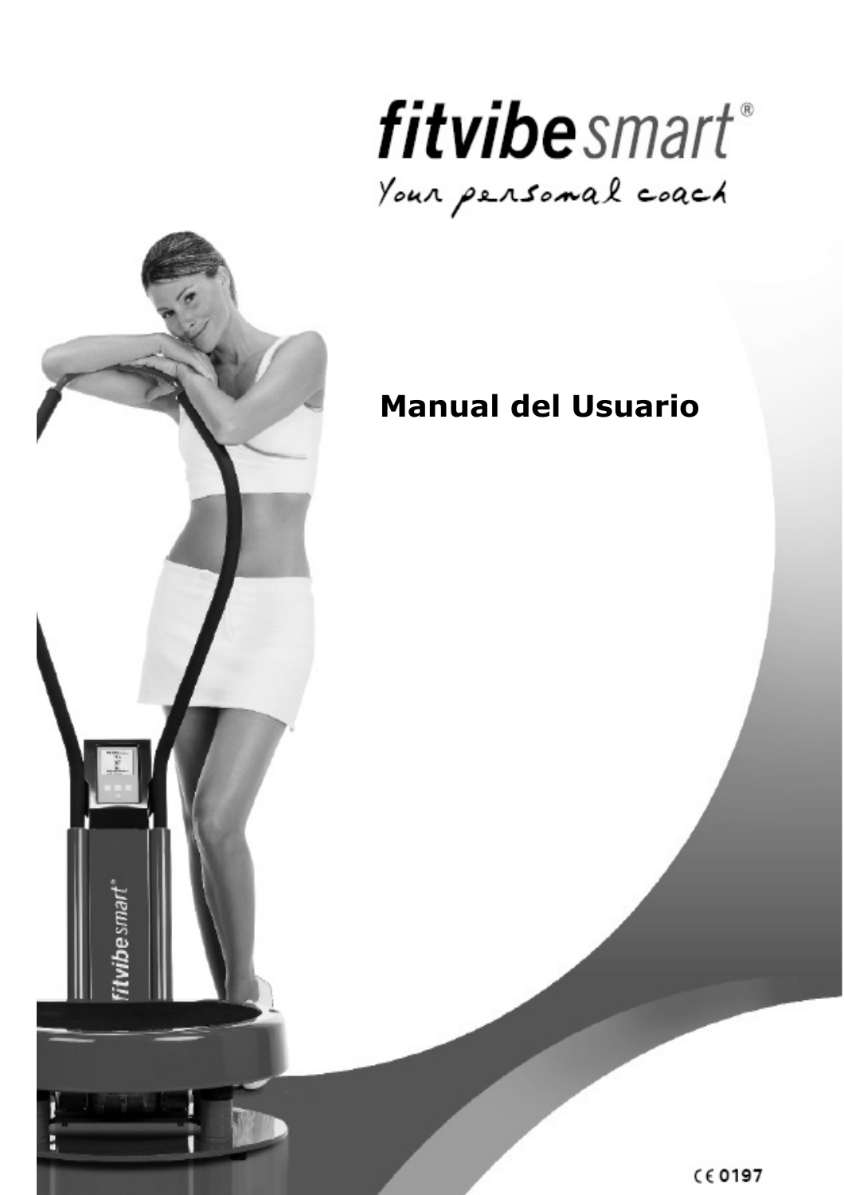# fitvibesmart®

Your personal coach

## Manual del Usuario

CE 0197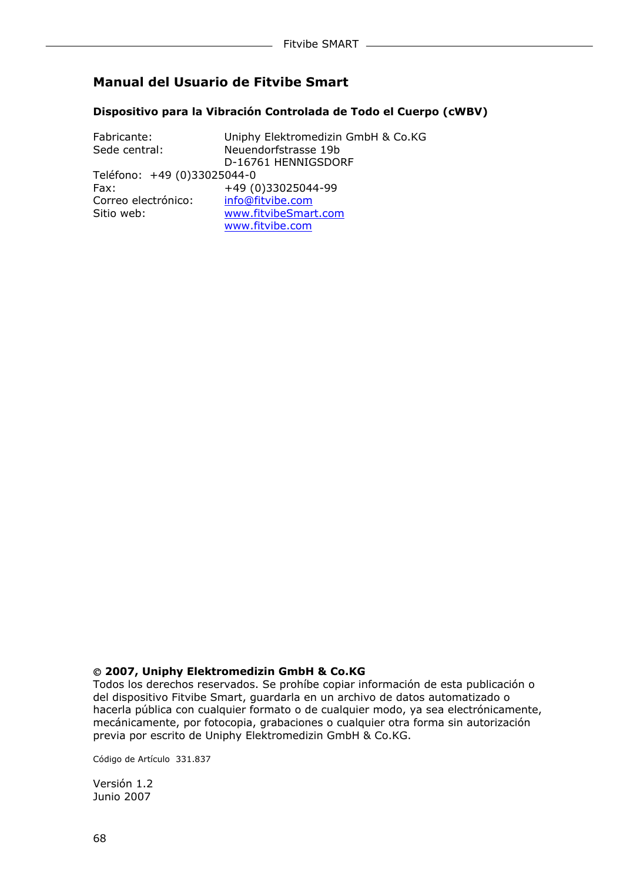## Manual del Usuario de Fitvibe Smart

**Dispositivo para la Vibración Controlada de Todo el Cuerpo (cWBV)**

Fabricante: Uniphy Elektromedizin GmbH & Co.KG
Sede central: Neuendorfstrasse 19b
D-16761 HENNIGSDORF
Teléfono: +49 (0)33025044-0
Fax: +49 (0)33025044-99
Correo electrónico: info@fitvibe.com
Sitio web: www.fitvibeSmart.com
www.fitvibe.com

**© 2007, Uniphy Elektromedizin GmbH & Co.KG**
Todos los derechos reservados. Se prohíbe copiar información de esta publicación o del dispositivo Fitvibe Smart, guardarla en un archivo de datos automatizado o hacerla pública con cualquier formato o de cualquier modo, ya sea electrónicamente, mecánicamente, por fotocopia, grabaciones o cualquier otra forma sin autorización previa por escrito de Uniphy Elektromedizin GmbH & Co.KG.

Código de Artículo 331.837

Versión 1.2
Junio 2007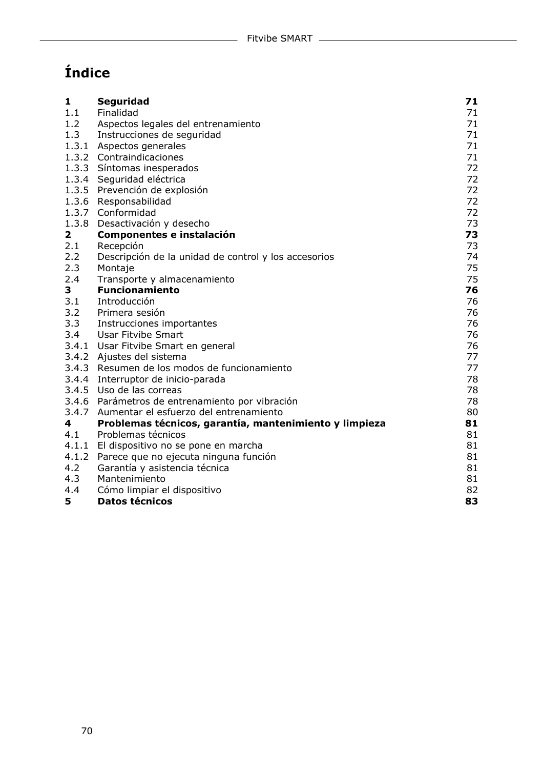# Índice

| | | |
|---|---|---|
| **1** | **Seguridad** | **71** |
| 1.1 | Finalidad | 71 |
| 1.2 | Aspectos legales del entrenamiento | 71 |
| 1.3 | Instrucciones de seguridad | 71 |
| 1.3.1 | Aspectos generales | 71 |
| 1.3.2 | Contraindicaciones | 71 |
| 1.3.3 | Síntomas inesperados | 72 |
| 1.3.4 | Seguridad eléctrica | 72 |
| 1.3.5 | Prevención de explosión | 72 |
| 1.3.6 | Responsabilidad | 72 |
| 1.3.7 | Conformidad | 72 |
| 1.3.8 | Desactivación y desecho | 73 |
| **2** | **Componentes e instalación** | **73** |
| 2.1 | Recepción | 73 |
| 2.2 | Descripción de la unidad de control y los accesorios | 74 |
| 2.3 | Montaje | 75 |
| 2.4 | Transporte y almacenamiento | 75 |
| **3** | **Funcionamiento** | **76** |
| 3.1 | Introducción | 76 |
| 3.2 | Primera sesión | 76 |
| 3.3 | Instrucciones importantes | 76 |
| 3.4 | Usar Fitvibe Smart | 76 |
| 3.4.1 | Usar Fitvibe Smart en general | 76 |
| 3.4.2 | Ajustes del sistema | 77 |
| 3.4.3 | Resumen de los modos de funcionamiento | 77 |
| 3.4.4 | Interruptor de inicio-parada | 78 |
| 3.4.5 | Uso de las correas | 78 |
| 3.4.6 | Parámetros de entrenamiento por vibración | 78 |
| 3.4.7 | Aumentar el esfuerzo del entrenamiento | 80 |
| **4** | **Problemas técnicos, garantía, mantenimiento y limpieza** | **81** |
| 4.1 | Problemas técnicos | 81 |
| 4.1.1 | El dispositivo no se pone en marcha | 81 |
| 4.1.2 | Parece que no ejecuta ninguna función | 81 |
| 4.2 | Garantía y asistencia técnica | 81 |
| 4.3 | Mantenimiento | 81 |
| 4.4 | Cómo limpiar el dispositivo | 82 |
| **5** | **Datos técnicos** | **83** |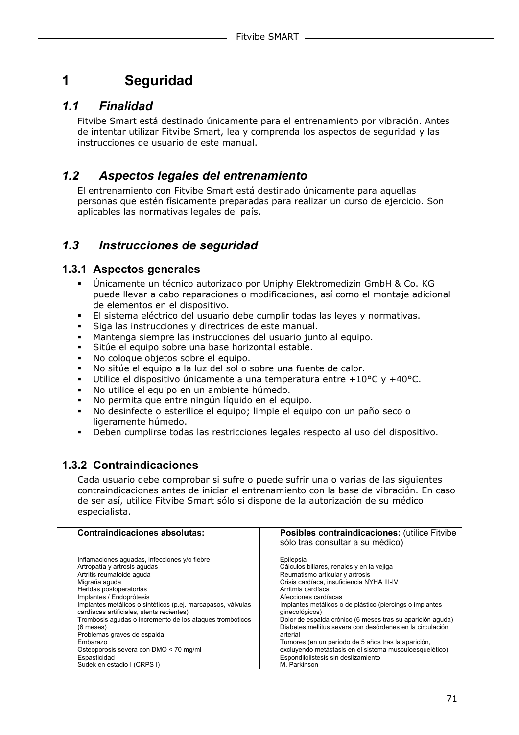# 1 Seguridad

## 1.1 Finalidad

Fitvibe Smart está destinado únicamente para el entrenamiento por vibración. Antes de intentar utilizar Fitvibe Smart, lea y comprenda los aspectos de seguridad y las instrucciones de usuario de este manual.

## 1.2 Aspectos legales del entrenamiento

El entrenamiento con Fitvibe Smart está destinado únicamente para aquellas personas que estén físicamente preparadas para realizar un curso de ejercicio. Son aplicables las normativas legales del país.

## 1.3 Instrucciones de seguridad

### 1.3.1 Aspectos generales

- Únicamente un técnico autorizado por Uniphy Elektromedizin GmbH & Co. KG puede llevar a cabo reparaciones o modificaciones, así como el montaje adicional de elementos en el dispositivo.
- El sistema eléctrico del usuario debe cumplir todas las leyes y normativas.
- Siga las instrucciones y directrices de este manual.
- Mantenga siempre las instrucciones del usuario junto al equipo.
- Sitúe el equipo sobre una base horizontal estable.
- No coloque objetos sobre el equipo.
- No sitúe el equipo a la luz del sol o sobre una fuente de calor.
- Utilice el dispositivo únicamente a una temperatura entre +10°C y +40°C.
- No utilice el equipo en un ambiente húmedo.
- No permita que entre ningún líquido en el equipo.
- No desinfecte o esterilice el equipo; limpie el equipo con un paño seco o ligeramente húmedo.
- Deben cumplirse todas las restricciones legales respecto al uso del dispositivo.

### 1.3.2 Contraindicaciones

Cada usuario debe comprobar si sufre o puede sufrir una o varias de las siguientes contraindicaciones antes de iniciar el entrenamiento con la base de vibración. En caso de ser así, utilice Fitvibe Smart sólo si dispone de la autorización de su médico especialista.

| **Contraindicaciones absolutas:** | **Posibles contraindicaciones:** (utilice Fitvibe sólo tras consultar a su médico) |
|---|---|
| Inflamaciones aguadas, infecciones y/o fiebre | Epilepsia |
| Artropatía y artrosis agudas | Cálculos biliares, renales y en la vejiga |
| Artritis reumatoide aguda | Reumatismo articular y artrosis |
| Migraña aguda | Crisis cardíaca, insuficiencia NYHA III-IV |
| Heridas postoperatorias | Arritmia cardíaca |
| Implantes / Endoprótesis | Afecciones cardíacas |
| Implantes metálicos o sintéticos (p.ej. marcapasos, válvulas cardíacas artificiales, stents recientes) | Implantes metálicos o de plástico (piercings o implantes ginecológicos) |
| Trombosis agudas o incremento de los ataques trombóticos (6 meses) | Dolor de espalda crónico (6 meses tras su aparición aguda) |
| Problemas graves de espalda | Diabetes mellitus severa con desórdenes en la circulación arterial |
| Embarazo | Tumores (en un período de 5 años tras la aparición, excluyendo metástasis en el sistema musculoesquelético) |
| Osteoporosis severa con DMO < 70 mg/ml | Espondilolistesis sin deslizamiento |
| Espasticidad | M. Parkinson |
| Sudek en estadio I (CRPS I) | |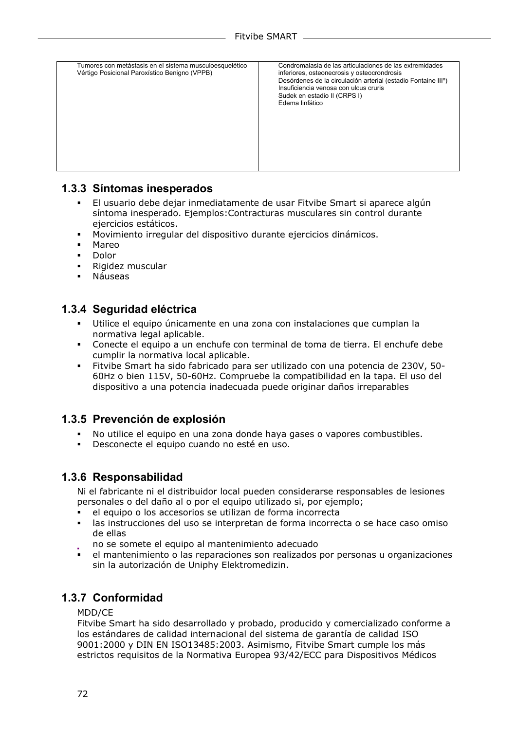| Tumores con metástasis en el sistema musculoesquelético<br>Vértigo Posicional Paroxístico Benigno (VPPB) | Condromalasia de las articulaciones de las extremidades inferiores, osteonecrosis y osteocrondrosis<br>Desórdenes de la circulación arterial (estadio Fontaine IIIº)<br>Insuficiencia venosa con ulcus cruris<br>Sudek en estadio II (CRPS I)<br>Edema linfático |
|---|---|

### 1.3.3 Síntomas inesperados

- El usuario debe dejar inmediatamente de usar Fitvibe Smart si aparece algún síntoma inesperado. Ejemplos:Contracturas musculares sin control durante ejercicios estáticos.
- Movimiento irregular del dispositivo durante ejercicios dinámicos.
- Mareo
- Dolor
- Rigidez muscular
- Náuseas

### 1.3.4 Seguridad eléctrica

- Utilice el equipo únicamente en una zona con instalaciones que cumplan la normativa legal aplicable.
- Conecte el equipo a un enchufe con terminal de toma de tierra. El enchufe debe cumplir la normativa local aplicable.
- Fitvibe Smart ha sido fabricado para ser utilizado con una potencia de 230V, 50-60Hz o bien 115V, 50-60Hz. Compruebe la compatibilidad en la tapa. El uso del dispositivo a una potencia inadecuada puede originar daños irreparables

### 1.3.5 Prevención de explosión

- No utilice el equipo en una zona donde haya gases o vapores combustibles.
- Desconecte el equipo cuando no esté en uso.

### 1.3.6 Responsabilidad

Ni el fabricante ni el distribuidor local pueden considerarse responsables de lesiones personales o del daño al o por el equipo utilizado si, por ejemplo;

- el equipo o los accesorios se utilizan de forma incorrecta
- las instrucciones del uso se interpretan de forma incorrecta o se hace caso omiso de ellas
- no se somete el equipo al mantenimiento adecuado
- el mantenimiento o las reparaciones son realizados por personas u organizaciones sin la autorización de Uniphy Elektromedizin.

### 1.3.7 Conformidad

MDD/CE
Fitvibe Smart ha sido desarrollado y probado, producido y comercializado conforme a los estándares de calidad internacional del sistema de garantía de calidad ISO 9001:2000 y DIN EN ISO13485:2003. Asimismo, Fitvibe Smart cumple los más estrictos requisitos de la Normativa Europea 93/42/ECC para Dispositivos Médicos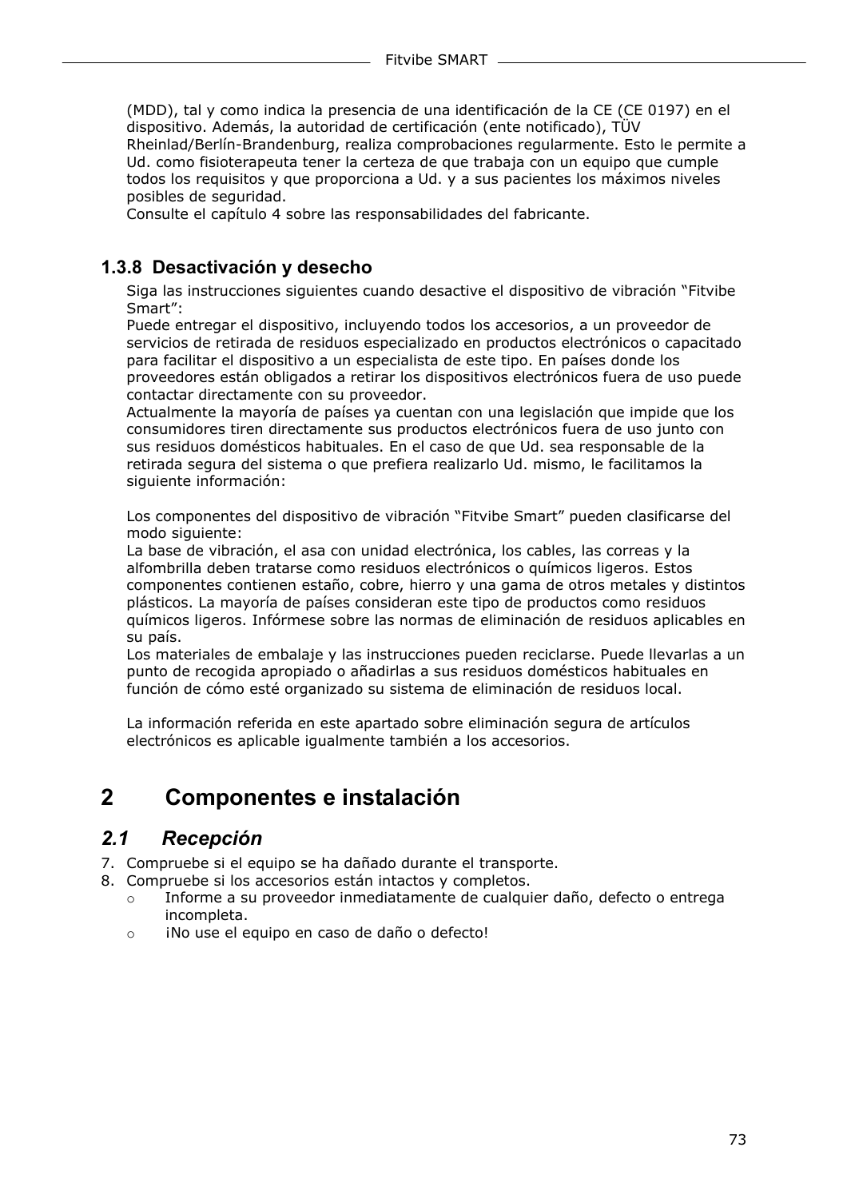(MDD), tal y como indica la presencia de una identificación de la CE (CE 0197) en el dispositivo. Además, la autoridad de certificación (ente notificado), TÜV Rheinlad/Berlín-Brandenburg, realiza comprobaciones regularmente. Esto le permite a Ud. como fisioterapeuta tener la certeza de que trabaja con un equipo que cumple todos los requisitos y que proporciona a Ud. y a sus pacientes los máximos niveles posibles de seguridad.
Consulte el capítulo 4 sobre las responsabilidades del fabricante.

### 1.3.8 Desactivación y desecho

Siga las instrucciones siguientes cuando desactive el dispositivo de vibración "Fitvibe Smart":
Puede entregar el dispositivo, incluyendo todos los accesorios, a un proveedor de servicios de retirada de residuos especializado en productos electrónicos o capacitado para facilitar el dispositivo a un especialista de este tipo. En países donde los proveedores están obligados a retirar los dispositivos electrónicos fuera de uso puede contactar directamente con su proveedor.
Actualmente la mayoría de países ya cuentan con una legislación que impide que los consumidores tiren directamente sus productos electrónicos fuera de uso junto con sus residuos domésticos habituales. En el caso de que Ud. sea responsable de la retirada segura del sistema o que prefiera realizarlo Ud. mismo, le facilitamos la siguiente información:

Los componentes del dispositivo de vibración "Fitvibe Smart" pueden clasificarse del modo siguiente:
La base de vibración, el asa con unidad electrónica, los cables, las correas y la alfombrilla deben tratarse como residuos electrónicos o químicos ligeros. Estos componentes contienen estaño, cobre, hierro y una gama de otros metales y distintos plásticos. La mayoría de países consideran este tipo de productos como residuos químicos ligeros. Infórmese sobre las normas de eliminación de residuos aplicables en su país.
Los materiales de embalaje y las instrucciones pueden reciclarse. Puede llevarlas a un punto de recogida apropiado o añadirlas a sus residuos domésticos habituales en función de cómo esté organizado su sistema de eliminación de residuos local.

La información referida en este apartado sobre eliminación segura de artículos electrónicos es aplicable igualmente también a los accesorios.

# 2 Componentes e instalación

## *2.1 Recepción*

7. Compruebe si el equipo se ha dañado durante el transporte.
8. Compruebe si los accesorios están intactos y completos.
   - Informe a su proveedor inmediatamente de cualquier daño, defecto o entrega incompleta.
   - ¡No use el equipo en caso de daño o defecto!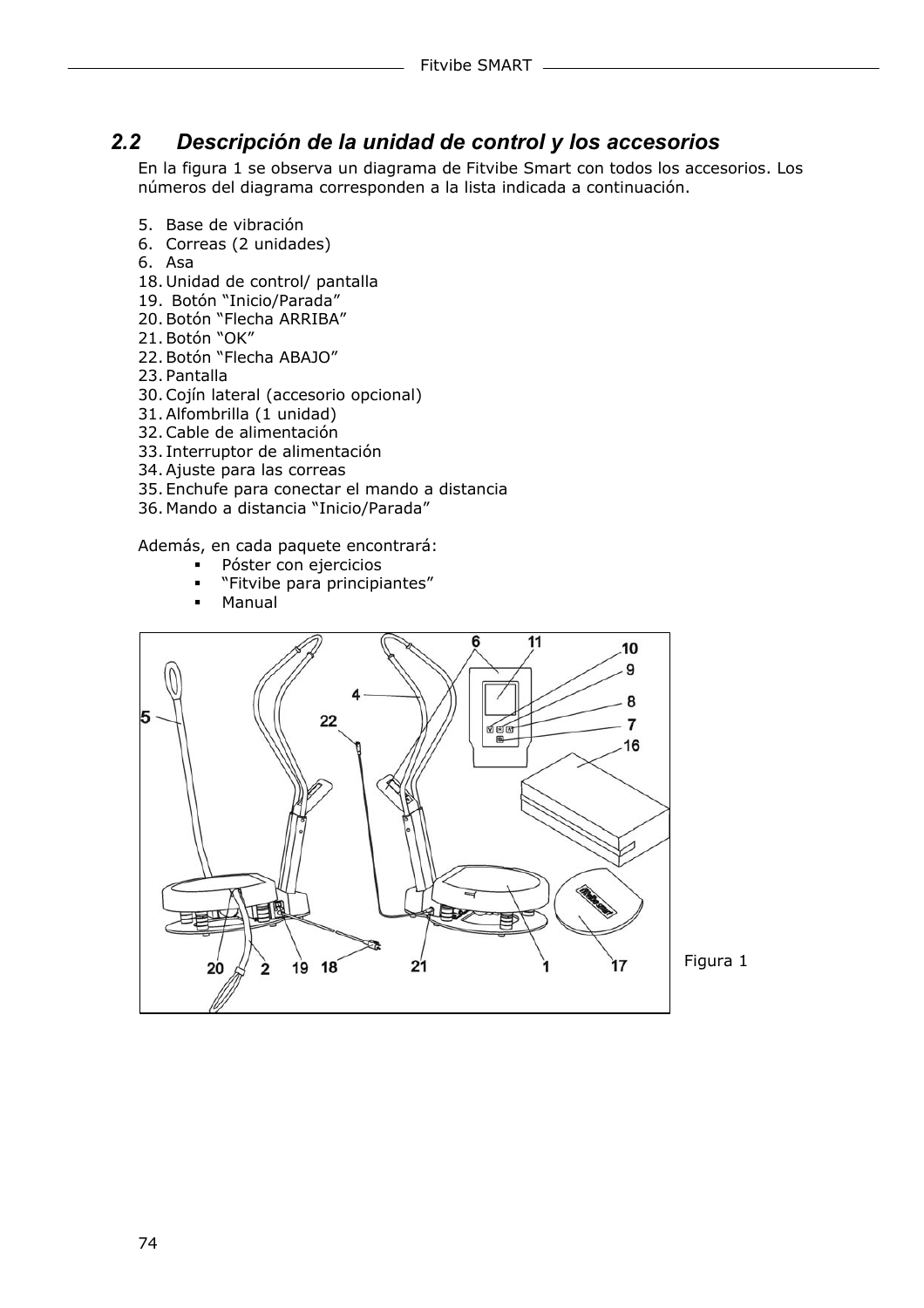## 2.2 *Descripción de la unidad de control y los accesorios*

En la figura 1 se observa un diagrama de Fitvibe Smart con todos los accesorios. Los números del diagrama corresponden a la lista indicada a continuación.

5. Base de vibración
6. Correas (2 unidades)
6. Asa
18. Unidad de control/ pantalla
19. Botón “Inicio/Parada”
20. Botón “Flecha ARRIBA”
21. Botón “OK”
22. Botón “Flecha ABAJO”
23. Pantalla
30. Cojín lateral (accesorio opcional)
31. Alfombrilla (1 unidad)
32. Cable de alimentación
33. Interruptor de alimentación
34. Ajuste para las correas
35. Enchufe para conectar el mando a distancia
36. Mando a distancia “Inicio/Parada”

Además, en cada paquete encontrará:

- Póster con ejercicios
- “Fitvibe para principiantes”
- Manual

Figura 1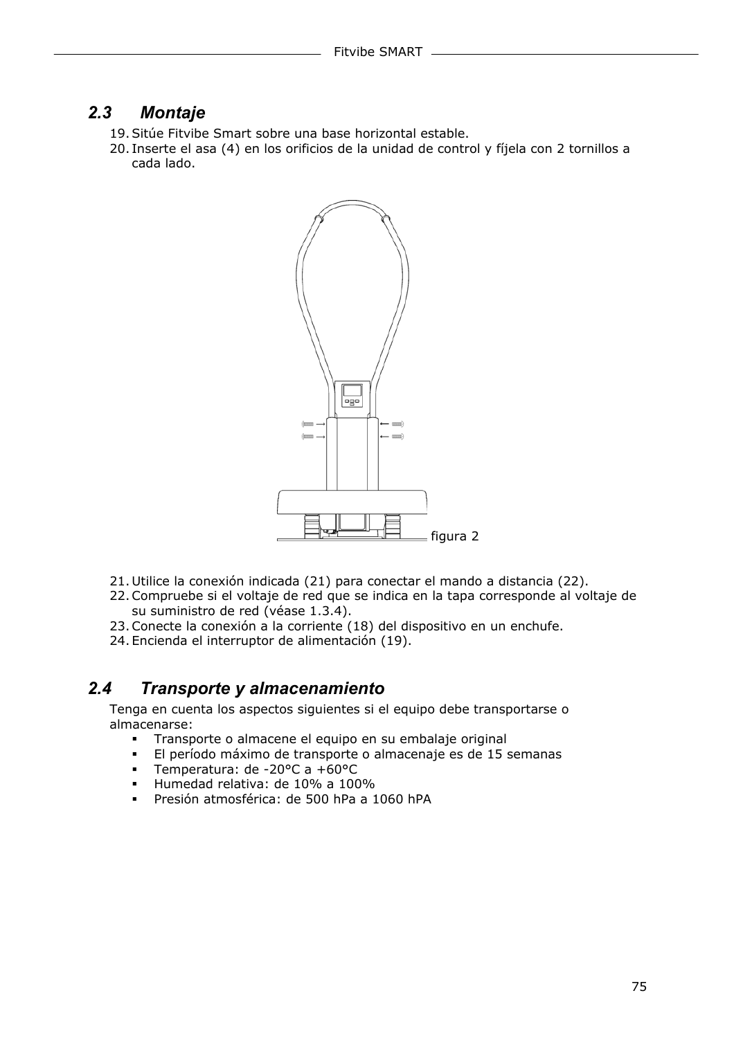## 2.3 Montaje

19. Sitúe Fitvibe Smart sobre una base horizontal estable.
20. Inserte el asa (4) en los orificios de la unidad de control y fíjela con 2 tornillos a cada lado.

figura 2

21. Utilice la conexión indicada (21) para conectar el mando a distancia (22).
22. Compruebe si el voltaje de red que se indica en la tapa corresponde al voltaje de su suministro de red (véase 1.3.4).
23. Conecte la conexión a la corriente (18) del dispositivo en un enchufe.
24. Encienda el interruptor de alimentación (19).

## 2.4 Transporte y almacenamiento

Tenga en cuenta los aspectos siguientes si el equipo debe transportarse o almacenarse:

- Transporte o almacene el equipo en su embalaje original
- El período máximo de transporte o almacenaje es de 15 semanas
- Temperatura: de -20°C a +60°C
- Humedad relativa: de 10% a 100%
- Presión atmosférica: de 500 hPa a 1060 hPA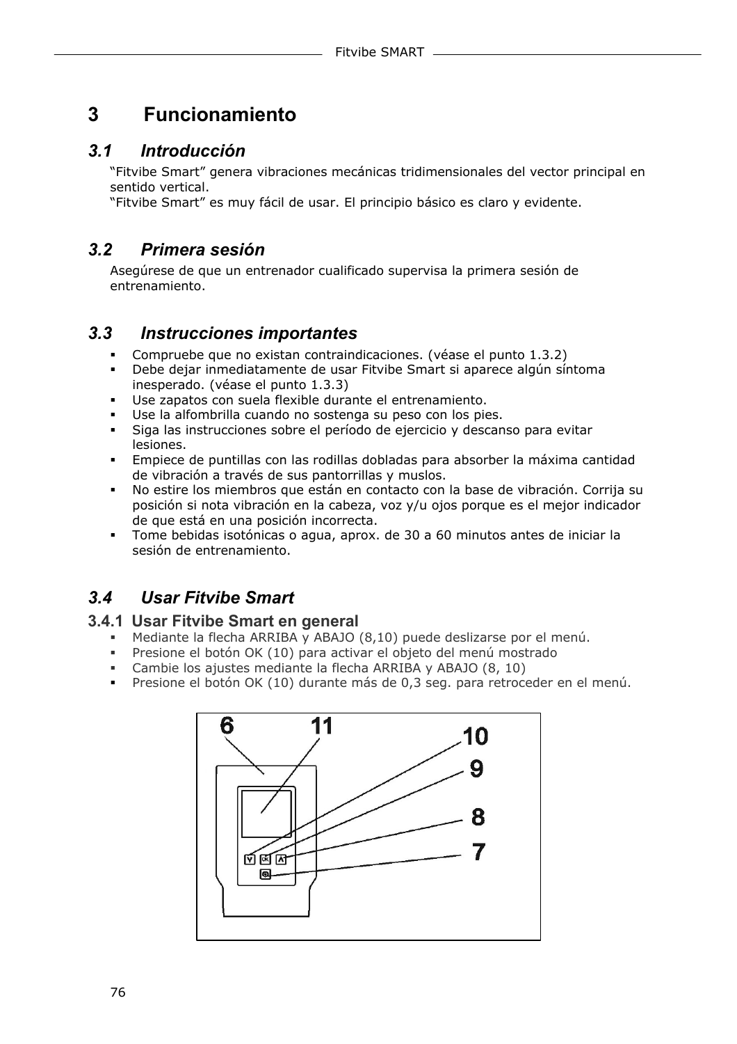# 3 Funcionamiento

## *3.1 Introducción*

"Fitvibe Smart" genera vibraciones mecánicas tridimensionales del vector principal en sentido vertical.
"Fitvibe Smart" es muy fácil de usar. El principio básico es claro y evidente.

## *3.2 Primera sesión*

Asegúrese de que un entrenador cualificado supervisa la primera sesión de entrenamiento.

## *3.3 Instrucciones importantes*

- Compruebe que no existan contraindicaciones. (véase el punto 1.3.2)
- Debe dejar inmediatamente de usar Fitvibe Smart si aparece algún síntoma inesperado. (véase el punto 1.3.3)
- Use zapatos con suela flexible durante el entrenamiento.
- Use la alfombrilla cuando no sostenga su peso con los pies.
- Siga las instrucciones sobre el período de ejercicio y descanso para evitar lesiones.
- Empiece de puntillas con las rodillas dobladas para absorber la máxima cantidad de vibración a través de sus pantorrillas y muslos.
- No estire los miembros que están en contacto con la base de vibración. Corrija su posición si nota vibración en la cabeza, voz y/u ojos porque es el mejor indicador de que está en una posición incorrecta.
- Tome bebidas isotónicas o agua, aprox. de 30 a 60 minutos antes de iniciar la sesión de entrenamiento.

## *3.4 Usar Fitvibe Smart*

### 3.4.1 Usar Fitvibe Smart en general

- Mediante la flecha ARRIBA y ABAJO (8,10) puede deslizarse por el menú.
- Presione el botón OK (10) para activar el objeto del menú mostrado
- Cambie los ajustes mediante la flecha ARRIBA y ABAJO (8, 10)
- Presione el botón OK (10) durante más de 0,3 seg. para retroceder en el menú.

6 11 10 9 8 7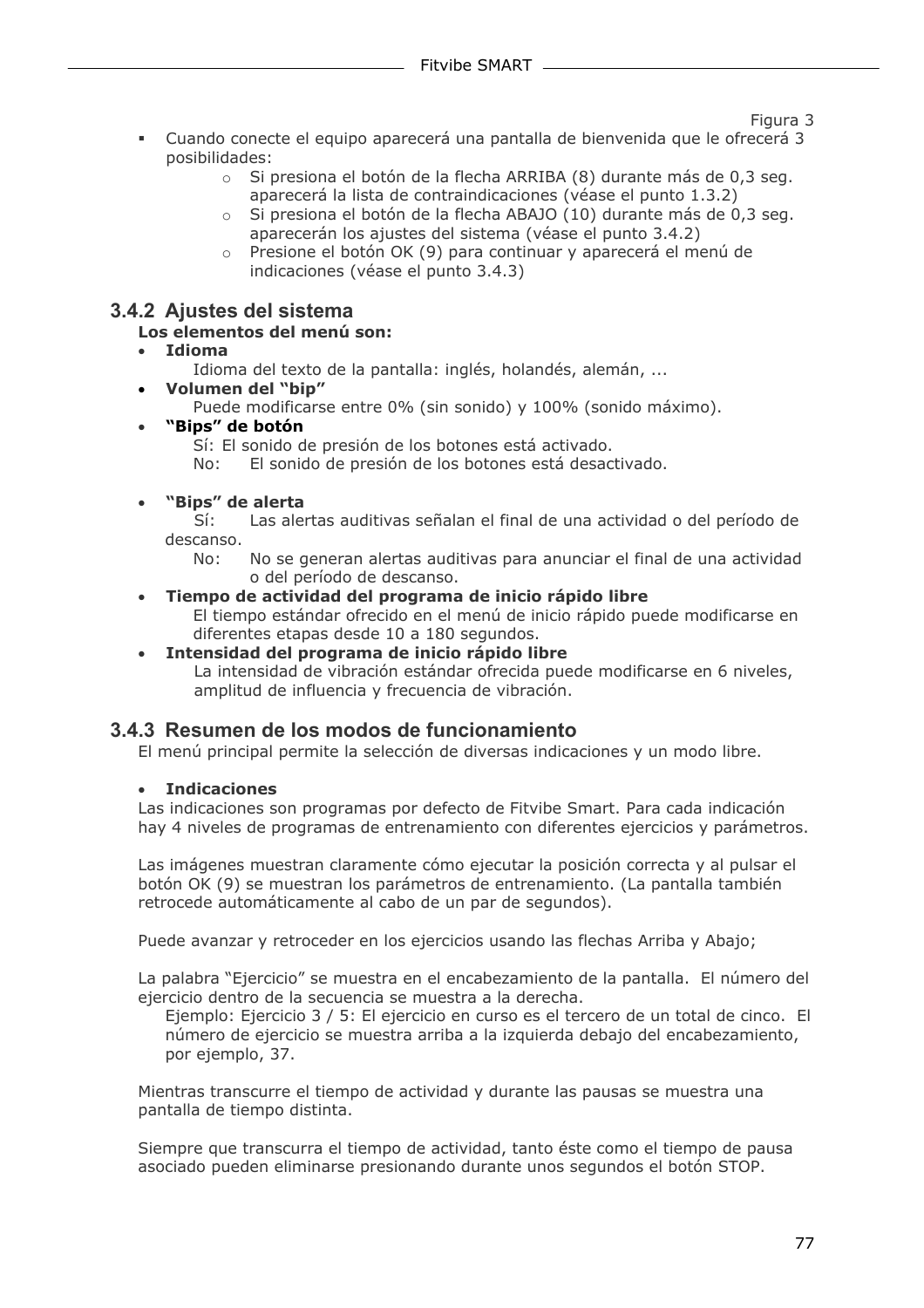Figura 3

- Cuando conecte el equipo aparecerá una pantalla de bienvenida que le ofrecerá 3 posibilidades:
  - Si presiona el botón de la flecha ARRIBA (8) durante más de 0,3 seg. aparecerá la lista de contraindicaciones (véase el punto 1.3.2)
  - Si presiona el botón de la flecha ABAJO (10) durante más de 0,3 seg. aparecerán los ajustes del sistema (véase el punto 3.4.2)
  - Presione el botón OK (9) para continuar y aparecerá el menú de indicaciones (véase el punto 3.4.3)

### 3.4.2 Ajustes del sistema

**Los elementos del menú son:**

- **Idioma**
  Idioma del texto de la pantalla: inglés, holandés, alemán, ...
- **Volumen del "bip"**
  Puede modificarse entre 0% (sin sonido) y 100% (sonido máximo).
- **"Bips" de botón**
  Sí: El sonido de presión de los botones está activado.
  No: El sonido de presión de los botones está desactivado.

- **"Bips" de alerta**
  Sí: Las alertas auditivas señalan el final de una actividad o del período de descanso.
  No: No se generan alertas auditivas para anunciar el final de una actividad o del período de descanso.
- **Tiempo de actividad del programa de inicio rápido libre**
  El tiempo estándar ofrecido en el menú de inicio rápido puede modificarse en diferentes etapas desde 10 a 180 segundos.
- **Intensidad del programa de inicio rápido libre**
  La intensidad de vibración estándar ofrecida puede modificarse en 6 niveles, amplitud de influencia y frecuencia de vibración.

### 3.4.3 Resumen de los modos de funcionamiento

El menú principal permite la selección de diversas indicaciones y un modo libre.

- **Indicaciones**

Las indicaciones son programas por defecto de Fitvibe Smart. Para cada indicación hay 4 niveles de programas de entrenamiento con diferentes ejercicios y parámetros.

Las imágenes muestran claramente cómo ejecutar la posición correcta y al pulsar el botón OK (9) se muestran los parámetros de entrenamiento. (La pantalla también retrocede automáticamente al cabo de un par de segundos).

Puede avanzar y retroceder en los ejercicios usando las flechas Arriba y Abajo;

La palabra "Ejercicio" se muestra en el encabezamiento de la pantalla. El número del ejercicio dentro de la secuencia se muestra a la derecha.

Ejemplo: Ejercicio 3 / 5: El ejercicio en curso es el tercero de un total de cinco. El número de ejercicio se muestra arriba a la izquierda debajo del encabezamiento, por ejemplo, 37.

Mientras transcurre el tiempo de actividad y durante las pausas se muestra una pantalla de tiempo distinta.

Siempre que transcurra el tiempo de actividad, tanto éste como el tiempo de pausa asociado pueden eliminarse presionando durante unos segundos el botón STOP.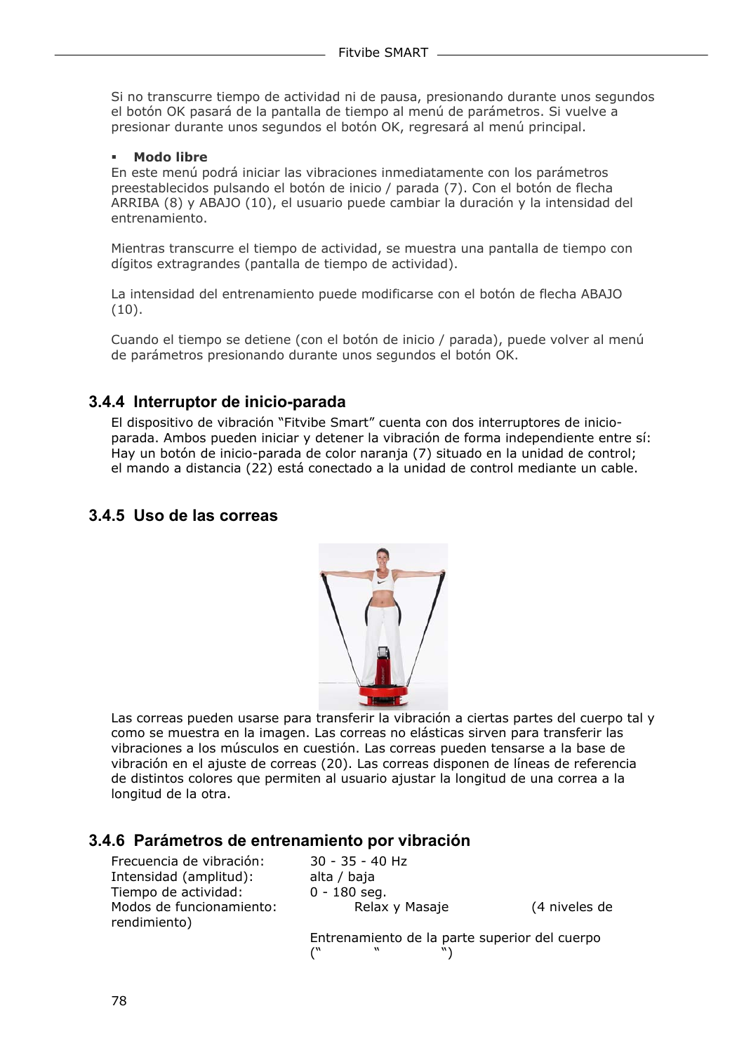Si no transcurre tiempo de actividad ni de pausa, presionando durante unos segundos el botón OK pasará de la pantalla de tiempo al menú de parámetros. Si vuelve a presionar durante unos segundos el botón OK, regresará al menú principal.

- **Modo libre**

En este menú podrá iniciar las vibraciones inmediatamente con los parámetros preestablecidos pulsando el botón de inicio / parada (7). Con el botón de flecha ARRIBA (8) y ABAJO (10), el usuario puede cambiar la duración y la intensidad del entrenamiento.

Mientras transcurre el tiempo de actividad, se muestra una pantalla de tiempo con dígitos extragrandes (pantalla de tiempo de actividad).

La intensidad del entrenamiento puede modificarse con el botón de flecha ABAJO (10).

Cuando el tiempo se detiene (con el botón de inicio / parada), puede volver al menú de parámetros presionando durante unos segundos el botón OK.

### 3.4.4 Interruptor de inicio-parada

El dispositivo de vibración "Fitvibe Smart" cuenta con dos interruptores de inicio-parada. Ambos pueden iniciar y detener la vibración de forma independiente entre sí: Hay un botón de inicio-parada de color naranja (7) situado en la unidad de control; el mando a distancia (22) está conectado a la unidad de control mediante un cable.

### 3.4.5 Uso de las correas

Las correas pueden usarse para transferir la vibración a ciertas partes del cuerpo tal y como se muestra en la imagen. Las correas no elásticas sirven para transferir las vibraciones a los músculos en cuestión. Las correas pueden tensarse a la base de vibración en el ajuste de correas (20). Las correas disponen de líneas de referencia de distintos colores que permiten al usuario ajustar la longitud de una correa a la longitud de la otra.

### 3.4.6 Parámetros de entrenamiento por vibración

| | |
|---|---|
| Frecuencia de vibración: | 30 - 35 - 40 Hz |
| Intensidad (amplitud): | alta / baja |
| Tiempo de actividad: | 0 - 180 seg. |
| Modos de funcionamiento: rendimiento) | Relax y Masaje (4 niveles de |
| | Entrenamiento de la parte superior del cuerpo (" " ") |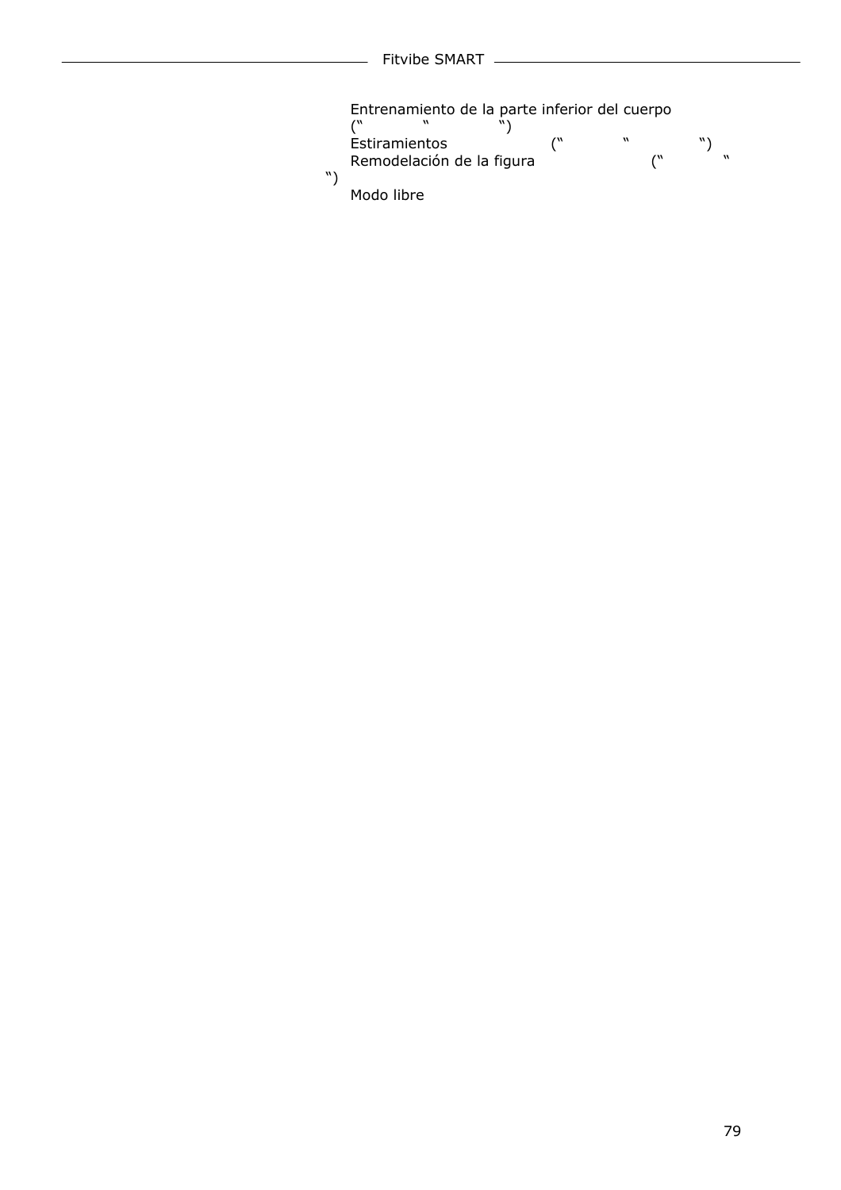- Entrenamiento de la parte inferior del cuerpo (“ ” ”)
- Estiramientos (“ ” ”)
- Remodelación de la figura (“ ” ”)
- Modo libre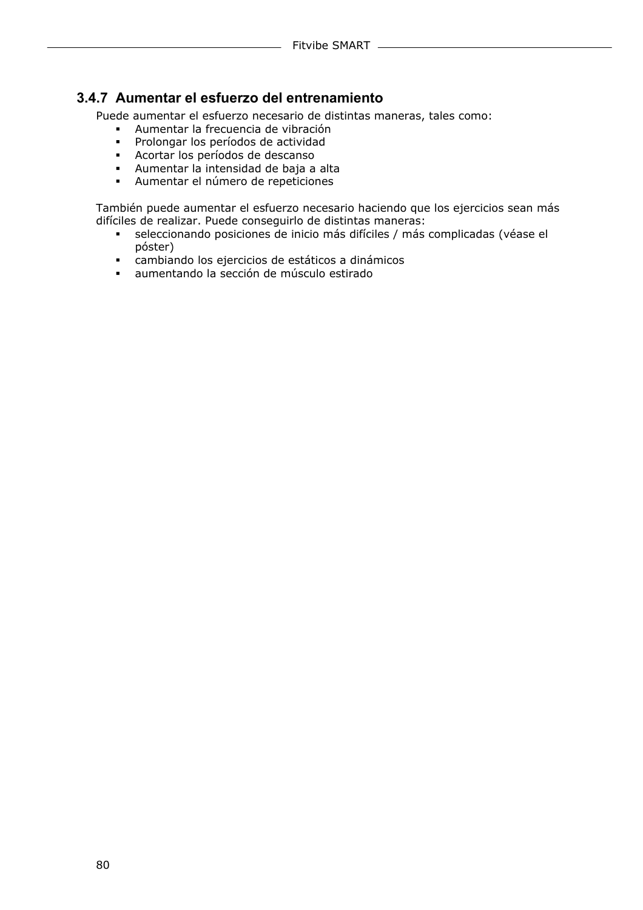### 3.4.7 Aumentar el esfuerzo del entrenamiento

Puede aumentar el esfuerzo necesario de distintas maneras, tales como:

- Aumentar la frecuencia de vibración
- Prolongar los períodos de actividad
- Acortar los períodos de descanso
- Aumentar la intensidad de baja a alta
- Aumentar el número de repeticiones

También puede aumentar el esfuerzo necesario haciendo que los ejercicios sean más difíciles de realizar. Puede conseguirlo de distintas maneras:

- seleccionando posiciones de inicio más difíciles / más complicadas (véase el póster)
- cambiando los ejercicios de estáticos a dinámicos
- aumentando la sección de músculo estirado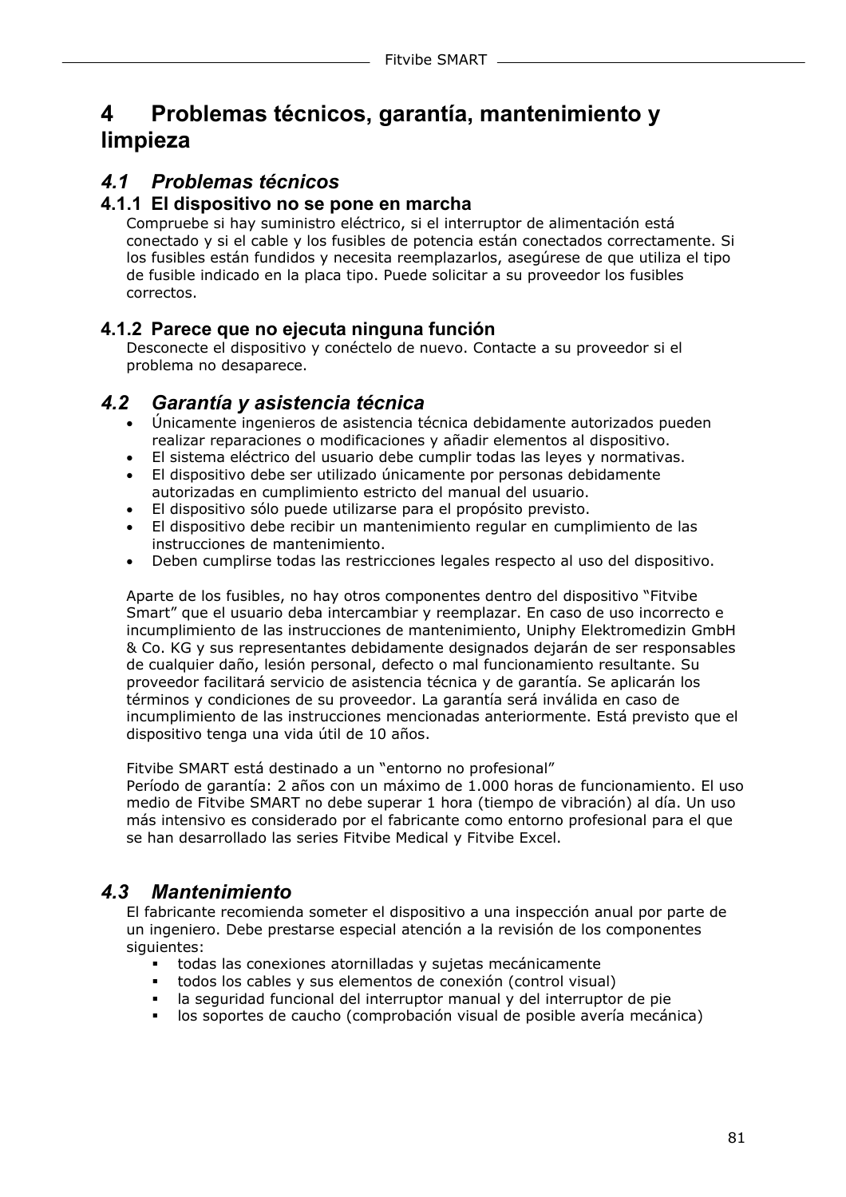# 4 Problemas técnicos, garantía, mantenimiento y limpieza

## *4.1 Problemas técnicos*

### 4.1.1 El dispositivo no se pone en marcha

Compruebe si hay suministro eléctrico, si el interruptor de alimentación está conectado y si el cable y los fusibles de potencia están conectados correctamente. Si los fusibles están fundidos y necesita reemplazarlos, asegúrese de que utiliza el tipo de fusible indicado en la placa tipo. Puede solicitar a su proveedor los fusibles correctos.

### 4.1.2 Parece que no ejecuta ninguna función

Desconecte el dispositivo y conéctelo de nuevo. Contacte a su proveedor si el problema no desaparece.

## *4.2 Garantía y asistencia técnica*

- Únicamente ingenieros de asistencia técnica debidamente autorizados pueden realizar reparaciones o modificaciones y añadir elementos al dispositivo.
- El sistema eléctrico del usuario debe cumplir todas las leyes y normativas.
- El dispositivo debe ser utilizado únicamente por personas debidamente autorizadas en cumplimiento estricto del manual del usuario.
- El dispositivo sólo puede utilizarse para el propósito previsto.
- El dispositivo debe recibir un mantenimiento regular en cumplimiento de las instrucciones de mantenimiento.
- Deben cumplirse todas las restricciones legales respecto al uso del dispositivo.

Aparte de los fusibles, no hay otros componentes dentro del dispositivo "Fitvibe Smart" que el usuario deba intercambiar y reemplazar. En caso de uso incorrecto e incumplimiento de las instrucciones de mantenimiento, Uniphy Elektromedizin GmbH & Co. KG y sus representantes debidamente designados dejarán de ser responsables de cualquier daño, lesión personal, defecto o mal funcionamiento resultante. Su proveedor facilitará servicio de asistencia técnica y de garantía. Se aplicarán los términos y condiciones de su proveedor. La garantía será inválida en caso de incumplimiento de las instrucciones mencionadas anteriormente. Está previsto que el dispositivo tenga una vida útil de 10 años.

Fitvibe SMART está destinado a un "entorno no profesional"
Período de garantía: 2 años con un máximo de 1.000 horas de funcionamiento. El uso medio de Fitvibe SMART no debe superar 1 hora (tiempo de vibración) al día. Un uso más intensivo es considerado por el fabricante como entorno profesional para el que se han desarrollado las series Fitvibe Medical y Fitvibe Excel.

## *4.3 Mantenimiento*

El fabricante recomienda someter el dispositivo a una inspección anual por parte de un ingeniero. Debe prestarse especial atención a la revisión de los componentes siguientes:

- todas las conexiones atornilladas y sujetas mecánicamente
- todos los cables y sus elementos de conexión (control visual)
- la seguridad funcional del interruptor manual y del interruptor de pie
- los soportes de caucho (comprobación visual de posible avería mecánica)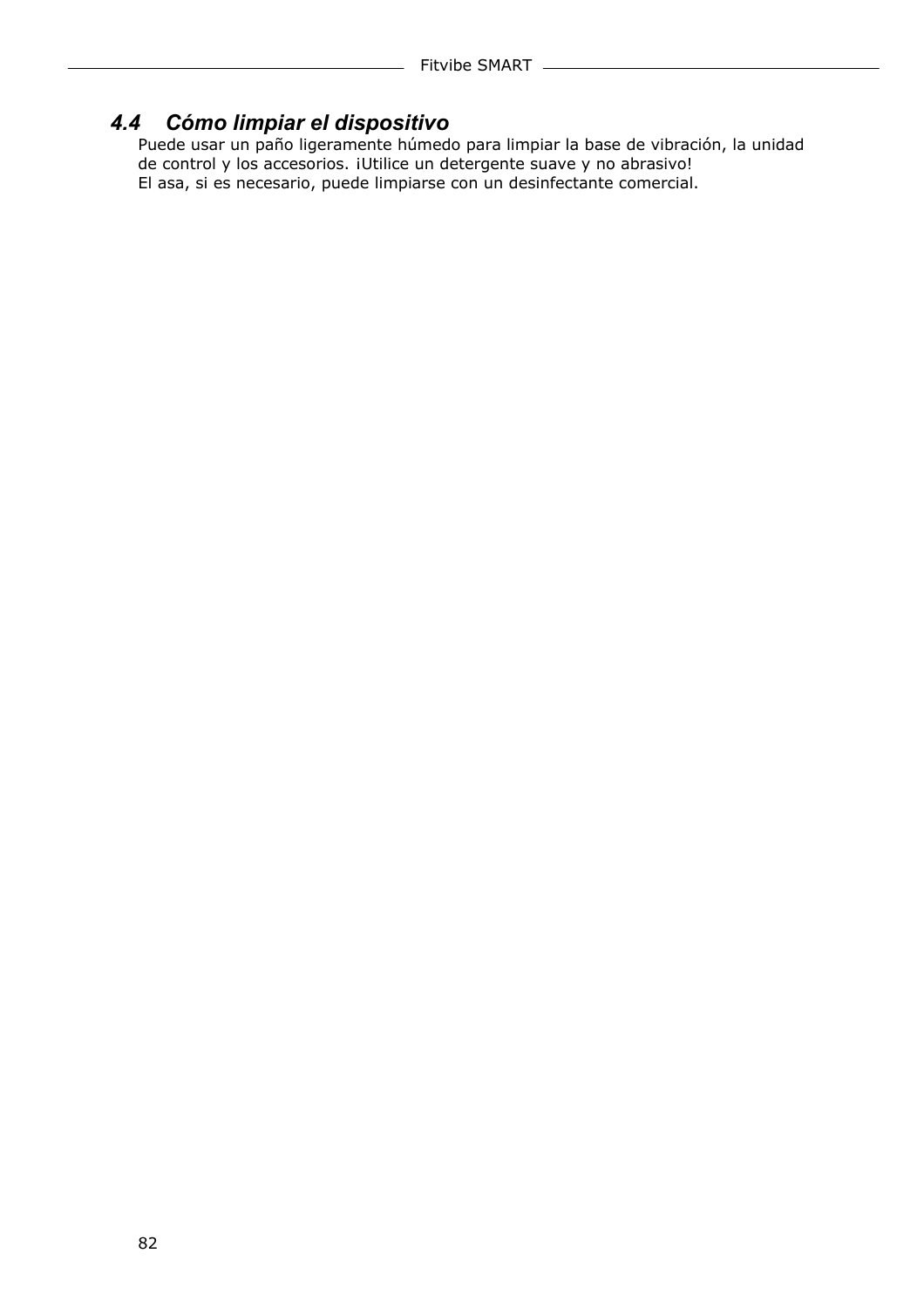### 4.4 Cómo limpiar el dispositivo

Puede usar un paño ligeramente húmedo para limpiar la base de vibración, la unidad de control y los accesorios. ¡Utilice un detergente suave y no abrasivo!
El asa, si es necesario, puede limpiarse con un desinfectante comercial.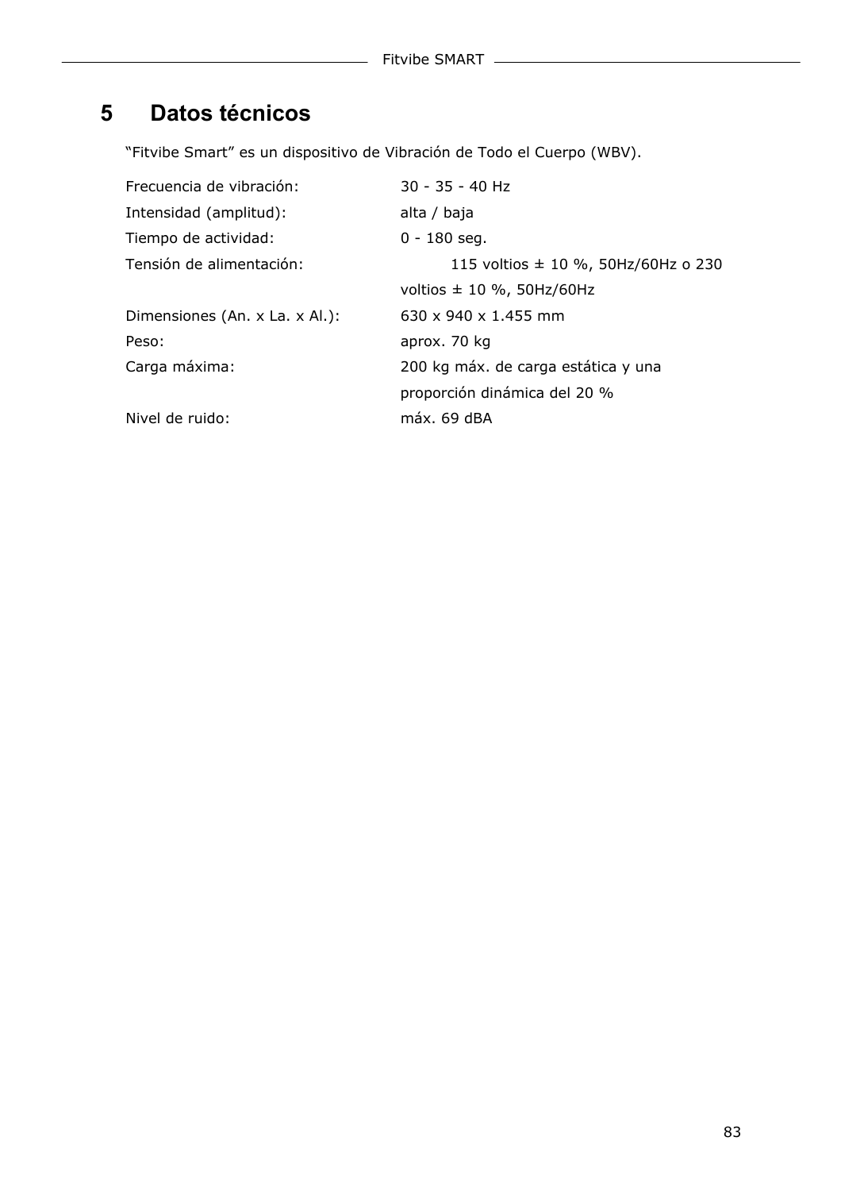# 5 Datos técnicos

“Fitvibe Smart” es un dispositivo de Vibración de Todo el Cuerpo (WBV).

| | |
|---|---|
| Frecuencia de vibración: | 30 - 35 - 40 Hz |
| Intensidad (amplitud): | alta / baja |
| Tiempo de actividad: | 0 - 180 seg. |
| Tensión de alimentación: | 115 voltios ± 10 %, 50Hz/60Hz o 230 voltios ± 10 %, 50Hz/60Hz |
| Dimensiones (An. x La. x Al.): | 630 x 940 x 1.455 mm |
| Peso: | aprox. 70 kg |
| Carga máxima: | 200 kg máx. de carga estática y una proporción dinámica del 20 % |
| Nivel de ruido: | máx. 69 dBA |